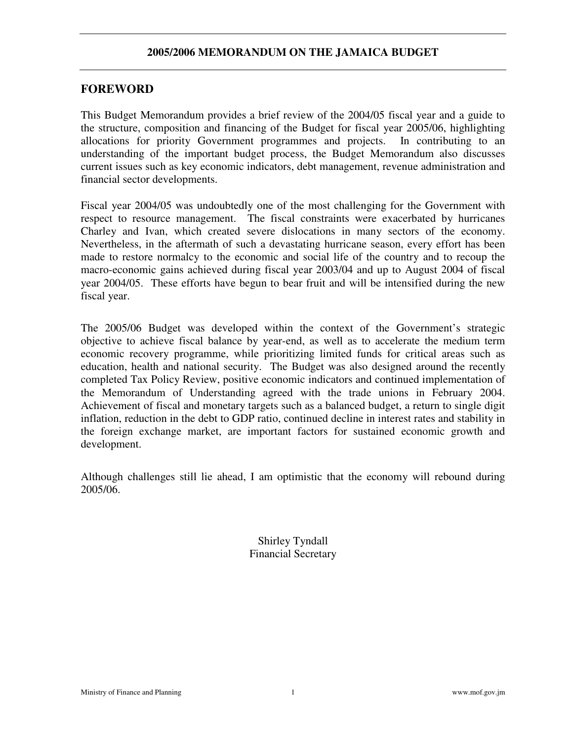# 2005/2006 MEMORANDUM ON THE JAMAICA BUDGET

## FOREWORD

This Budget Memorandum provides a brief review of the 2004/05 fiscal year and a guide to the structure, composition and financing of the Budget for fiscal year 2005/06, highlighting allocations for priority Government programmes and projects. In contributing to an understanding of the important budget process, the Budget Memorandum also discusses current issues such as key economic indicators, debt management, revenue administration and financial sector developments.

Fiscal year 2004/05 was undoubtedly one of the most challenging for the Government with respect to resource management. The fiscal constraints were exacerbated by hurricanes Charley and Ivan, which created severe dislocations in many sectors of the economy. Nevertheless, in the aftermath of such a devastating hurricane season, every effort has been made to restore normalcy to the economic and social life of the country and to recoup the macro-economic gains achieved during fiscal year 2003/04 and up to August 2004 of fiscal year 2004/05. These efforts have begun to bear fruit and will be intensified during the new fiscal year.

The 2005/06 Budget was developed within the context of the Government's strategic objective to achieve fiscal balance by year-end, as well as to accelerate the medium term economic recovery programme, while prioritizing limited funds for critical areas such as education, health and national security. The Budget was also designed around the recently completed Tax Policy Review, positive economic indicators and continued implementation of the Memorandum of Understanding agreed with the trade unions in February 2004. Achievement of fiscal and monetary targets such as a balanced budget, a return to single digit inflation, reduction in the debt to GDP ratio, continued decline in interest rates and stability in the foreign exchange market, are important factors for sustained economic growth and development.

Although challenges still lie ahead, I am optimistic that the economy will rebound during 2005/06.

Shirley Tyndall
Financial Secretary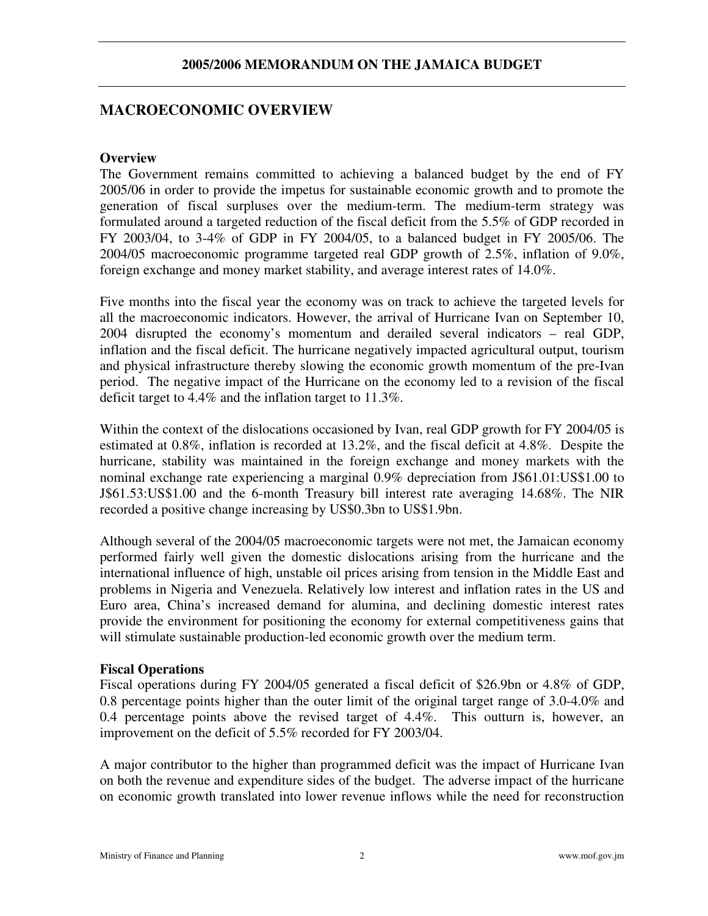# 2005/2006 MEMORANDUM ON THE JAMAICA BUDGET

## MACROECONOMIC OVERVIEW

### Overview

The Government remains committed to achieving a balanced budget by the end of FY 2005/06 in order to provide the impetus for sustainable economic growth and to promote the generation of fiscal surpluses over the medium-term. The medium-term strategy was formulated around a targeted reduction of the fiscal deficit from the 5.5% of GDP recorded in FY 2003/04, to 3-4% of GDP in FY 2004/05, to a balanced budget in FY 2005/06. The 2004/05 macroeconomic programme targeted real GDP growth of 2.5%, inflation of 9.0%, foreign exchange and money market stability, and average interest rates of 14.0%.

Five months into the fiscal year the economy was on track to achieve the targeted levels for all the macroeconomic indicators. However, the arrival of Hurricane Ivan on September 10, 2004 disrupted the economy's momentum and derailed several indicators – real GDP, inflation and the fiscal deficit. The hurricane negatively impacted agricultural output, tourism and physical infrastructure thereby slowing the economic growth momentum of the pre-Ivan period. The negative impact of the Hurricane on the economy led to a revision of the fiscal deficit target to 4.4% and the inflation target to 11.3%.

Within the context of the dislocations occasioned by Ivan, real GDP growth for FY 2004/05 is estimated at 0.8%, inflation is recorded at 13.2%, and the fiscal deficit at 4.8%. Despite the hurricane, stability was maintained in the foreign exchange and money markets with the nominal exchange rate experiencing a marginal 0.9% depreciation from J$61.01:US$1.00 to J$61.53:US$1.00 and the 6-month Treasury bill interest rate averaging 14.68%. The NIR recorded a positive change increasing by US$0.3bn to US$1.9bn.

Although several of the 2004/05 macroeconomic targets were not met, the Jamaican economy performed fairly well given the domestic dislocations arising from the hurricane and the international influence of high, unstable oil prices arising from tension in the Middle East and problems in Nigeria and Venezuela. Relatively low interest and inflation rates in the US and Euro area, China's increased demand for alumina, and declining domestic interest rates provide the environment for positioning the economy for external competitiveness gains that will stimulate sustainable production-led economic growth over the medium term.

### Fiscal Operations

Fiscal operations during FY 2004/05 generated a fiscal deficit of $26.9bn or 4.8% of GDP, 0.8 percentage points higher than the outer limit of the original target range of 3.0-4.0% and 0.4 percentage points above the revised target of 4.4%. This outturn is, however, an improvement on the deficit of 5.5% recorded for FY 2003/04.

A major contributor to the higher than programmed deficit was the impact of Hurricane Ivan on both the revenue and expenditure sides of the budget. The adverse impact of the hurricane on economic growth translated into lower revenue inflows while the need for reconstruction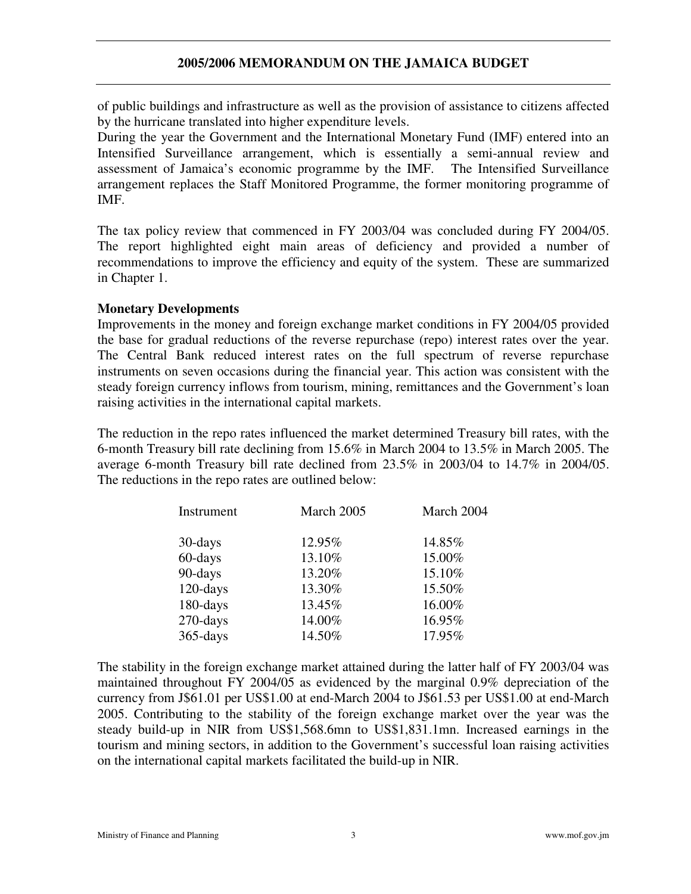of public buildings and infrastructure as well as the provision of assistance to citizens affected by the hurricane translated into higher expenditure levels.

During the year the Government and the International Monetary Fund (IMF) entered into an Intensified Surveillance arrangement, which is essentially a semi-annual review and assessment of Jamaica's economic programme by the IMF. The Intensified Surveillance arrangement replaces the Staff Monitored Programme, the former monitoring programme of IMF.

The tax policy review that commenced in FY 2003/04 was concluded during FY 2004/05. The report highlighted eight main areas of deficiency and provided a number of recommendations to improve the efficiency and equity of the system. These are summarized in Chapter 1.

**Monetary Developments**

Improvements in the money and foreign exchange market conditions in FY 2004/05 provided the base for gradual reductions of the reverse repurchase (repo) interest rates over the year. The Central Bank reduced interest rates on the full spectrum of reverse repurchase instruments on seven occasions during the financial year. This action was consistent with the steady foreign currency inflows from tourism, mining, remittances and the Government's loan raising activities in the international capital markets.

The reduction in the repo rates influenced the market determined Treasury bill rates, with the 6-month Treasury bill rate declining from 15.6% in March 2004 to 13.5% in March 2005. The average 6-month Treasury bill rate declined from 23.5% in 2003/04 to 14.7% in 2004/05. The reductions in the repo rates are outlined below:

| Instrument | March 2005 | March 2004 |
|---|---|---|
| 30-days | 12.95% | 14.85% |
| 60-days | 13.10% | 15.00% |
| 90-days | 13.20% | 15.10% |
| 120-days | 13.30% | 15.50% |
| 180-days | 13.45% | 16.00% |
| 270-days | 14.00% | 16.95% |
| 365-days | 14.50% | 17.95% |

The stability in the foreign exchange market attained during the latter half of FY 2003/04 was maintained throughout FY 2004/05 as evidenced by the marginal 0.9% depreciation of the currency from J$61.01 per US$1.00 at end-March 2004 to J$61.53 per US$1.00 at end-March 2005. Contributing to the stability of the foreign exchange market over the year was the steady build-up in NIR from US$1,568.6mn to US$1,831.1mn. Increased earnings in the tourism and mining sectors, in addition to the Government's successful loan raising activities on the international capital markets facilitated the build-up in NIR.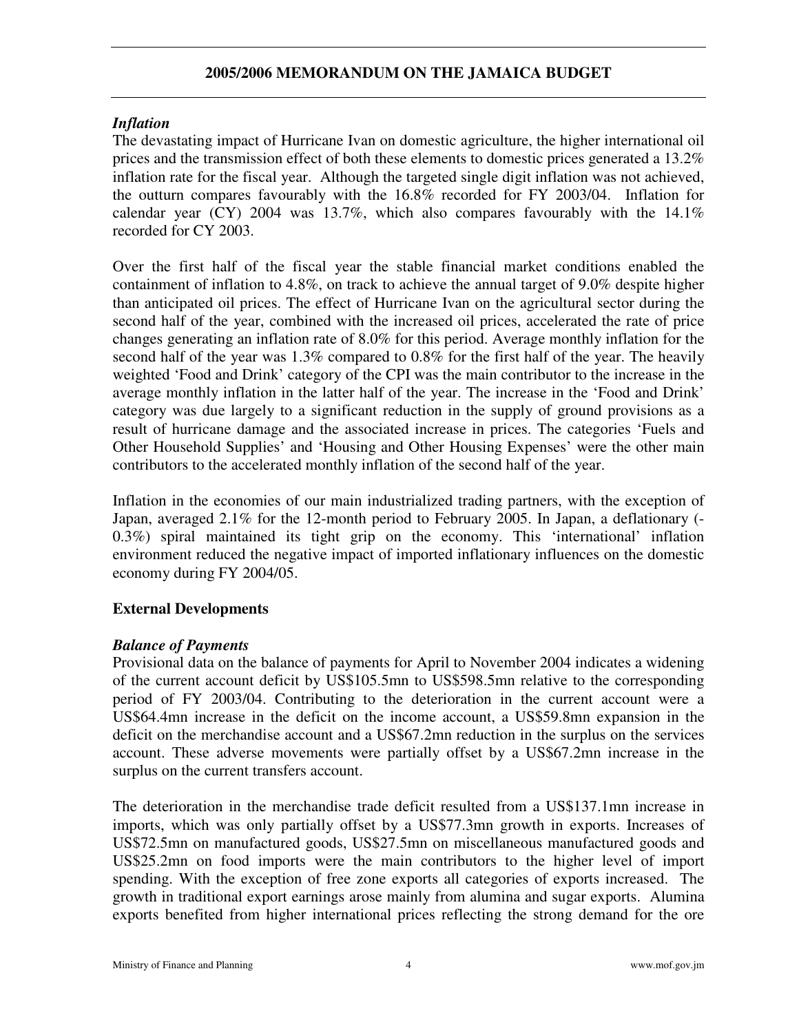### *Inflation*

The devastating impact of Hurricane Ivan on domestic agriculture, the higher international oil prices and the transmission effect of both these elements to domestic prices generated a 13.2% inflation rate for the fiscal year. Although the targeted single digit inflation was not achieved, the outturn compares favourably with the 16.8% recorded for FY 2003/04. Inflation for calendar year (CY) 2004 was 13.7%, which also compares favourably with the 14.1% recorded for CY 2003.

Over the first half of the fiscal year the stable financial market conditions enabled the containment of inflation to 4.8%, on track to achieve the annual target of 9.0% despite higher than anticipated oil prices. The effect of Hurricane Ivan on the agricultural sector during the second half of the year, combined with the increased oil prices, accelerated the rate of price changes generating an inflation rate of 8.0% for this period. Average monthly inflation for the second half of the year was 1.3% compared to 0.8% for the first half of the year. The heavily weighted 'Food and Drink' category of the CPI was the main contributor to the increase in the average monthly inflation in the latter half of the year. The increase in the 'Food and Drink' category was due largely to a significant reduction in the supply of ground provisions as a result of hurricane damage and the associated increase in prices. The categories 'Fuels and Other Household Supplies' and 'Housing and Other Housing Expenses' were the other main contributors to the accelerated monthly inflation of the second half of the year.

Inflation in the economies of our main industrialized trading partners, with the exception of Japan, averaged 2.1% for the 12-month period to February 2005. In Japan, a deflationary (-0.3%) spiral maintained its tight grip on the economy. This 'international' inflation environment reduced the negative impact of imported inflationary influences on the domestic economy during FY 2004/05.

## External Developments

### *Balance of Payments*

Provisional data on the balance of payments for April to November 2004 indicates a widening of the current account deficit by US$105.5mn to US$598.5mn relative to the corresponding period of FY 2003/04. Contributing to the deterioration in the current account were a US$64.4mn increase in the deficit on the income account, a US$59.8mn expansion in the deficit on the merchandise account and a US$67.2mn reduction in the surplus on the services account. These adverse movements were partially offset by a US$67.2mn increase in the surplus on the current transfers account.

The deterioration in the merchandise trade deficit resulted from a US$137.1mn increase in imports, which was only partially offset by a US$77.3mn growth in exports. Increases of US$72.5mn on manufactured goods, US$27.5mn on miscellaneous manufactured goods and US$25.2mn on food imports were the main contributors to the higher level of import spending. With the exception of free zone exports all categories of exports increased. The growth in traditional export earnings arose mainly from alumina and sugar exports. Alumina exports benefited from higher international prices reflecting the strong demand for the ore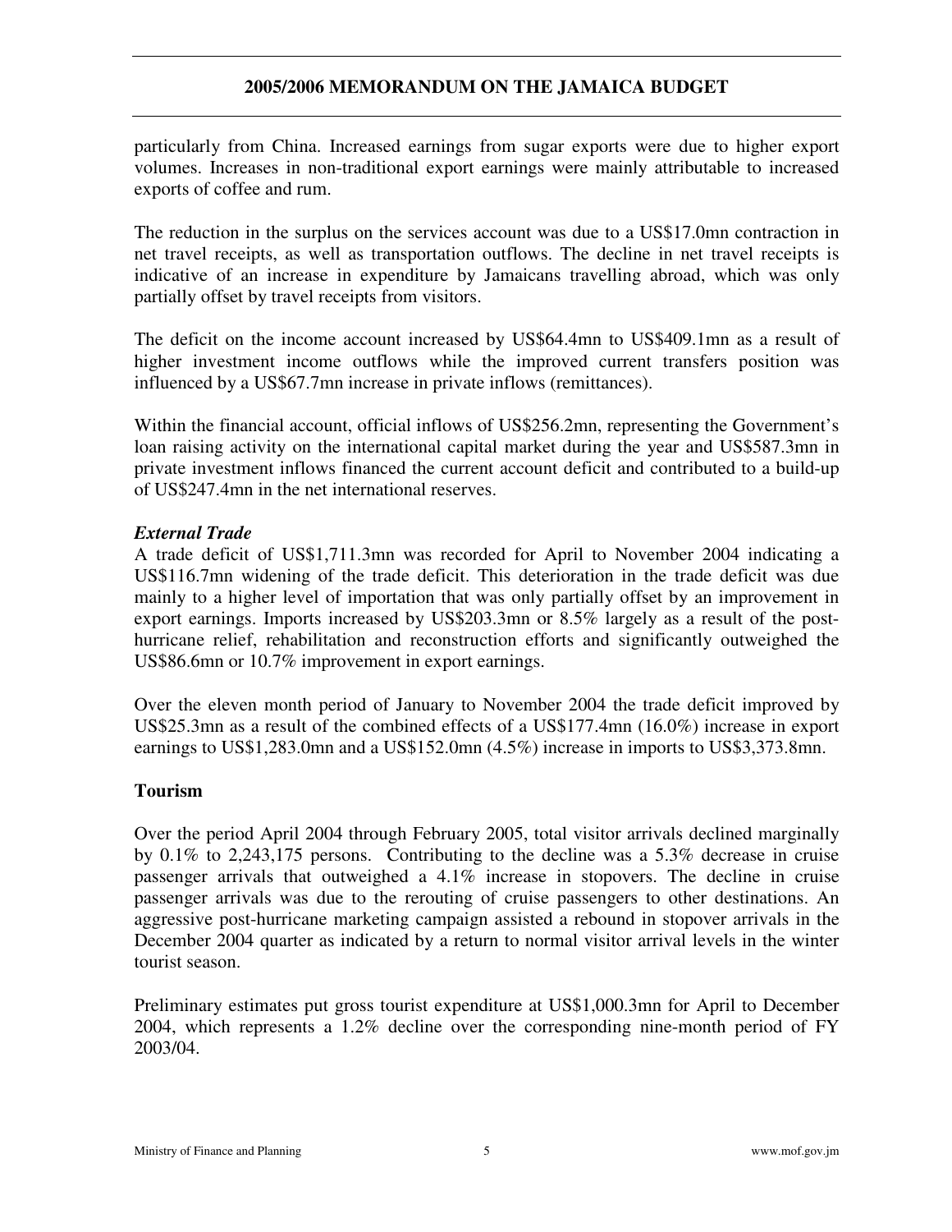particularly from China. Increased earnings from sugar exports were due to higher export volumes. Increases in non-traditional export earnings were mainly attributable to increased exports of coffee and rum.

The reduction in the surplus on the services account was due to a US$17.0mn contraction in net travel receipts, as well as transportation outflows. The decline in net travel receipts is indicative of an increase in expenditure by Jamaicans travelling abroad, which was only partially offset by travel receipts from visitors.

The deficit on the income account increased by US$64.4mn to US$409.1mn as a result of higher investment income outflows while the improved current transfers position was influenced by a US$67.7mn increase in private inflows (remittances).

Within the financial account, official inflows of US$256.2mn, representing the Government's loan raising activity on the international capital market during the year and US$587.3mn in private investment inflows financed the current account deficit and contributed to a build-up of US$247.4mn in the net international reserves.

***External Trade***

A trade deficit of US$1,711.3mn was recorded for April to November 2004 indicating a US$116.7mn widening of the trade deficit. This deterioration in the trade deficit was due mainly to a higher level of importation that was only partially offset by an improvement in export earnings. Imports increased by US$203.3mn or 8.5% largely as a result of the post-hurricane relief, rehabilitation and reconstruction efforts and significantly outweighed the US$86.6mn or 10.7% improvement in export earnings.

Over the eleven month period of January to November 2004 the trade deficit improved by US$25.3mn as a result of the combined effects of a US$177.4mn (16.0%) increase in export earnings to US$1,283.0mn and a US$152.0mn (4.5%) increase in imports to US$3,373.8mn.

## Tourism

Over the period April 2004 through February 2005, total visitor arrivals declined marginally by 0.1% to 2,243,175 persons. Contributing to the decline was a 5.3% decrease in cruise passenger arrivals that outweighed a 4.1% increase in stopovers. The decline in cruise passenger arrivals was due to the rerouting of cruise passengers to other destinations. An aggressive post-hurricane marketing campaign assisted a rebound in stopover arrivals in the December 2004 quarter as indicated by a return to normal visitor arrival levels in the winter tourist season.

Preliminary estimates put gross tourist expenditure at US$1,000.3mn for April to December 2004, which represents a 1.2% decline over the corresponding nine-month period of FY 2003/04.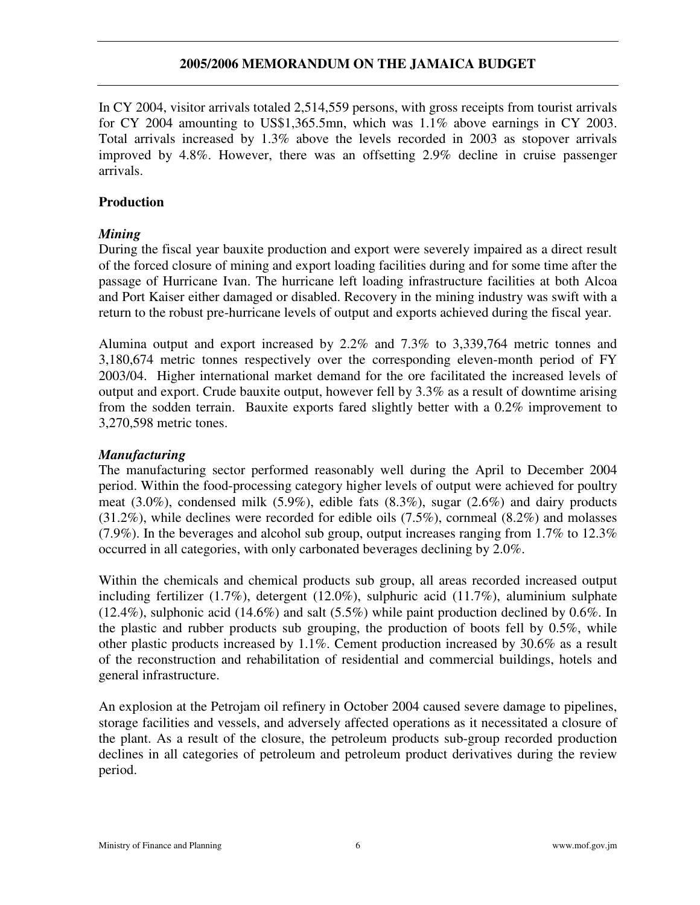In CY 2004, visitor arrivals totaled 2,514,559 persons, with gross receipts from tourist arrivals for CY 2004 amounting to US$1,365.5mn, which was 1.1% above earnings in CY 2003. Total arrivals increased by 1.3% above the levels recorded in 2003 as stopover arrivals improved by 4.8%. However, there was an offsetting 2.9% decline in cruise passenger arrivals.

## Production

### *Mining*

During the fiscal year bauxite production and export were severely impaired as a direct result of the forced closure of mining and export loading facilities during and for some time after the passage of Hurricane Ivan. The hurricane left loading infrastructure facilities at both Alcoa and Port Kaiser either damaged or disabled. Recovery in the mining industry was swift with a return to the robust pre-hurricane levels of output and exports achieved during the fiscal year.

Alumina output and export increased by 2.2% and 7.3% to 3,339,764 metric tonnes and 3,180,674 metric tonnes respectively over the corresponding eleven-month period of FY 2003/04. Higher international market demand for the ore facilitated the increased levels of output and export. Crude bauxite output, however fell by 3.3% as a result of downtime arising from the sodden terrain. Bauxite exports fared slightly better with a 0.2% improvement to 3,270,598 metric tones.

### *Manufacturing*

The manufacturing sector performed reasonably well during the April to December 2004 period. Within the food-processing category higher levels of output were achieved for poultry meat (3.0%), condensed milk (5.9%), edible fats (8.3%), sugar (2.6%) and dairy products (31.2%), while declines were recorded for edible oils (7.5%), cornmeal (8.2%) and molasses (7.9%). In the beverages and alcohol sub group, output increases ranging from 1.7% to 12.3% occurred in all categories, with only carbonated beverages declining by 2.0%.

Within the chemicals and chemical products sub group, all areas recorded increased output including fertilizer (1.7%), detergent (12.0%), sulphuric acid (11.7%), aluminium sulphate (12.4%), sulphonic acid (14.6%) and salt (5.5%) while paint production declined by 0.6%. In the plastic and rubber products sub grouping, the production of boots fell by 0.5%, while other plastic products increased by 1.1%. Cement production increased by 30.6% as a result of the reconstruction and rehabilitation of residential and commercial buildings, hotels and general infrastructure.

An explosion at the Petrojam oil refinery in October 2004 caused severe damage to pipelines, storage facilities and vessels, and adversely affected operations as it necessitated a closure of the plant. As a result of the closure, the petroleum products sub-group recorded production declines in all categories of petroleum and petroleum product derivatives during the review period.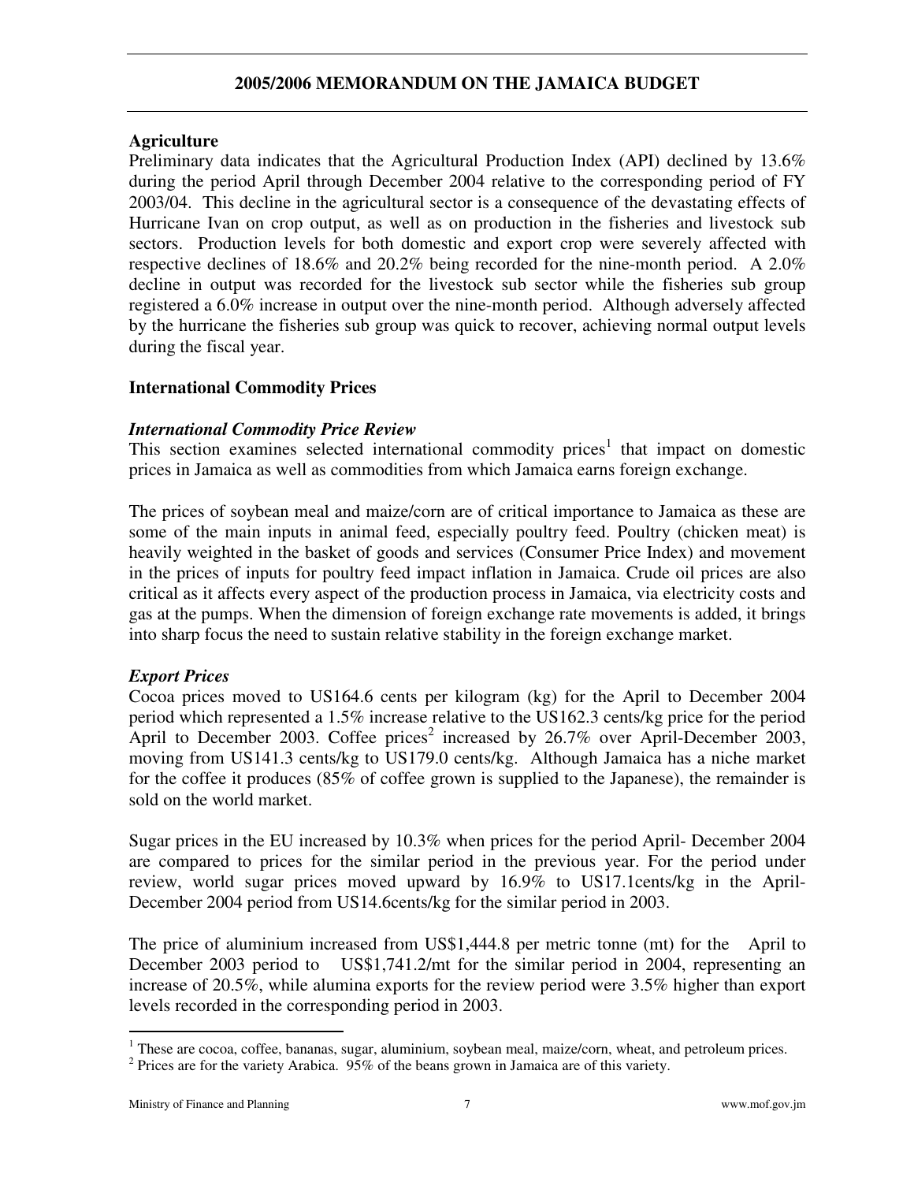## Agriculture

Preliminary data indicates that the Agricultural Production Index (API) declined by 13.6% during the period April through December 2004 relative to the corresponding period of FY 2003/04. This decline in the agricultural sector is a consequence of the devastating effects of Hurricane Ivan on crop output, as well as on production in the fisheries and livestock sub sectors. Production levels for both domestic and export crop were severely affected with respective declines of 18.6% and 20.2% being recorded for the nine-month period. A 2.0% decline in output was recorded for the livestock sub sector while the fisheries sub group registered a 6.0% increase in output over the nine-month period. Although adversely affected by the hurricane the fisheries sub group was quick to recover, achieving normal output levels during the fiscal year.

## International Commodity Prices

### *International Commodity Price Review*

This section examines selected international commodity prices[1] that impact on domestic prices in Jamaica as well as commodities from which Jamaica earns foreign exchange.

The prices of soybean meal and maize/corn are of critical importance to Jamaica as these are some of the main inputs in animal feed, especially poultry feed. Poultry (chicken meat) is heavily weighted in the basket of goods and services (Consumer Price Index) and movement in the prices of inputs for poultry feed impact inflation in Jamaica. Crude oil prices are also critical as it affects every aspect of the production process in Jamaica, via electricity costs and gas at the pumps. When the dimension of foreign exchange rate movements is added, it brings into sharp focus the need to sustain relative stability in the foreign exchange market.

### *Export Prices*

Cocoa prices moved to US164.6 cents per kilogram (kg) for the April to December 2004 period which represented a 1.5% increase relative to the US162.3 cents/kg price for the period April to December 2003. Coffee prices[2] increased by 26.7% over April-December 2003, moving from US141.3 cents/kg to US179.0 cents/kg. Although Jamaica has a niche market for the coffee it produces (85% of coffee grown is supplied to the Japanese), the remainder is sold on the world market.

Sugar prices in the EU increased by 10.3% when prices for the period April- December 2004 are compared to prices for the similar period in the previous year. For the period under review, world sugar prices moved upward by 16.9% to US17.1cents/kg in the April-December 2004 period from US14.6cents/kg for the similar period in 2003.

The price of aluminium increased from US$1,444.8 per metric tonne (mt) for the April to December 2003 period to US$1,741.2/mt for the similar period in 2004, representing an increase of 20.5%, while alumina exports for the review period were 3.5% higher than export levels recorded in the corresponding period in 2003.

---

[1] These are cocoa, coffee, bananas, sugar, aluminium, soybean meal, maize/corn, wheat, and petroleum prices.

[2] Prices are for the variety Arabica. 95% of the beans grown in Jamaica are of this variety.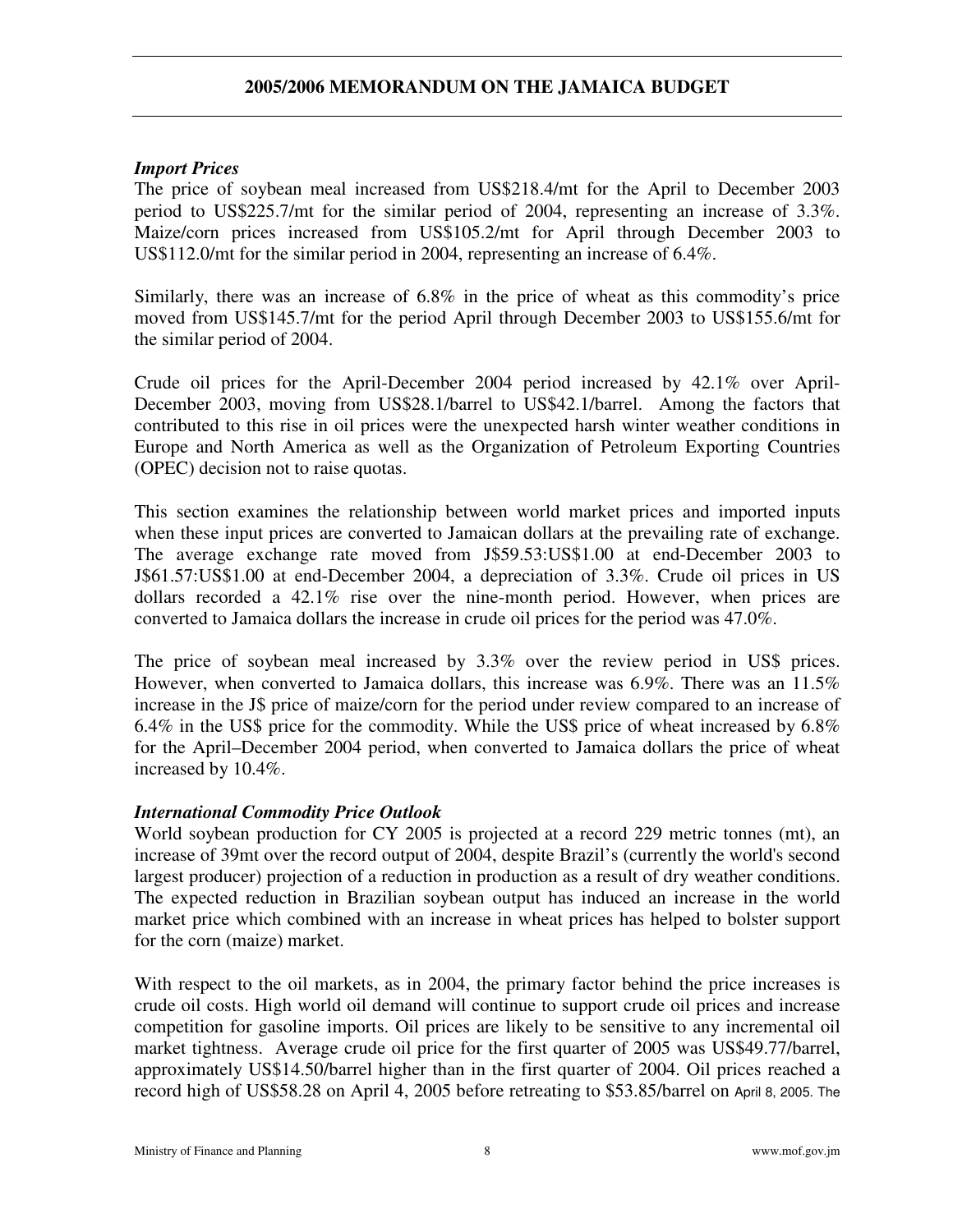### *Import Prices*

The price of soybean meal increased from US$218.4/mt for the April to December 2003 period to US$225.7/mt for the similar period of 2004, representing an increase of 3.3%. Maize/corn prices increased from US$105.2/mt for April through December 2003 to US$112.0/mt for the similar period in 2004, representing an increase of 6.4%.

Similarly, there was an increase of 6.8% in the price of wheat as this commodity's price moved from US$145.7/mt for the period April through December 2003 to US$155.6/mt for the similar period of 2004.

Crude oil prices for the April-December 2004 period increased by 42.1% over April-December 2003, moving from US$28.1/barrel to US$42.1/barrel. Among the factors that contributed to this rise in oil prices were the unexpected harsh winter weather conditions in Europe and North America as well as the Organization of Petroleum Exporting Countries (OPEC) decision not to raise quotas.

This section examines the relationship between world market prices and imported inputs when these input prices are converted to Jamaican dollars at the prevailing rate of exchange. The average exchange rate moved from J$59.53:US$1.00 at end-December 2003 to J$61.57:US$1.00 at end-December 2004, a depreciation of 3.3%. Crude oil prices in US dollars recorded a 42.1% rise over the nine-month period. However, when prices are converted to Jamaica dollars the increase in crude oil prices for the period was 47.0%.

The price of soybean meal increased by 3.3% over the review period in US$ prices. However, when converted to Jamaica dollars, this increase was 6.9%. There was an 11.5% increase in the J$ price of maize/corn for the period under review compared to an increase of 6.4% in the US$ price for the commodity. While the US$ price of wheat increased by 6.8% for the April–December 2004 period, when converted to Jamaica dollars the price of wheat increased by 10.4%.

### *International Commodity Price Outlook*

World soybean production for CY 2005 is projected at a record 229 metric tonnes (mt), an increase of 39mt over the record output of 2004, despite Brazil's (currently the world's second largest producer) projection of a reduction in production as a result of dry weather conditions. The expected reduction in Brazilian soybean output has induced an increase in the world market price which combined with an increase in wheat prices has helped to bolster support for the corn (maize) market.

With respect to the oil markets, as in 2004, the primary factor behind the price increases is crude oil costs. High world oil demand will continue to support crude oil prices and increase competition for gasoline imports. Oil prices are likely to be sensitive to any incremental oil market tightness. Average crude oil price for the first quarter of 2005 was US$49.77/barrel, approximately US$14.50/barrel higher than in the first quarter of 2004. Oil prices reached a record high of US$58.28 on April 4, 2005 before retreating to $53.85/barrel on April 8, 2005. The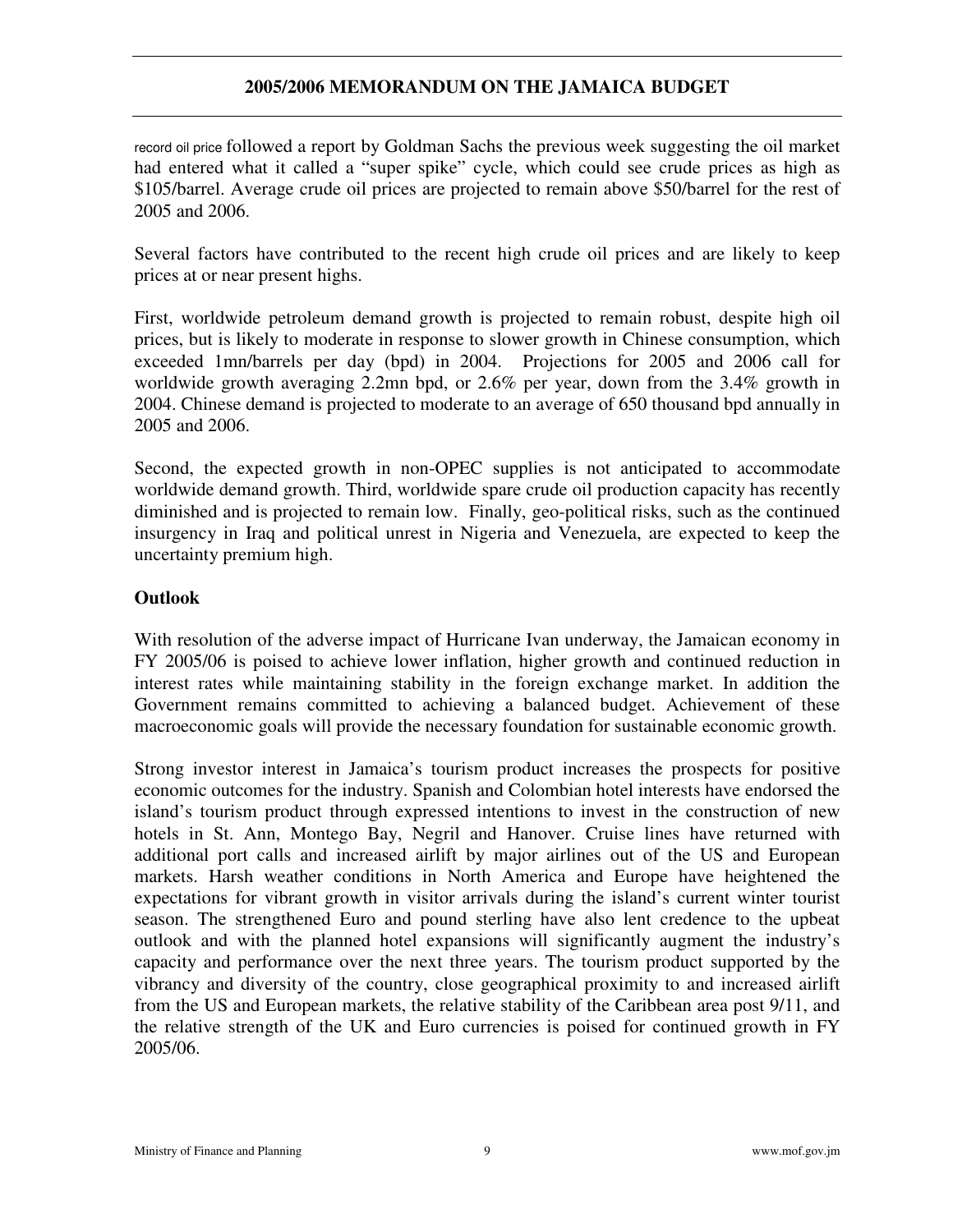record oil price followed a report by Goldman Sachs the previous week suggesting the oil market had entered what it called a "super spike" cycle, which could see crude prices as high as $105/barrel. Average crude oil prices are projected to remain above $50/barrel for the rest of 2005 and 2006.

Several factors have contributed to the recent high crude oil prices and are likely to keep prices at or near present highs.

First, worldwide petroleum demand growth is projected to remain robust, despite high oil prices, but is likely to moderate in response to slower growth in Chinese consumption, which exceeded 1mn/barrels per day (bpd) in 2004. Projections for 2005 and 2006 call for worldwide growth averaging 2.2mn bpd, or 2.6% per year, down from the 3.4% growth in 2004. Chinese demand is projected to moderate to an average of 650 thousand bpd annually in 2005 and 2006.

Second, the expected growth in non-OPEC supplies is not anticipated to accommodate worldwide demand growth. Third, worldwide spare crude oil production capacity has recently diminished and is projected to remain low. Finally, geo-political risks, such as the continued insurgency in Iraq and political unrest in Nigeria and Venezuela, are expected to keep the uncertainty premium high.

**Outlook**

With resolution of the adverse impact of Hurricane Ivan underway, the Jamaican economy in FY 2005/06 is poised to achieve lower inflation, higher growth and continued reduction in interest rates while maintaining stability in the foreign exchange market. In addition the Government remains committed to achieving a balanced budget. Achievement of these macroeconomic goals will provide the necessary foundation for sustainable economic growth.

Strong investor interest in Jamaica's tourism product increases the prospects for positive economic outcomes for the industry. Spanish and Colombian hotel interests have endorsed the island's tourism product through expressed intentions to invest in the construction of new hotels in St. Ann, Montego Bay, Negril and Hanover. Cruise lines have returned with additional port calls and increased airlift by major airlines out of the US and European markets. Harsh weather conditions in North America and Europe have heightened the expectations for vibrant growth in visitor arrivals during the island's current winter tourist season. The strengthened Euro and pound sterling have also lent credence to the upbeat outlook and with the planned hotel expansions will significantly augment the industry's capacity and performance over the next three years. The tourism product supported by the vibrancy and diversity of the country, close geographical proximity to and increased airlift from the US and European markets, the relative stability of the Caribbean area post 9/11, and the relative strength of the UK and Euro currencies is poised for continued growth in FY 2005/06.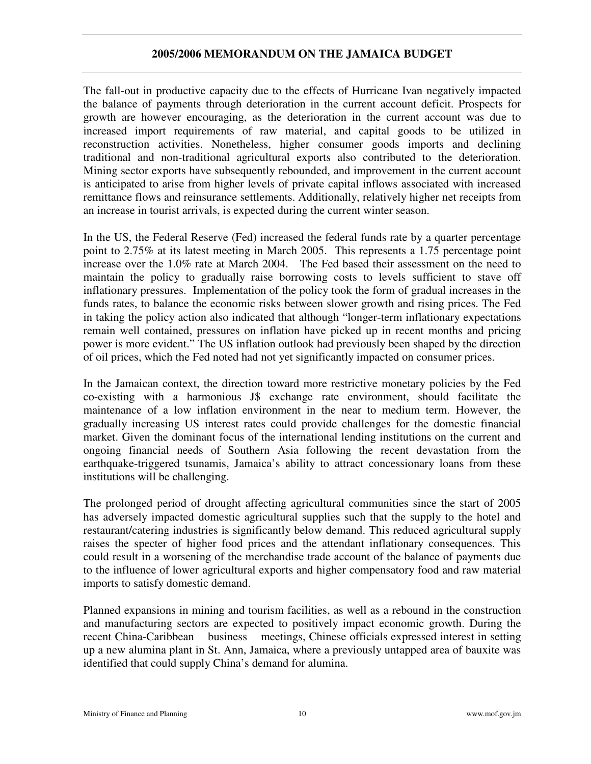The fall-out in productive capacity due to the effects of Hurricane Ivan negatively impacted the balance of payments through deterioration in the current account deficit. Prospects for growth are however encouraging, as the deterioration in the current account was due to increased import requirements of raw material, and capital goods to be utilized in reconstruction activities. Nonetheless, higher consumer goods imports and declining traditional and non-traditional agricultural exports also contributed to the deterioration. Mining sector exports have subsequently rebounded, and improvement in the current account is anticipated to arise from higher levels of private capital inflows associated with increased remittance flows and reinsurance settlements. Additionally, relatively higher net receipts from an increase in tourist arrivals, is expected during the current winter season.

In the US, the Federal Reserve (Fed) increased the federal funds rate by a quarter percentage point to 2.75% at its latest meeting in March 2005. This represents a 1.75 percentage point increase over the 1.0% rate at March 2004. The Fed based their assessment on the need to maintain the policy to gradually raise borrowing costs to levels sufficient to stave off inflationary pressures. Implementation of the policy took the form of gradual increases in the funds rates, to balance the economic risks between slower growth and rising prices. The Fed in taking the policy action also indicated that although "longer-term inflationary expectations remain well contained, pressures on inflation have picked up in recent months and pricing power is more evident." The US inflation outlook had previously been shaped by the direction of oil prices, which the Fed noted had not yet significantly impacted on consumer prices.

In the Jamaican context, the direction toward more restrictive monetary policies by the Fed co-existing with a harmonious J$ exchange rate environment, should facilitate the maintenance of a low inflation environment in the near to medium term. However, the gradually increasing US interest rates could provide challenges for the domestic financial market. Given the dominant focus of the international lending institutions on the current and ongoing financial needs of Southern Asia following the recent devastation from the earthquake-triggered tsunamis, Jamaica's ability to attract concessionary loans from these institutions will be challenging.

The prolonged period of drought affecting agricultural communities since the start of 2005 has adversely impacted domestic agricultural supplies such that the supply to the hotel and restaurant/catering industries is significantly below demand. This reduced agricultural supply raises the specter of higher food prices and the attendant inflationary consequences. This could result in a worsening of the merchandise trade account of the balance of payments due to the influence of lower agricultural exports and higher compensatory food and raw material imports to satisfy domestic demand.

Planned expansions in mining and tourism facilities, as well as a rebound in the construction and manufacturing sectors are expected to positively impact economic growth. During the recent China-Caribbean business meetings, Chinese officials expressed interest in setting up a new alumina plant in St. Ann, Jamaica, where a previously untapped area of bauxite was identified that could supply China's demand for alumina.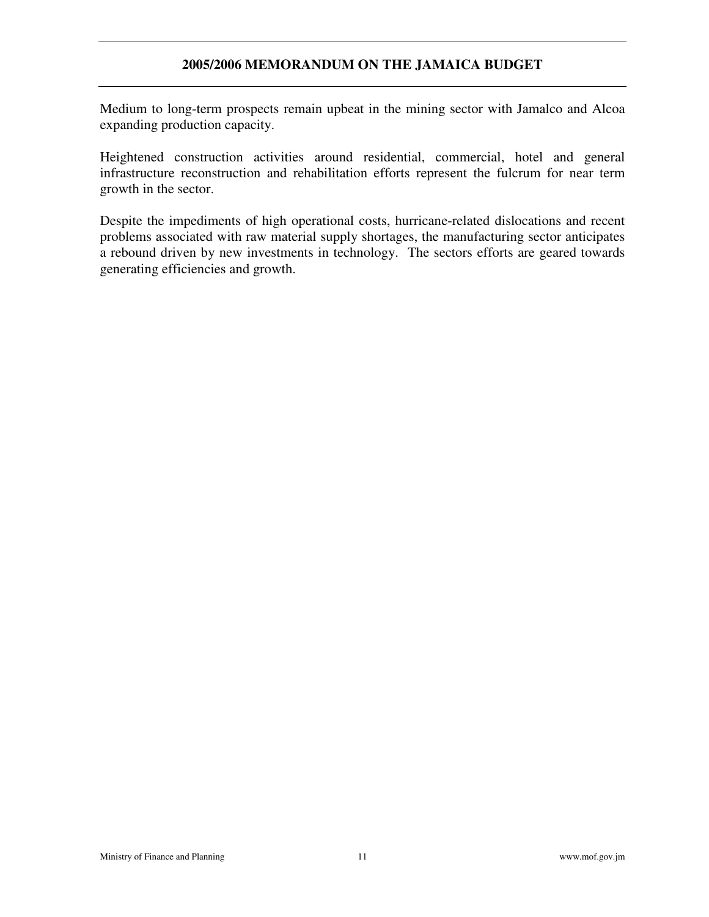Medium to long-term prospects remain upbeat in the mining sector with Jamalco and Alcoa expanding production capacity.

Heightened construction activities around residential, commercial, hotel and general infrastructure reconstruction and rehabilitation efforts represent the fulcrum for near term growth in the sector.

Despite the impediments of high operational costs, hurricane-related dislocations and recent problems associated with raw material supply shortages, the manufacturing sector anticipates a rebound driven by new investments in technology. The sectors efforts are geared towards generating efficiencies and growth.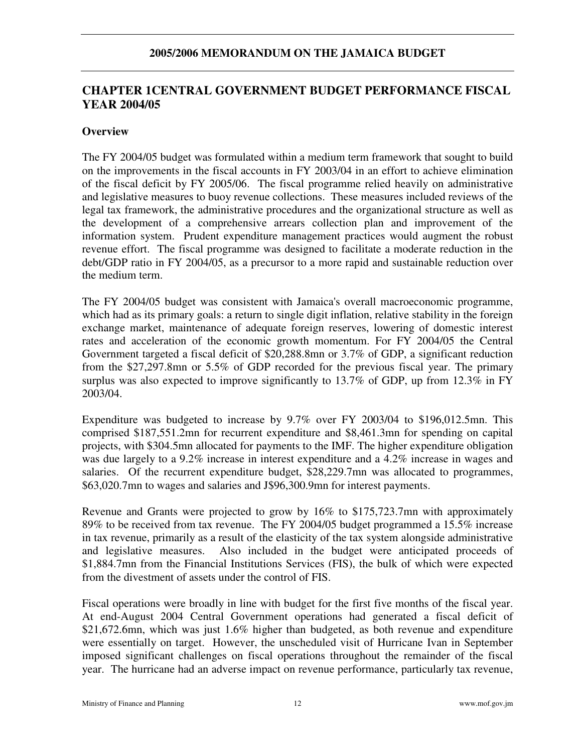## CHAPTER 1CENTRAL GOVERNMENT BUDGET PERFORMANCE FISCAL YEAR 2004/05

### Overview

The FY 2004/05 budget was formulated within a medium term framework that sought to build on the improvements in the fiscal accounts in FY 2003/04 in an effort to achieve elimination of the fiscal deficit by FY 2005/06. The fiscal programme relied heavily on administrative and legislative measures to buoy revenue collections. These measures included reviews of the legal tax framework, the administrative procedures and the organizational structure as well as the development of a comprehensive arrears collection plan and improvement of the information system. Prudent expenditure management practices would augment the robust revenue effort. The fiscal programme was designed to facilitate a moderate reduction in the debt/GDP ratio in FY 2004/05, as a precursor to a more rapid and sustainable reduction over the medium term.

The FY 2004/05 budget was consistent with Jamaica's overall macroeconomic programme, which had as its primary goals: a return to single digit inflation, relative stability in the foreign exchange market, maintenance of adequate foreign reserves, lowering of domestic interest rates and acceleration of the economic growth momentum. For FY 2004/05 the Central Government targeted a fiscal deficit of $20,288.8mn or 3.7% of GDP, a significant reduction from the $27,297.8mn or 5.5% of GDP recorded for the previous fiscal year. The primary surplus was also expected to improve significantly to 13.7% of GDP, up from 12.3% in FY 2003/04.

Expenditure was budgeted to increase by 9.7% over FY 2003/04 to $196,012.5mn. This comprised $187,551.2mn for recurrent expenditure and $8,461.3mn for spending on capital projects, with $304.5mn allocated for payments to the IMF. The higher expenditure obligation was due largely to a 9.2% increase in interest expenditure and a 4.2% increase in wages and salaries. Of the recurrent expenditure budget, $28,229.7mn was allocated to programmes, $63,020.7mn to wages and salaries and J$96,300.9mn for interest payments.

Revenue and Grants were projected to grow by 16% to $175,723.7mn with approximately 89% to be received from tax revenue. The FY 2004/05 budget programmed a 15.5% increase in tax revenue, primarily as a result of the elasticity of the tax system alongside administrative and legislative measures. Also included in the budget were anticipated proceeds of $1,884.7mn from the Financial Institutions Services (FIS), the bulk of which were expected from the divestment of assets under the control of FIS.

Fiscal operations were broadly in line with budget for the first five months of the fiscal year. At end-August 2004 Central Government operations had generated a fiscal deficit of $21,672.6mn, which was just 1.6% higher than budgeted, as both revenue and expenditure were essentially on target. However, the unscheduled visit of Hurricane Ivan in September imposed significant challenges on fiscal operations throughout the remainder of the fiscal year. The hurricane had an adverse impact on revenue performance, particularly tax revenue,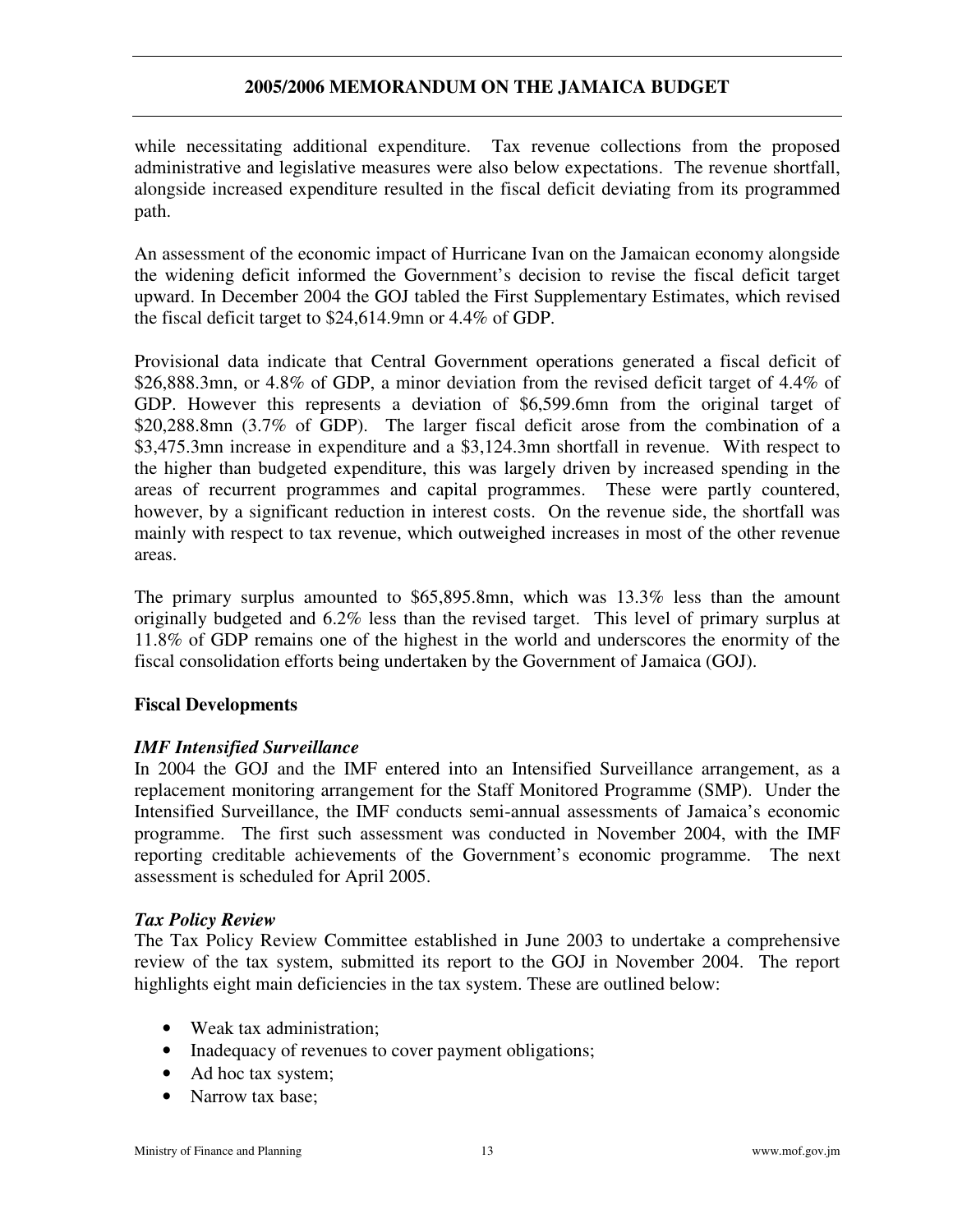while necessitating additional expenditure. Tax revenue collections from the proposed administrative and legislative measures were also below expectations. The revenue shortfall, alongside increased expenditure resulted in the fiscal deficit deviating from its programmed path.

An assessment of the economic impact of Hurricane Ivan on the Jamaican economy alongside the widening deficit informed the Government's decision to revise the fiscal deficit target upward. In December 2004 the GOJ tabled the First Supplementary Estimates, which revised the fiscal deficit target to $24,614.9mn or 4.4% of GDP.

Provisional data indicate that Central Government operations generated a fiscal deficit of $26,888.3mn, or 4.8% of GDP, a minor deviation from the revised deficit target of 4.4% of GDP. However this represents a deviation of $6,599.6mn from the original target of $20,288.8mn (3.7% of GDP). The larger fiscal deficit arose from the combination of a $3,475.3mn increase in expenditure and a $3,124.3mn shortfall in revenue. With respect to the higher than budgeted expenditure, this was largely driven by increased spending in the areas of recurrent programmes and capital programmes. These were partly countered, however, by a significant reduction in interest costs. On the revenue side, the shortfall was mainly with respect to tax revenue, which outweighed increases in most of the other revenue areas.

The primary surplus amounted to $65,895.8mn, which was 13.3% less than the amount originally budgeted and 6.2% less than the revised target. This level of primary surplus at 11.8% of GDP remains one of the highest in the world and underscores the enormity of the fiscal consolidation efforts being undertaken by the Government of Jamaica (GOJ).

**Fiscal Developments**

***IMF Intensified Surveillance***

In 2004 the GOJ and the IMF entered into an Intensified Surveillance arrangement, as a replacement monitoring arrangement for the Staff Monitored Programme (SMP). Under the Intensified Surveillance, the IMF conducts semi-annual assessments of Jamaica's economic programme. The first such assessment was conducted in November 2004, with the IMF reporting creditable achievements of the Government's economic programme. The next assessment is scheduled for April 2005.

***Tax Policy Review***

The Tax Policy Review Committee established in June 2003 to undertake a comprehensive review of the tax system, submitted its report to the GOJ in November 2004. The report highlights eight main deficiencies in the tax system. These are outlined below:

- Weak tax administration;
- Inadequacy of revenues to cover payment obligations;
- Ad hoc tax system;
- Narrow tax base;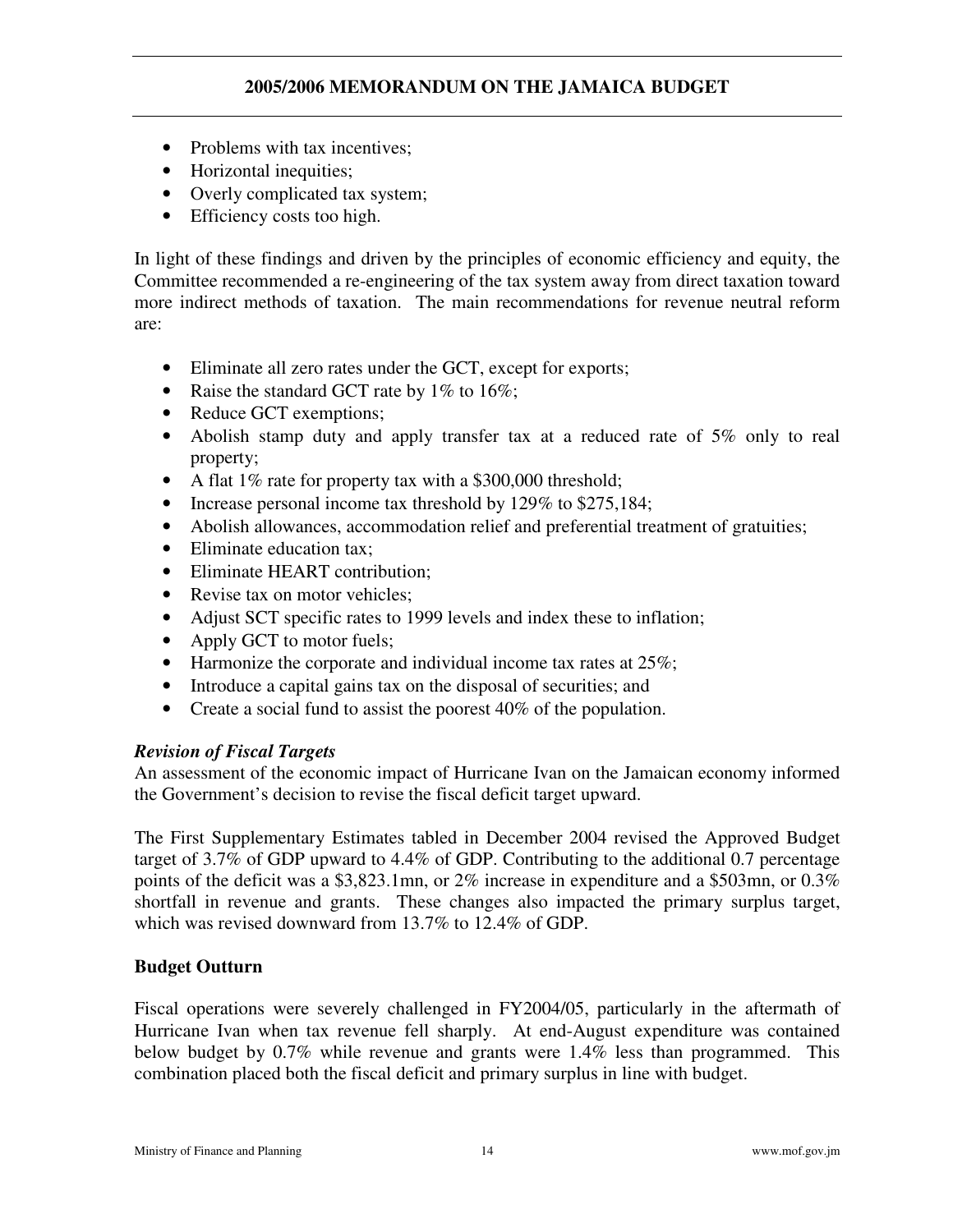- Problems with tax incentives;
- Horizontal inequities;
- Overly complicated tax system;
- Efficiency costs too high.

In light of these findings and driven by the principles of economic efficiency and equity, the Committee recommended a re-engineering of the tax system away from direct taxation toward more indirect methods of taxation. The main recommendations for revenue neutral reform are:

- Eliminate all zero rates under the GCT, except for exports;
- Raise the standard GCT rate by 1% to 16%;
- Reduce GCT exemptions;
- Abolish stamp duty and apply transfer tax at a reduced rate of 5% only to real property;
- A flat 1% rate for property tax with a $300,000 threshold;
- Increase personal income tax threshold by 129% to $275,184;
- Abolish allowances, accommodation relief and preferential treatment of gratuities;
- Eliminate education tax;
- Eliminate HEART contribution;
- Revise tax on motor vehicles;
- Adjust SCT specific rates to 1999 levels and index these to inflation;
- Apply GCT to motor fuels;
- Harmonize the corporate and individual income tax rates at 25%;
- Introduce a capital gains tax on the disposal of securities; and
- Create a social fund to assist the poorest 40% of the population.

***Revision of Fiscal Targets***

An assessment of the economic impact of Hurricane Ivan on the Jamaican economy informed the Government's decision to revise the fiscal deficit target upward.

The First Supplementary Estimates tabled in December 2004 revised the Approved Budget target of 3.7% of GDP upward to 4.4% of GDP. Contributing to the additional 0.7 percentage points of the deficit was a $3,823.1mn, or 2% increase in expenditure and a $503mn, or 0.3% shortfall in revenue and grants. These changes also impacted the primary surplus target, which was revised downward from 13.7% to 12.4% of GDP.

## Budget Outturn

Fiscal operations were severely challenged in FY2004/05, particularly in the aftermath of Hurricane Ivan when tax revenue fell sharply. At end-August expenditure was contained below budget by 0.7% while revenue and grants were 1.4% less than programmed. This combination placed both the fiscal deficit and primary surplus in line with budget.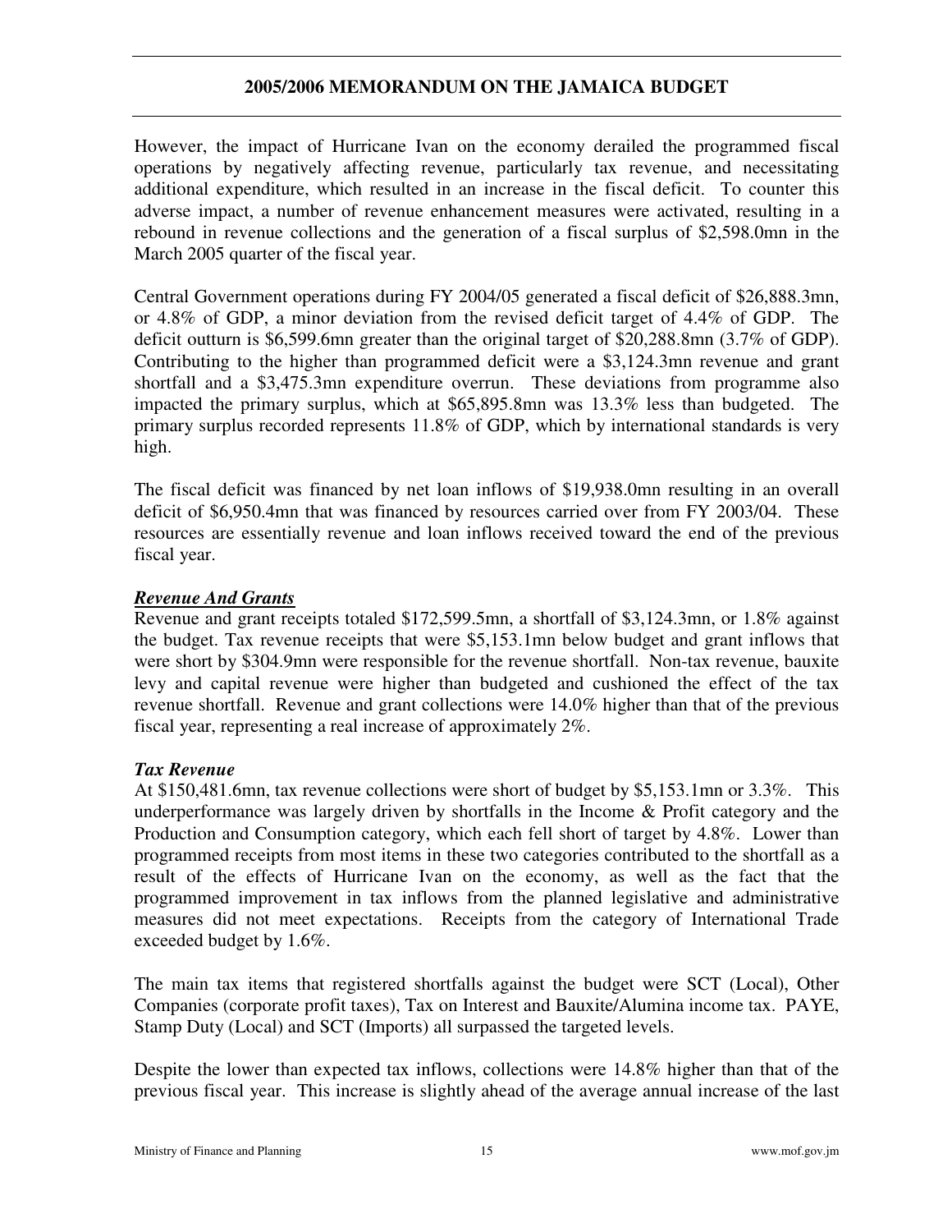However, the impact of Hurricane Ivan on the economy derailed the programmed fiscal operations by negatively affecting revenue, particularly tax revenue, and necessitating additional expenditure, which resulted in an increase in the fiscal deficit. To counter this adverse impact, a number of revenue enhancement measures were activated, resulting in a rebound in revenue collections and the generation of a fiscal surplus of $2,598.0mn in the March 2005 quarter of the fiscal year.

Central Government operations during FY 2004/05 generated a fiscal deficit of $26,888.3mn, or 4.8% of GDP, a minor deviation from the revised deficit target of 4.4% of GDP. The deficit outturn is $6,599.6mn greater than the original target of $20,288.8mn (3.7% of GDP). Contributing to the higher than programmed deficit were a $3,124.3mn revenue and grant shortfall and a $3,475.3mn expenditure overrun. These deviations from programme also impacted the primary surplus, which at $65,895.8mn was 13.3% less than budgeted. The primary surplus recorded represents 11.8% of GDP, which by international standards is very high.

The fiscal deficit was financed by net loan inflows of $19,938.0mn resulting in an overall deficit of $6,950.4mn that was financed by resources carried over from FY 2003/04. These resources are essentially revenue and loan inflows received toward the end of the previous fiscal year.

***Revenue And Grants***

Revenue and grant receipts totaled $172,599.5mn, a shortfall of $3,124.3mn, or 1.8% against the budget. Tax revenue receipts that were $5,153.1mn below budget and grant inflows that were short by $304.9mn were responsible for the revenue shortfall. Non-tax revenue, bauxite levy and capital revenue were higher than budgeted and cushioned the effect of the tax revenue shortfall. Revenue and grant collections were 14.0% higher than that of the previous fiscal year, representing a real increase of approximately 2%.

***Tax Revenue***

At $150,481.6mn, tax revenue collections were short of budget by $5,153.1mn or 3.3%. This underperformance was largely driven by shortfalls in the Income & Profit category and the Production and Consumption category, which each fell short of target by 4.8%. Lower than programmed receipts from most items in these two categories contributed to the shortfall as a result of the effects of Hurricane Ivan on the economy, as well as the fact that the programmed improvement in tax inflows from the planned legislative and administrative measures did not meet expectations. Receipts from the category of International Trade exceeded budget by 1.6%.

The main tax items that registered shortfalls against the budget were SCT (Local), Other Companies (corporate profit taxes), Tax on Interest and Bauxite/Alumina income tax. PAYE, Stamp Duty (Local) and SCT (Imports) all surpassed the targeted levels.

Despite the lower than expected tax inflows, collections were 14.8% higher than that of the previous fiscal year. This increase is slightly ahead of the average annual increase of the last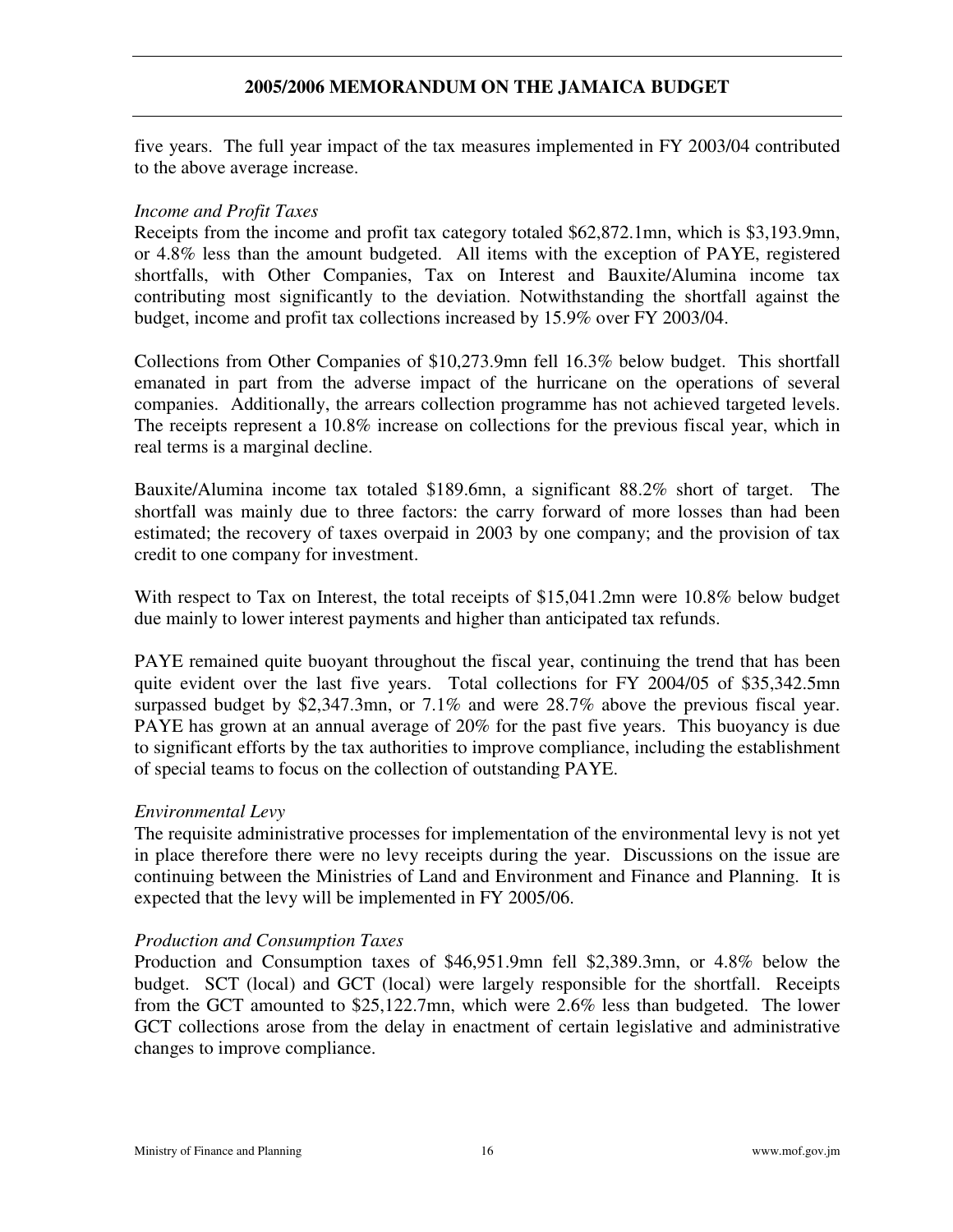five years. The full year impact of the tax measures implemented in FY 2003/04 contributed to the above average increase.

*Income and Profit Taxes*

Receipts from the income and profit tax category totaled $62,872.1mn, which is $3,193.9mn, or 4.8% less than the amount budgeted. All items with the exception of PAYE, registered shortfalls, with Other Companies, Tax on Interest and Bauxite/Alumina income tax contributing most significantly to the deviation. Notwithstanding the shortfall against the budget, income and profit tax collections increased by 15.9% over FY 2003/04.

Collections from Other Companies of $10,273.9mn fell 16.3% below budget. This shortfall emanated in part from the adverse impact of the hurricane on the operations of several companies. Additionally, the arrears collection programme has not achieved targeted levels. The receipts represent a 10.8% increase on collections for the previous fiscal year, which in real terms is a marginal decline.

Bauxite/Alumina income tax totaled $189.6mn, a significant 88.2% short of target. The shortfall was mainly due to three factors: the carry forward of more losses than had been estimated; the recovery of taxes overpaid in 2003 by one company; and the provision of tax credit to one company for investment.

With respect to Tax on Interest, the total receipts of $15,041.2mn were 10.8% below budget due mainly to lower interest payments and higher than anticipated tax refunds.

PAYE remained quite buoyant throughout the fiscal year, continuing the trend that has been quite evident over the last five years. Total collections for FY 2004/05 of $35,342.5mn surpassed budget by $2,347.3mn, or 7.1% and were 28.7% above the previous fiscal year. PAYE has grown at an annual average of 20% for the past five years. This buoyancy is due to significant efforts by the tax authorities to improve compliance, including the establishment of special teams to focus on the collection of outstanding PAYE.

*Environmental Levy*

The requisite administrative processes for implementation of the environmental levy is not yet in place therefore there were no levy receipts during the year. Discussions on the issue are continuing between the Ministries of Land and Environment and Finance and Planning. It is expected that the levy will be implemented in FY 2005/06.

*Production and Consumption Taxes*

Production and Consumption taxes of $46,951.9mn fell $2,389.3mn, or 4.8% below the budget. SCT (local) and GCT (local) were largely responsible for the shortfall. Receipts from the GCT amounted to $25,122.7mn, which were 2.6% less than budgeted. The lower GCT collections arose from the delay in enactment of certain legislative and administrative changes to improve compliance.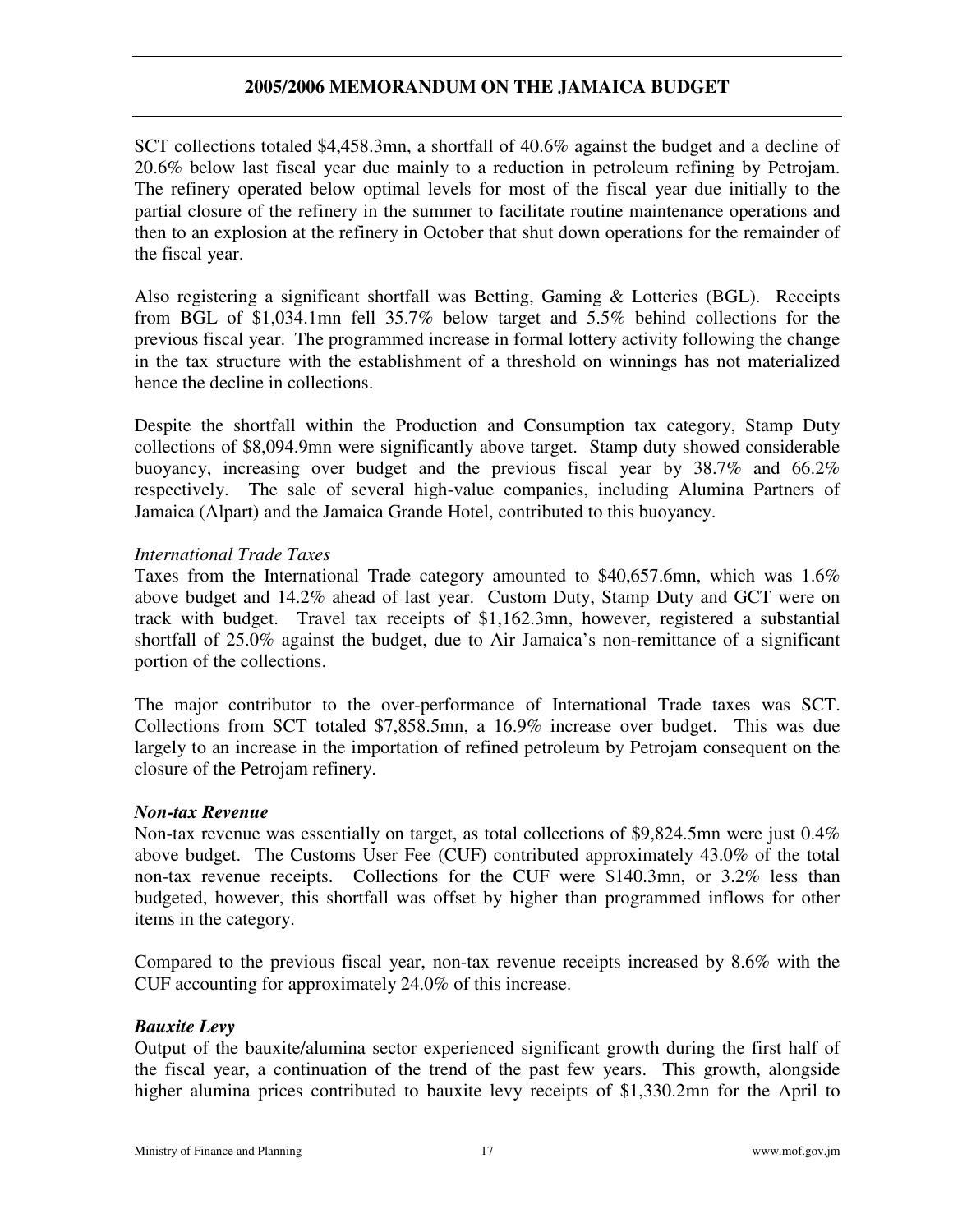SCT collections totaled $4,458.3mn, a shortfall of 40.6% against the budget and a decline of 20.6% below last fiscal year due mainly to a reduction in petroleum refining by Petrojam. The refinery operated below optimal levels for most of the fiscal year due initially to the partial closure of the refinery in the summer to facilitate routine maintenance operations and then to an explosion at the refinery in October that shut down operations for the remainder of the fiscal year.

Also registering a significant shortfall was Betting, Gaming & Lotteries (BGL). Receipts from BGL of $1,034.1mn fell 35.7% below target and 5.5% behind collections for the previous fiscal year. The programmed increase in formal lottery activity following the change in the tax structure with the establishment of a threshold on winnings has not materialized hence the decline in collections.

Despite the shortfall within the Production and Consumption tax category, Stamp Duty collections of $8,094.9mn were significantly above target. Stamp duty showed considerable buoyancy, increasing over budget and the previous fiscal year by 38.7% and 66.2% respectively. The sale of several high-value companies, including Alumina Partners of Jamaica (Alpart) and the Jamaica Grande Hotel, contributed to this buoyancy.

*International Trade Taxes*

Taxes from the International Trade category amounted to $40,657.6mn, which was 1.6% above budget and 14.2% ahead of last year. Custom Duty, Stamp Duty and GCT were on track with budget. Travel tax receipts of $1,162.3mn, however, registered a substantial shortfall of 25.0% against the budget, due to Air Jamaica's non-remittance of a significant portion of the collections.

The major contributor to the over-performance of International Trade taxes was SCT. Collections from SCT totaled $7,858.5mn, a 16.9% increase over budget. This was due largely to an increase in the importation of refined petroleum by Petrojam consequent on the closure of the Petrojam refinery.

***Non-tax Revenue***

Non-tax revenue was essentially on target, as total collections of $9,824.5mn were just 0.4% above budget. The Customs User Fee (CUF) contributed approximately 43.0% of the total non-tax revenue receipts. Collections for the CUF were $140.3mn, or 3.2% less than budgeted, however, this shortfall was offset by higher than programmed inflows for other items in the category.

Compared to the previous fiscal year, non-tax revenue receipts increased by 8.6% with the CUF accounting for approximately 24.0% of this increase.

***Bauxite Levy***

Output of the bauxite/alumina sector experienced significant growth during the first half of the fiscal year, a continuation of the trend of the past few years. This growth, alongside higher alumina prices contributed to bauxite levy receipts of $1,330.2mn for the April to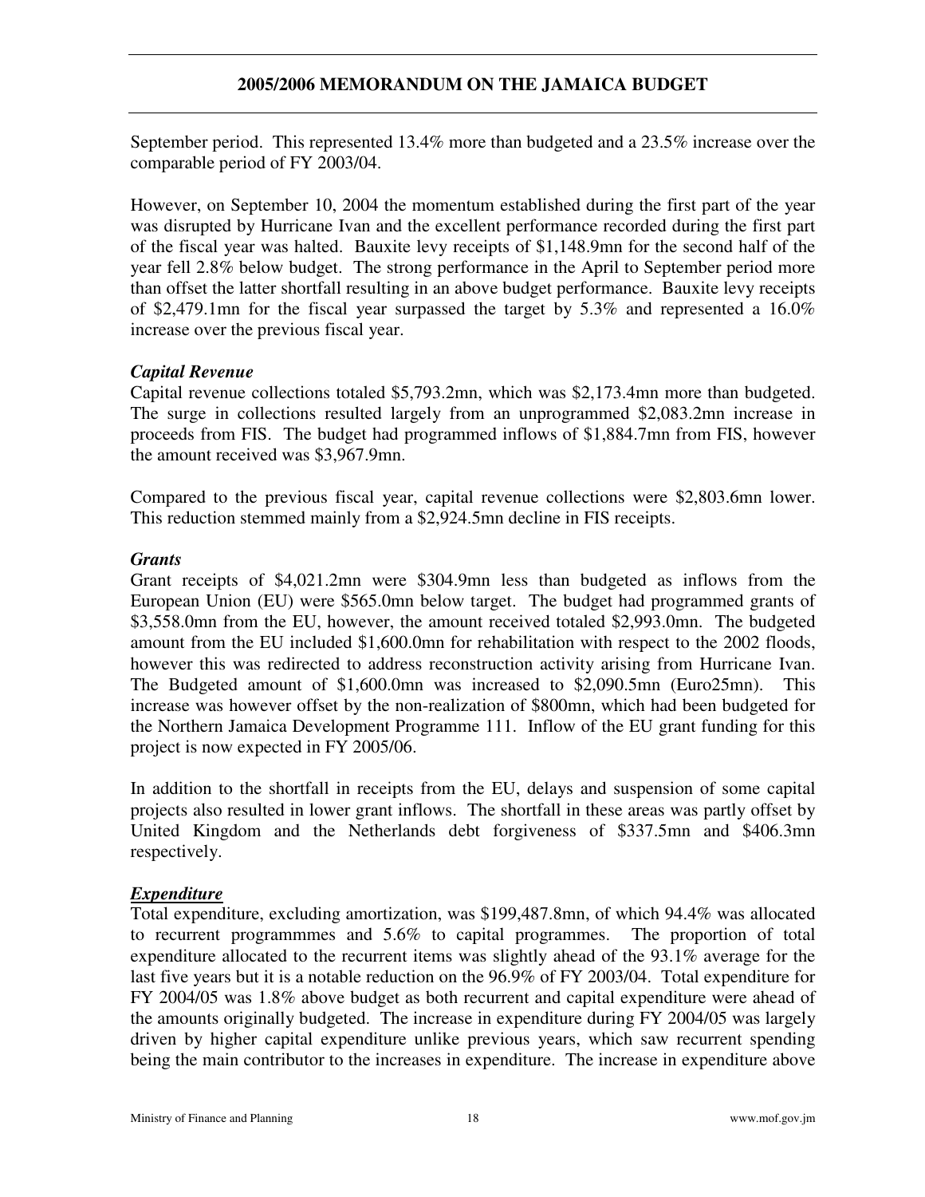September period. This represented 13.4% more than budgeted and a 23.5% increase over the comparable period of FY 2003/04.

However, on September 10, 2004 the momentum established during the first part of the year was disrupted by Hurricane Ivan and the excellent performance recorded during the first part of the fiscal year was halted. Bauxite levy receipts of $1,148.9mn for the second half of the year fell 2.8% below budget. The strong performance in the April to September period more than offset the latter shortfall resulting in an above budget performance. Bauxite levy receipts of $2,479.1mn for the fiscal year surpassed the target by 5.3% and represented a 16.0% increase over the previous fiscal year.

***Capital Revenue***

Capital revenue collections totaled $5,793.2mn, which was $2,173.4mn more than budgeted. The surge in collections resulted largely from an unprogrammed $2,083.2mn increase in proceeds from FIS. The budget had programmed inflows of $1,884.7mn from FIS, however the amount received was $3,967.9mn.

Compared to the previous fiscal year, capital revenue collections were $2,803.6mn lower. This reduction stemmed mainly from a $2,924.5mn decline in FIS receipts.

***Grants***

Grant receipts of $4,021.2mn were $304.9mn less than budgeted as inflows from the European Union (EU) were $565.0mn below target. The budget had programmed grants of $3,558.0mn from the EU, however, the amount received totaled $2,993.0mn. The budgeted amount from the EU included $1,600.0mn for rehabilitation with respect to the 2002 floods, however this was redirected to address reconstruction activity arising from Hurricane Ivan. The Budgeted amount of $1,600.0mn was increased to $2,090.5mn (Euro25mn). This increase was however offset by the non-realization of $800mn, which had been budgeted for the Northern Jamaica Development Programme 111. Inflow of the EU grant funding for this project is now expected in FY 2005/06.

In addition to the shortfall in receipts from the EU, delays and suspension of some capital projects also resulted in lower grant inflows. The shortfall in these areas was partly offset by United Kingdom and the Netherlands debt forgiveness of $337.5mn and $406.3mn respectively.

***<u>Expenditure</u>***

Total expenditure, excluding amortization, was $199,487.8mn, of which 94.4% was allocated to recurrent programmmes and 5.6% to capital programmes. The proportion of total expenditure allocated to the recurrent items was slightly ahead of the 93.1% average for the last five years but it is a notable reduction on the 96.9% of FY 2003/04. Total expenditure for FY 2004/05 was 1.8% above budget as both recurrent and capital expenditure were ahead of the amounts originally budgeted. The increase in expenditure during FY 2004/05 was largely driven by higher capital expenditure unlike previous years, which saw recurrent spending being the main contributor to the increases in expenditure. The increase in expenditure above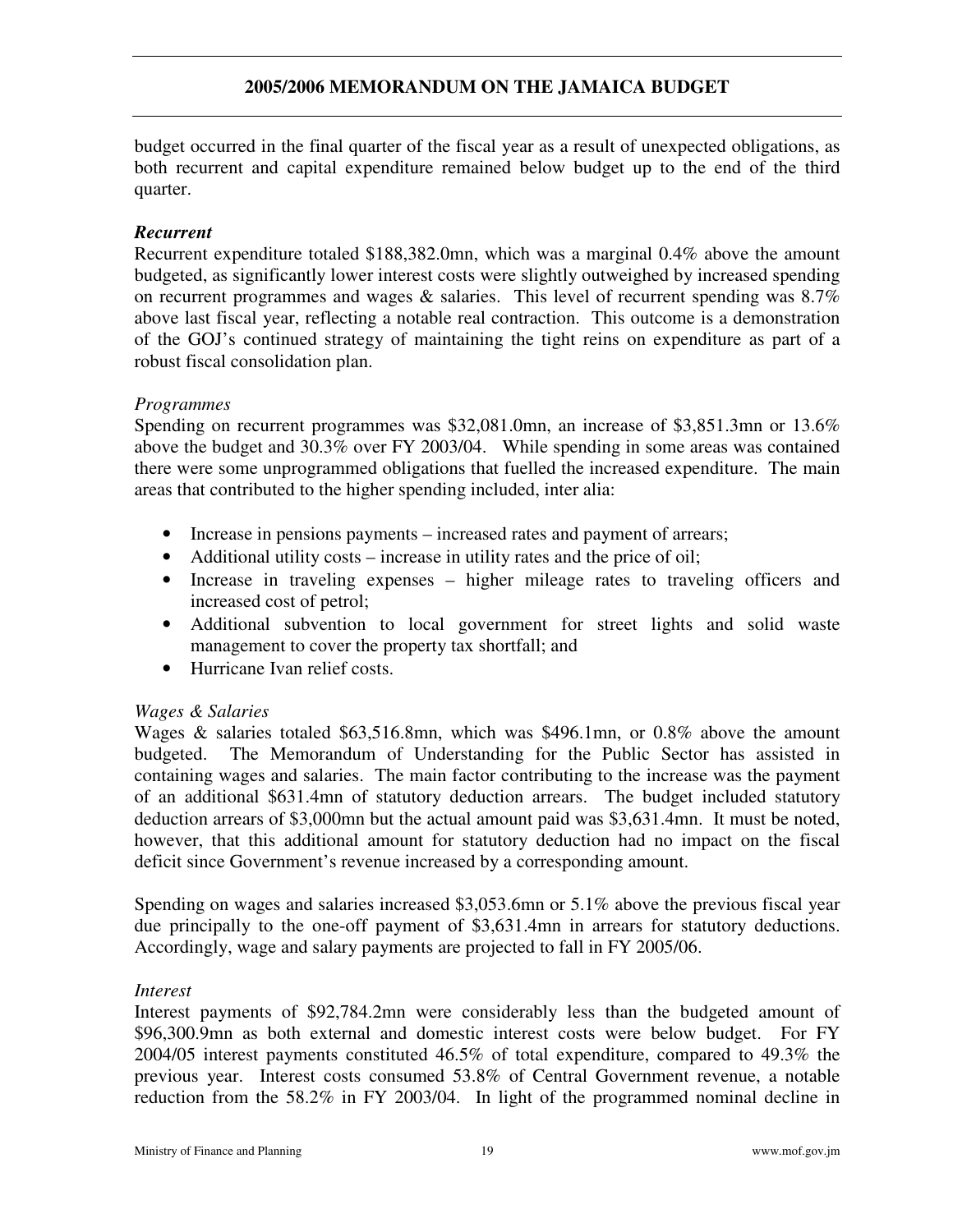budget occurred in the final quarter of the fiscal year as a result of unexpected obligations, as both recurrent and capital expenditure remained below budget up to the end of the third quarter.

***Recurrent***

Recurrent expenditure totaled $188,382.0mn, which was a marginal 0.4% above the amount budgeted, as significantly lower interest costs were slightly outweighed by increased spending on recurrent programmes and wages & salaries. This level of recurrent spending was 8.7% above last fiscal year, reflecting a notable real contraction. This outcome is a demonstration of the GOJ's continued strategy of maintaining the tight reins on expenditure as part of a robust fiscal consolidation plan.

*Programmes*

Spending on recurrent programmes was $32,081.0mn, an increase of $3,851.3mn or 13.6% above the budget and 30.3% over FY 2003/04. While spending in some areas was contained there were some unprogrammed obligations that fuelled the increased expenditure. The main areas that contributed to the higher spending included, inter alia:

- Increase in pensions payments – increased rates and payment of arrears;
- Additional utility costs – increase in utility rates and the price of oil;
- Increase in traveling expenses – higher mileage rates to traveling officers and increased cost of petrol;
- Additional subvention to local government for street lights and solid waste management to cover the property tax shortfall; and
- Hurricane Ivan relief costs.

*Wages & Salaries*

Wages & salaries totaled $63,516.8mn, which was $496.1mn, or 0.8% above the amount budgeted. The Memorandum of Understanding for the Public Sector has assisted in containing wages and salaries. The main factor contributing to the increase was the payment of an additional $631.4mn of statutory deduction arrears. The budget included statutory deduction arrears of $3,000mn but the actual amount paid was $3,631.4mn. It must be noted, however, that this additional amount for statutory deduction had no impact on the fiscal deficit since Government's revenue increased by a corresponding amount.

Spending on wages and salaries increased $3,053.6mn or 5.1% above the previous fiscal year due principally to the one-off payment of $3,631.4mn in arrears for statutory deductions. Accordingly, wage and salary payments are projected to fall in FY 2005/06.

*Interest*

Interest payments of $92,784.2mn were considerably less than the budgeted amount of $96,300.9mn as both external and domestic interest costs were below budget. For FY 2004/05 interest payments constituted 46.5% of total expenditure, compared to 49.3% the previous year. Interest costs consumed 53.8% of Central Government revenue, a notable reduction from the 58.2% in FY 2003/04. In light of the programmed nominal decline in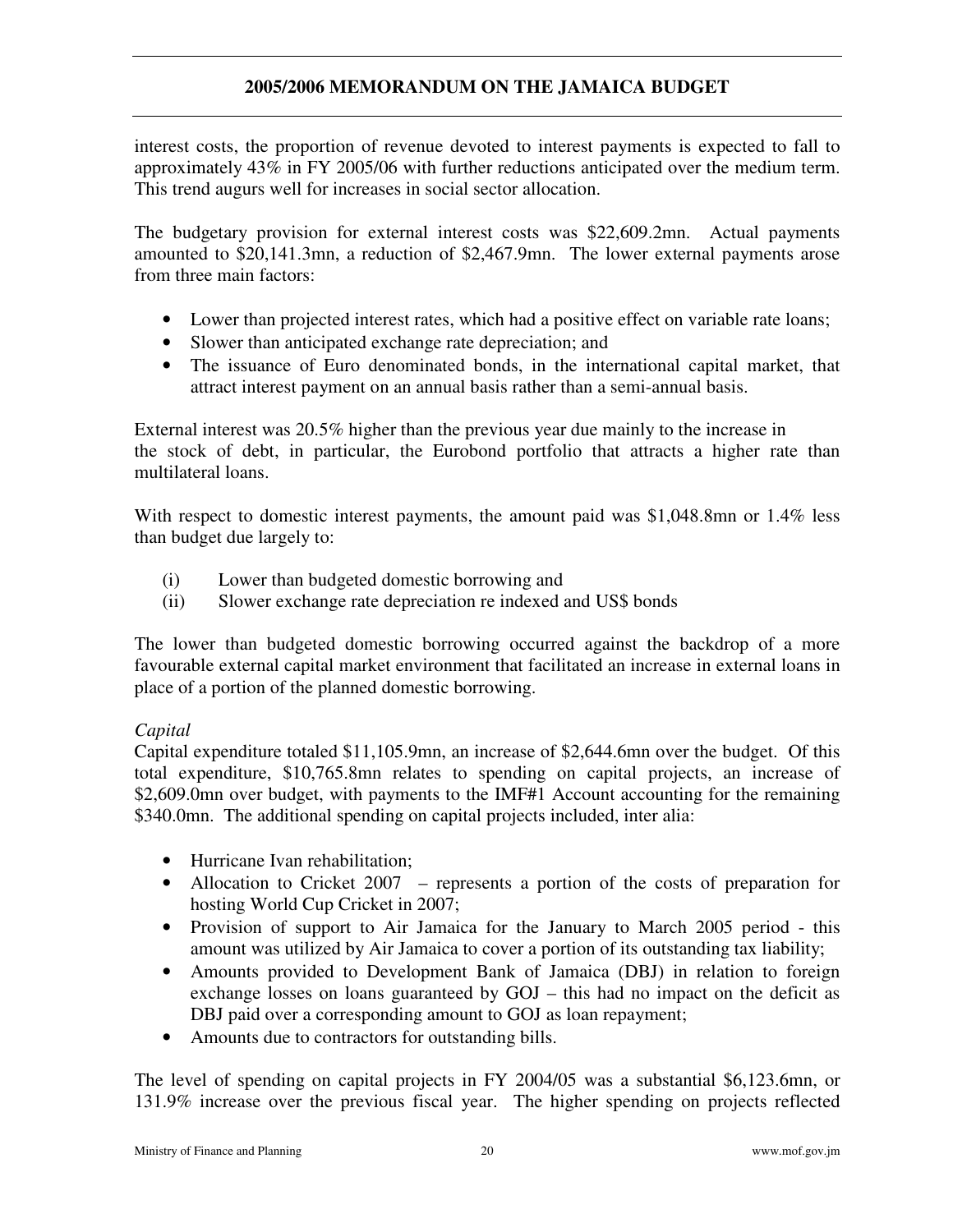interest costs, the proportion of revenue devoted to interest payments is expected to fall to approximately 43% in FY 2005/06 with further reductions anticipated over the medium term. This trend augurs well for increases in social sector allocation.

The budgetary provision for external interest costs was $22,609.2mn. Actual payments amounted to $20,141.3mn, a reduction of $2,467.9mn. The lower external payments arose from three main factors:

- Lower than projected interest rates, which had a positive effect on variable rate loans;
- Slower than anticipated exchange rate depreciation; and
- The issuance of Euro denominated bonds, in the international capital market, that attract interest payment on an annual basis rather than a semi-annual basis.

External interest was 20.5% higher than the previous year due mainly to the increase in the stock of debt, in particular, the Eurobond portfolio that attracts a higher rate than multilateral loans.

With respect to domestic interest payments, the amount paid was $1,048.8mn or 1.4% less than budget due largely to:

(i) Lower than budgeted domestic borrowing and
(ii) Slower exchange rate depreciation re indexed and US$ bonds

The lower than budgeted domestic borrowing occurred against the backdrop of a more favourable external capital market environment that facilitated an increase in external loans in place of a portion of the planned domestic borrowing.

*Capital*

Capital expenditure totaled $11,105.9mn, an increase of $2,644.6mn over the budget. Of this total expenditure, $10,765.8mn relates to spending on capital projects, an increase of $2,609.0mn over budget, with payments to the IMF#1 Account accounting for the remaining $340.0mn. The additional spending on capital projects included, inter alia:

- Hurricane Ivan rehabilitation;
- Allocation to Cricket 2007 – represents a portion of the costs of preparation for hosting World Cup Cricket in 2007;
- Provision of support to Air Jamaica for the January to March 2005 period - this amount was utilized by Air Jamaica to cover a portion of its outstanding tax liability;
- Amounts provided to Development Bank of Jamaica (DBJ) in relation to foreign exchange losses on loans guaranteed by GOJ – this had no impact on the deficit as DBJ paid over a corresponding amount to GOJ as loan repayment;
- Amounts due to contractors for outstanding bills.

The level of spending on capital projects in FY 2004/05 was a substantial $6,123.6mn, or 131.9% increase over the previous fiscal year. The higher spending on projects reflected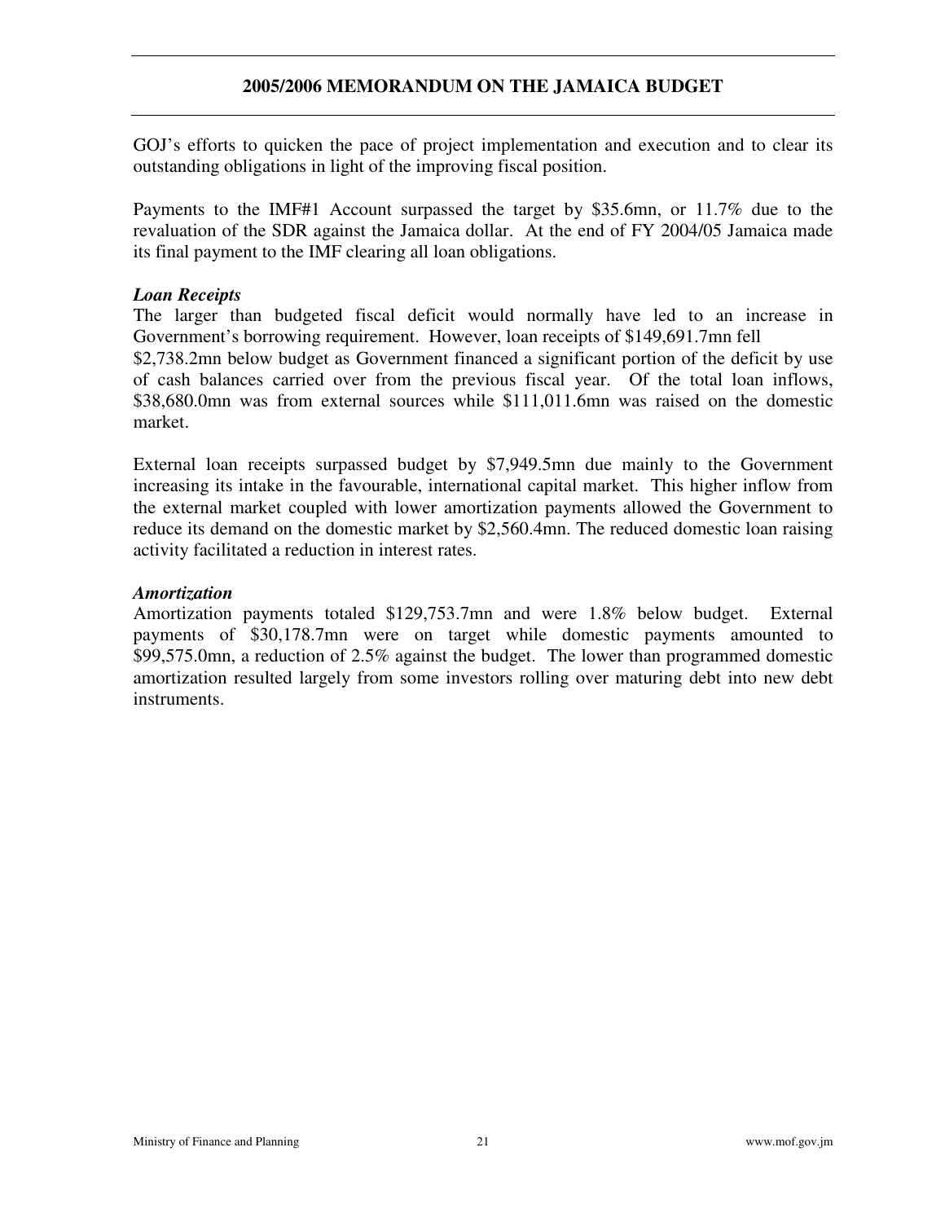GOJ's efforts to quicken the pace of project implementation and execution and to clear its outstanding obligations in light of the improving fiscal position.

Payments to the IMF#1 Account surpassed the target by $35.6mn, or 11.7% due to the revaluation of the SDR against the Jamaica dollar. At the end of FY 2004/05 Jamaica made its final payment to the IMF clearing all loan obligations.

***Loan Receipts***

The larger than budgeted fiscal deficit would normally have led to an increase in Government's borrowing requirement. However, loan receipts of $149,691.7mn fell $2,738.2mn below budget as Government financed a significant portion of the deficit by use of cash balances carried over from the previous fiscal year. Of the total loan inflows, $38,680.0mn was from external sources while $111,011.6mn was raised on the domestic market.

External loan receipts surpassed budget by $7,949.5mn due mainly to the Government increasing its intake in the favourable, international capital market. This higher inflow from the external market coupled with lower amortization payments allowed the Government to reduce its demand on the domestic market by $2,560.4mn. The reduced domestic loan raising activity facilitated a reduction in interest rates.

***Amortization***

Amortization payments totaled $129,753.7mn and were 1.8% below budget. External payments of $30,178.7mn were on target while domestic payments amounted to $99,575.0mn, a reduction of 2.5% against the budget. The lower than programmed domestic amortization resulted largely from some investors rolling over maturing debt into new debt instruments.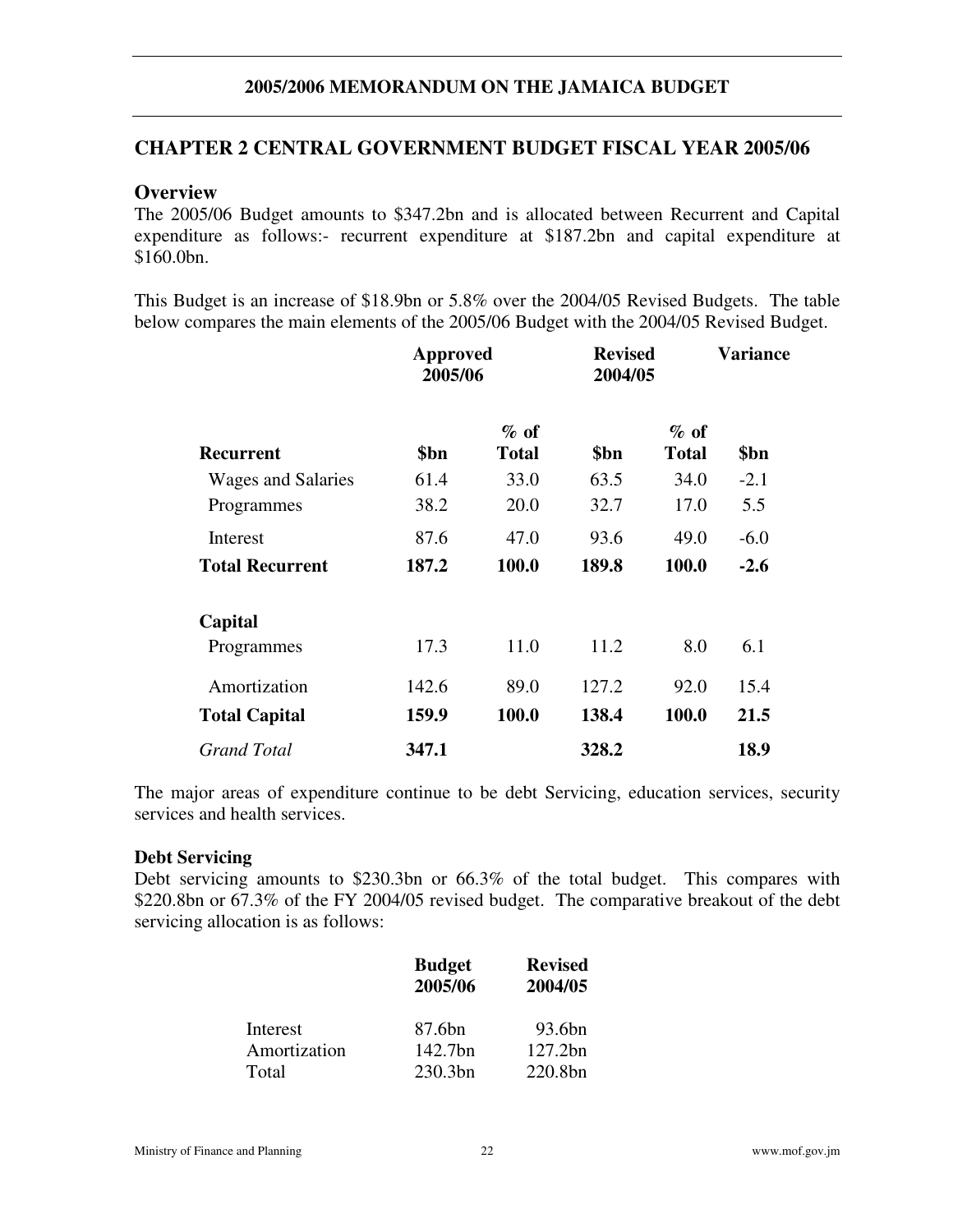## CHAPTER 2 CENTRAL GOVERNMENT BUDGET FISCAL YEAR 2005/06

### Overview

The 2005/06 Budget amounts to $347.2bn and is allocated between Recurrent and Capital expenditure as follows:- recurrent expenditure at $187.2bn and capital expenditure at $160.0bn.

This Budget is an increase of $18.9bn or 5.8% over the 2004/05 Revised Budgets. The table below compares the main elements of the 2005/06 Budget with the 2004/05 Revised Budget.

| | **Approved 2005/06** | | **Revised 2004/05** | | **Variance** |
|---|---|---|---|---|---|
| **Recurrent** | **$bn** | **% of Total** | **$bn** | **% of Total** | **$bn** |
| Wages and Salaries | 61.4 | 33.0 | 63.5 | 34.0 | -2.1 |
| Programmes | 38.2 | 20.0 | 32.7 | 17.0 | 5.5 |
| Interest | 87.6 | 47.0 | 93.6 | 49.0 | -6.0 |
| **Total Recurrent** | **187.2** | **100.0** | **189.8** | **100.0** | **-2.6** |
| **Capital** | | | | | |
| Programmes | 17.3 | 11.0 | 11.2 | 8.0 | 6.1 |
| Amortization | 142.6 | 89.0 | 127.2 | 92.0 | 15.4 |
| **Total Capital** | **159.9** | **100.0** | **138.4** | **100.0** | **21.5** |
| *Grand Total* | **347.1** | | **328.2** | | **18.9** |

The major areas of expenditure continue to be debt Servicing, education services, security services and health services.

**Debt Servicing**

Debt servicing amounts to $230.3bn or 66.3% of the total budget. This compares with $220.8bn or 67.3% of the FY 2004/05 revised budget. The comparative breakout of the debt servicing allocation is as follows:

| | **Budget 2005/06** | **Revised 2004/05** |
|---|---|---|
| Interest | 87.6bn | 93.6bn |
| Amortization | 142.7bn | 127.2bn |
| Total | 230.3bn | 220.8bn |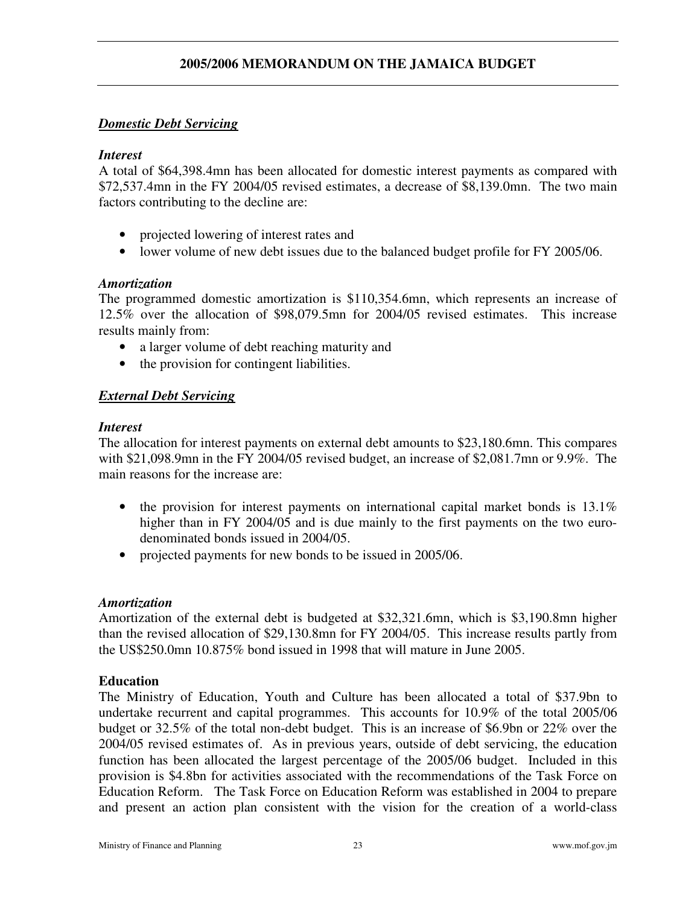### ***Domestic Debt Servicing***

***Interest***

A total of $64,398.4mn has been allocated for domestic interest payments as compared with $72,537.4mn in the FY 2004/05 revised estimates, a decrease of $8,139.0mn. The two main factors contributing to the decline are:

- projected lowering of interest rates and
- lower volume of new debt issues due to the balanced budget profile for FY 2005/06.

***Amortization***

The programmed domestic amortization is $110,354.6mn, which represents an increase of 12.5% over the allocation of $98,079.5mn for 2004/05 revised estimates. This increase results mainly from:

- a larger volume of debt reaching maturity and
- the provision for contingent liabilities.

### ***External Debt Servicing***

***Interest***

The allocation for interest payments on external debt amounts to $23,180.6mn. This compares with $21,098.9mn in the FY 2004/05 revised budget, an increase of $2,081.7mn or 9.9%. The main reasons for the increase are:

- the provision for interest payments on international capital market bonds is 13.1% higher than in FY 2004/05 and is due mainly to the first payments on the two euro-denominated bonds issued in 2004/05.
- projected payments for new bonds to be issued in 2005/06.

***Amortization***

Amortization of the external debt is budgeted at $32,321.6mn, which is $3,190.8mn higher than the revised allocation of $29,130.8mn for FY 2004/05. This increase results partly from the US$250.0mn 10.875% bond issued in 1998 that will mature in June 2005.

**Education**

The Ministry of Education, Youth and Culture has been allocated a total of $37.9bn to undertake recurrent and capital programmes. This accounts for 10.9% of the total 2005/06 budget or 32.5% of the total non-debt budget. This is an increase of $6.9bn or 22% over the 2004/05 revised estimates of. As in previous years, outside of debt servicing, the education function has been allocated the largest percentage of the 2005/06 budget. Included in this provision is $4.8bn for activities associated with the recommendations of the Task Force on Education Reform. The Task Force on Education Reform was established in 2004 to prepare and present an action plan consistent with the vision for the creation of a world-class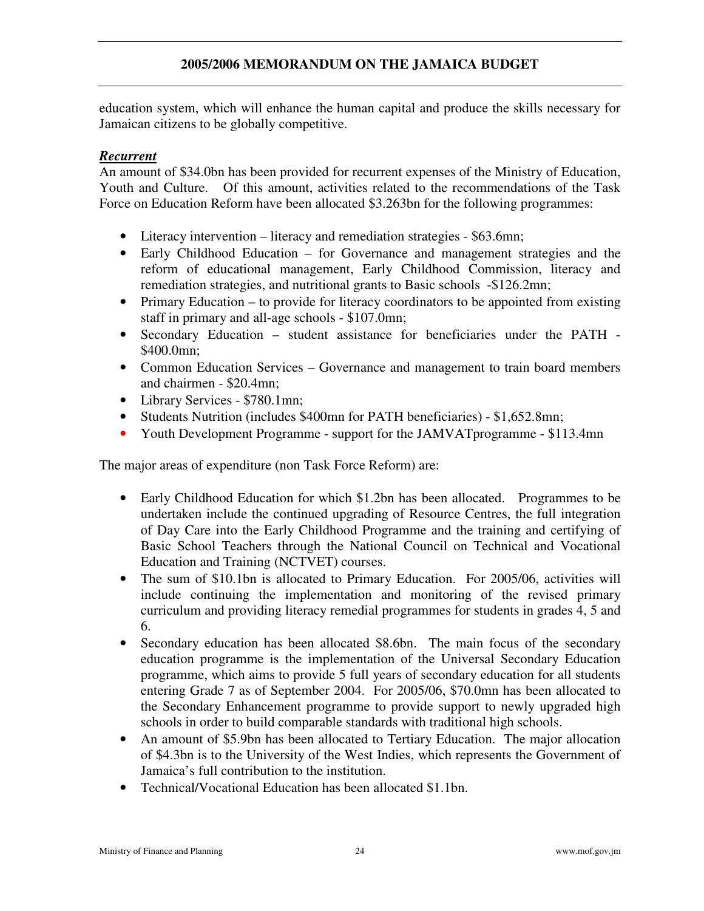education system, which will enhance the human capital and produce the skills necessary for Jamaican citizens to be globally competitive.

***Recurrent***

An amount of $34.0bn has been provided for recurrent expenses of the Ministry of Education, Youth and Culture. Of this amount, activities related to the recommendations of the Task Force on Education Reform have been allocated $3.263bn for the following programmes:

- Literacy intervention – literacy and remediation strategies - $63.6mn;
- Early Childhood Education – for Governance and management strategies and the reform of educational management, Early Childhood Commission, literacy and remediation strategies, and nutritional grants to Basic schools -$126.2mn;
- Primary Education – to provide for literacy coordinators to be appointed from existing staff in primary and all-age schools - $107.0mn;
- Secondary Education – student assistance for beneficiaries under the PATH - $400.0mn;
- Common Education Services – Governance and management to train board members and chairmen - $20.4mn;
- Library Services - $780.1mn;
- Students Nutrition (includes $400mn for PATH beneficiaries) - $1,652.8mn;
- Youth Development Programme - support for the JAMVATprogramme - $113.4mn

The major areas of expenditure (non Task Force Reform) are:

- Early Childhood Education for which $1.2bn has been allocated. Programmes to be undertaken include the continued upgrading of Resource Centres, the full integration of Day Care into the Early Childhood Programme and the training and certifying of Basic School Teachers through the National Council on Technical and Vocational Education and Training (NCTVET) courses.
- The sum of $10.1bn is allocated to Primary Education. For 2005/06, activities will include continuing the implementation and monitoring of the revised primary curriculum and providing literacy remedial programmes for students in grades 4, 5 and 6.
- Secondary education has been allocated $8.6bn. The main focus of the secondary education programme is the implementation of the Universal Secondary Education programme, which aims to provide 5 full years of secondary education for all students entering Grade 7 as of September 2004. For 2005/06, $70.0mn has been allocated to the Secondary Enhancement programme to provide support to newly upgraded high schools in order to build comparable standards with traditional high schools.
- An amount of $5.9bn has been allocated to Tertiary Education. The major allocation of $4.3bn is to the University of the West Indies, which represents the Government of Jamaica's full contribution to the institution.
- Technical/Vocational Education has been allocated $1.1bn.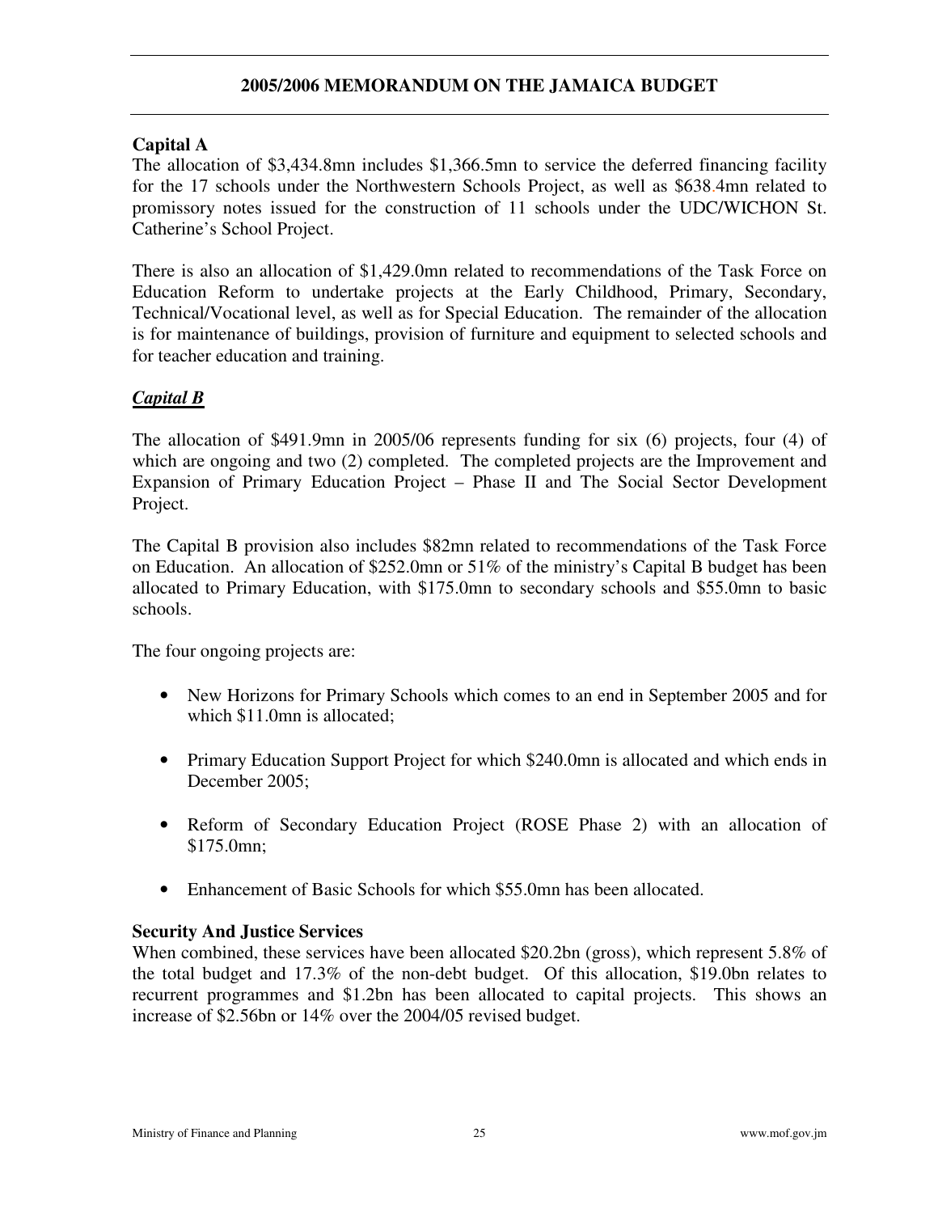**Capital A**

The allocation of $3,434.8mn includes $1,366.5mn to service the deferred financing facility for the 17 schools under the Northwestern Schools Project, as well as $638.4mn related to promissory notes issued for the construction of 11 schools under the UDC/WICHON St. Catherine's School Project.

There is also an allocation of $1,429.0mn related to recommendations of the Task Force on Education Reform to undertake projects at the Early Childhood, Primary, Secondary, Technical/Vocational level, as well as for Special Education. The remainder of the allocation is for maintenance of buildings, provision of furniture and equipment to selected schools and for teacher education and training.

***Capital B***

The allocation of $491.9mn in 2005/06 represents funding for six (6) projects, four (4) of which are ongoing and two (2) completed. The completed projects are the Improvement and Expansion of Primary Education Project – Phase II and The Social Sector Development Project.

The Capital B provision also includes $82mn related to recommendations of the Task Force on Education. An allocation of $252.0mn or 51% of the ministry's Capital B budget has been allocated to Primary Education, with $175.0mn to secondary schools and $55.0mn to basic schools.

The four ongoing projects are:

- New Horizons for Primary Schools which comes to an end in September 2005 and for which $11.0mn is allocated;
- Primary Education Support Project for which $240.0mn is allocated and which ends in December 2005;
- Reform of Secondary Education Project (ROSE Phase 2) with an allocation of $175.0mn;
- Enhancement of Basic Schools for which $55.0mn has been allocated.

**Security And Justice Services**

When combined, these services have been allocated $20.2bn (gross), which represent 5.8% of the total budget and 17.3% of the non-debt budget. Of this allocation, $19.0bn relates to recurrent programmes and $1.2bn has been allocated to capital projects. This shows an increase of $2.56bn or 14% over the 2004/05 revised budget.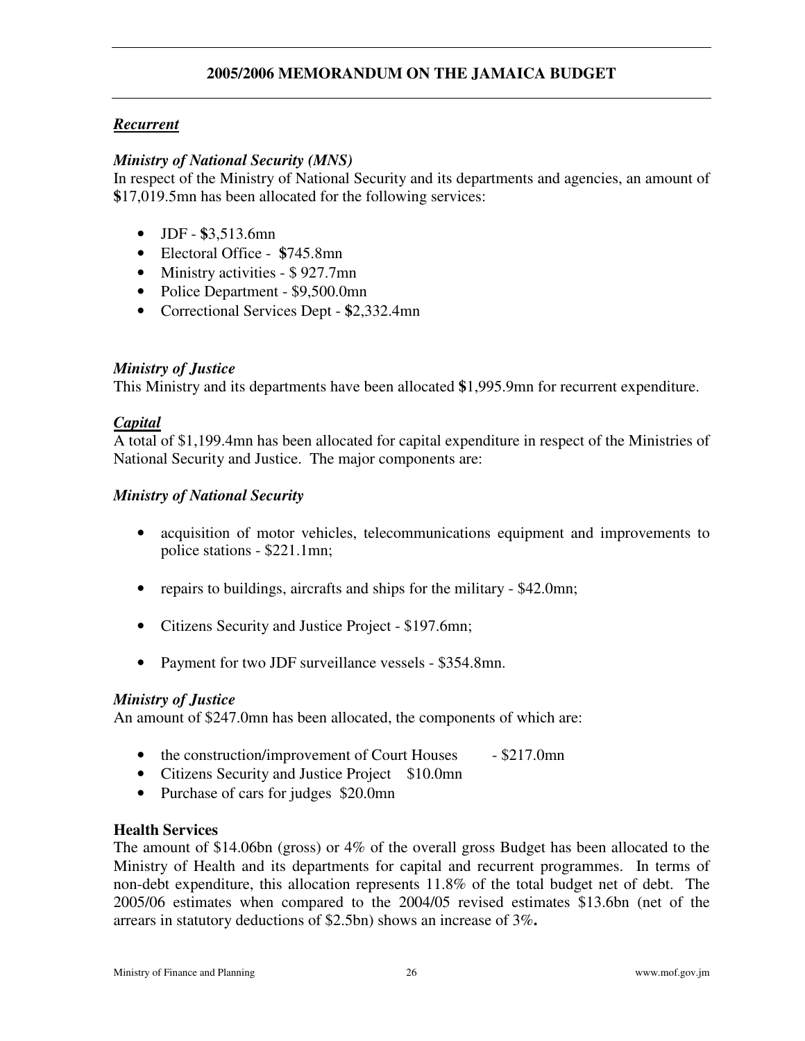***Recurrent***

***Ministry of National Security (MNS)***

In respect of the Ministry of National Security and its departments and agencies, an amount of **$**17,019.5mn has been allocated for the following services:

- JDF - **$**3,513.6mn
- Electoral Office - **$**745.8mn
- Ministry activities - $ 927.7mn
- Police Department - $9,500.0mn
- Correctional Services Dept - **$**2,332.4mn

***Ministry of Justice***

This Ministry and its departments have been allocated **$**1,995.9mn for recurrent expenditure.

***Capital***

A total of $1,199.4mn has been allocated for capital expenditure in respect of the Ministries of National Security and Justice. The major components are:

***Ministry of National Security***

- acquisition of motor vehicles, telecommunications equipment and improvements to police stations - $221.1mn;
- repairs to buildings, aircrafts and ships for the military - $42.0mn;
- Citizens Security and Justice Project - $197.6mn;
- Payment for two JDF surveillance vessels - $354.8mn.

***Ministry of Justice***

An amount of $247.0mn has been allocated, the components of which are:

- the construction/improvement of Court Houses - $217.0mn
- Citizens Security and Justice Project $10.0mn
- Purchase of cars for judges $20.0mn

**Health Services**

The amount of $14.06bn (gross) or 4% of the overall gross Budget has been allocated to the Ministry of Health and its departments for capital and recurrent programmes. In terms of non-debt expenditure, this allocation represents 11.8% of the total budget net of debt. The 2005/06 estimates when compared to the 2004/05 revised estimates $13.6bn (net of the arrears in statutory deductions of $2.5bn) shows an increase of 3%**.**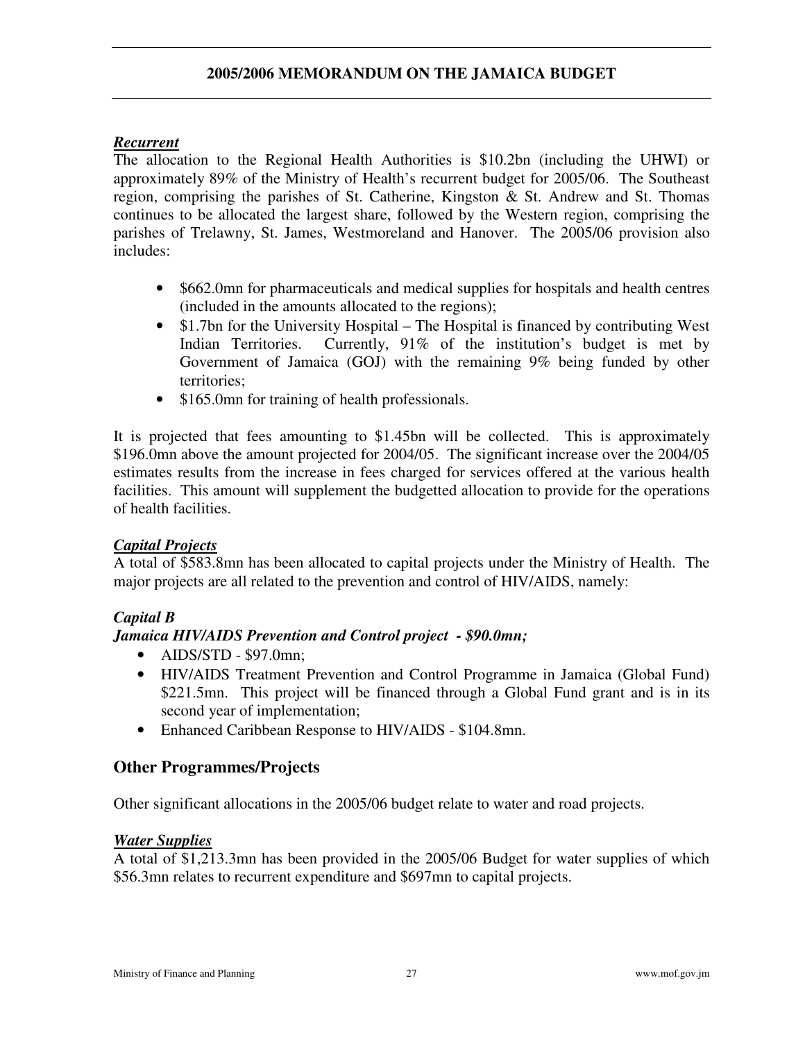***Recurrent***

The allocation to the Regional Health Authorities is $10.2bn (including the UHWI) or approximately 89% of the Ministry of Health's recurrent budget for 2005/06. The Southeast region, comprising the parishes of St. Catherine, Kingston & St. Andrew and St. Thomas continues to be allocated the largest share, followed by the Western region, comprising the parishes of Trelawny, St. James, Westmoreland and Hanover. The 2005/06 provision also includes:

- $662.0mn for pharmaceuticals and medical supplies for hospitals and health centres (included in the amounts allocated to the regions);
- $1.7bn for the University Hospital – The Hospital is financed by contributing West Indian Territories. Currently, 91% of the institution's budget is met by Government of Jamaica (GOJ) with the remaining 9% being funded by other territories;
- $165.0mn for training of health professionals.

It is projected that fees amounting to $1.45bn will be collected. This is approximately $196.0mn above the amount projected for 2004/05. The significant increase over the 2004/05 estimates results from the increase in fees charged for services offered at the various health facilities. This amount will supplement the budgetted allocation to provide for the operations of health facilities.

***Capital Projects***

A total of $583.8mn has been allocated to capital projects under the Ministry of Health. The major projects are all related to the prevention and control of HIV/AIDS, namely:

***Capital B***

***Jamaica HIV/AIDS Prevention and Control project - $90.0mn;***

- AIDS/STD - $97.0mn;
- HIV/AIDS Treatment Prevention and Control Programme in Jamaica (Global Fund) $221.5mn. This project will be financed through a Global Fund grant and is in its second year of implementation;
- Enhanced Caribbean Response to HIV/AIDS - $104.8mn.

## Other Programmes/Projects

Other significant allocations in the 2005/06 budget relate to water and road projects.

***Water Supplies***

A total of $1,213.3mn has been provided in the 2005/06 Budget for water supplies of which $56.3mn relates to recurrent expenditure and $697mn to capital projects.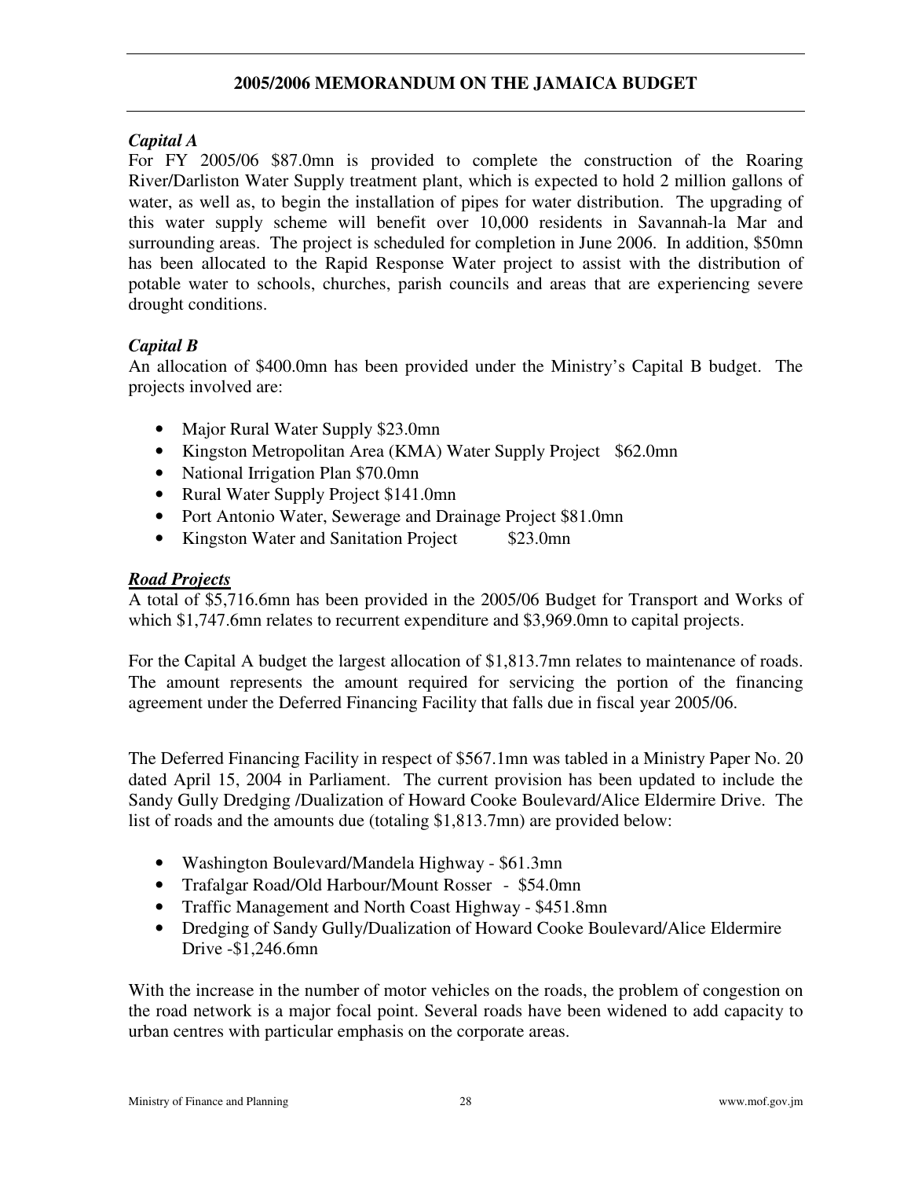### *Capital A*

For FY 2005/06 $87.0mn is provided to complete the construction of the Roaring River/Darliston Water Supply treatment plant, which is expected to hold 2 million gallons of water, as well as, to begin the installation of pipes for water distribution. The upgrading of this water supply scheme will benefit over 10,000 residents in Savannah-la Mar and surrounding areas. The project is scheduled for completion in June 2006. In addition, $50mn has been allocated to the Rapid Response Water project to assist with the distribution of potable water to schools, churches, parish councils and areas that are experiencing severe drought conditions.

### *Capital B*

An allocation of $400.0mn has been provided under the Ministry's Capital B budget. The projects involved are:

- Major Rural Water Supply $23.0mn
- Kingston Metropolitan Area (KMA) Water Supply Project $62.0mn
- National Irrigation Plan $70.0mn
- Rural Water Supply Project $141.0mn
- Port Antonio Water, Sewerage and Drainage Project $81.0mn
- Kingston Water and Sanitation Project $23.0mn

### ***Road Projects***

A total of $5,716.6mn has been provided in the 2005/06 Budget for Transport and Works of which $1,747.6mn relates to recurrent expenditure and $3,969.0mn to capital projects.

For the Capital A budget the largest allocation of $1,813.7mn relates to maintenance of roads. The amount represents the amount required for servicing the portion of the financing agreement under the Deferred Financing Facility that falls due in fiscal year 2005/06.

The Deferred Financing Facility in respect of $567.1mn was tabled in a Ministry Paper No. 20 dated April 15, 2004 in Parliament. The current provision has been updated to include the Sandy Gully Dredging /Dualization of Howard Cooke Boulevard/Alice Eldermire Drive. The list of roads and the amounts due (totaling $1,813.7mn) are provided below:

- Washington Boulevard/Mandela Highway - $61.3mn
- Trafalgar Road/Old Harbour/Mount Rosser - $54.0mn
- Traffic Management and North Coast Highway - $451.8mn
- Dredging of Sandy Gully/Dualization of Howard Cooke Boulevard/Alice Eldermire Drive -$1,246.6mn

With the increase in the number of motor vehicles on the roads, the problem of congestion on the road network is a major focal point. Several roads have been widened to add capacity to urban centres with particular emphasis on the corporate areas.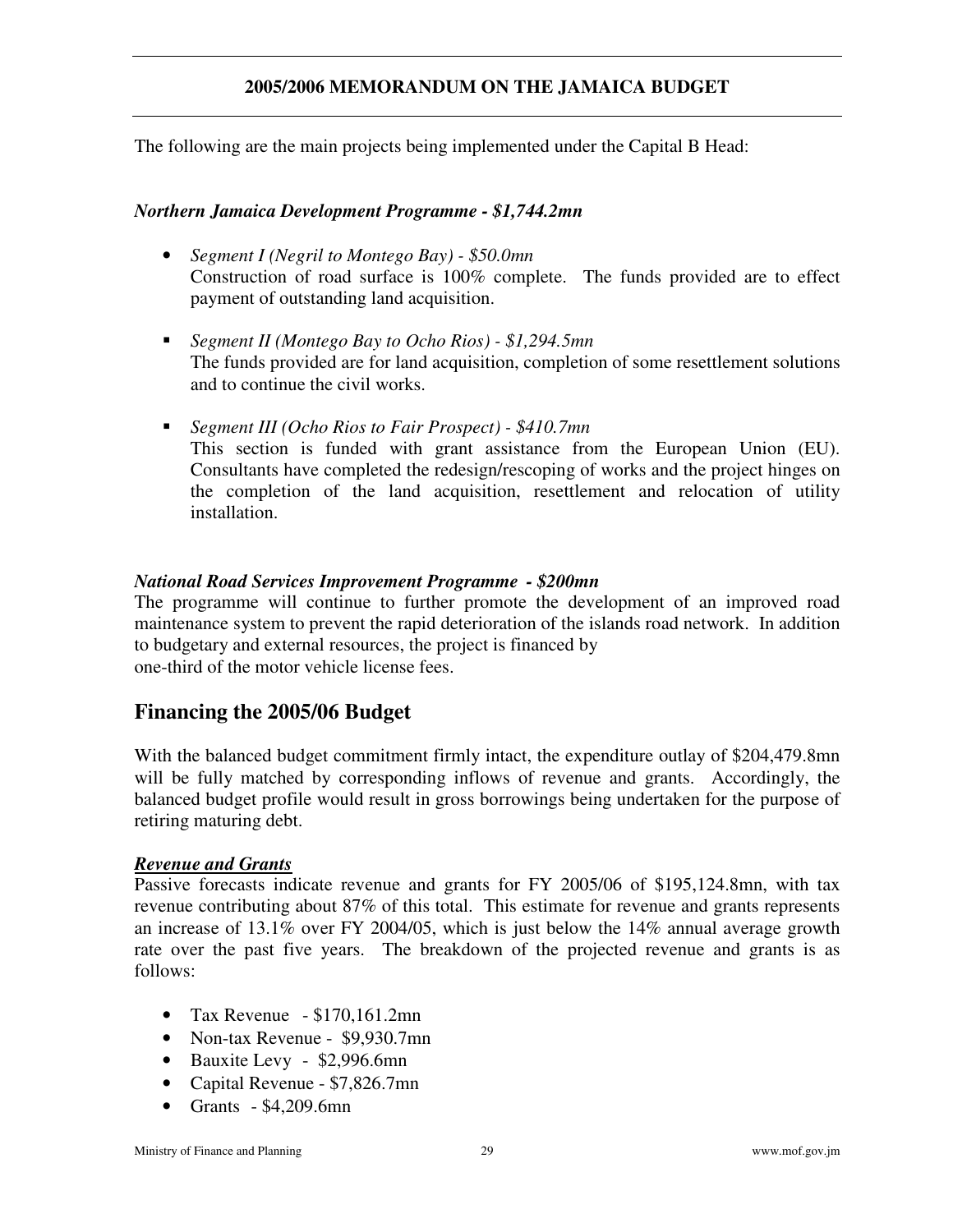The following are the main projects being implemented under the Capital B Head:

***Northern Jamaica Development Programme - $1,744.2mn***

- *Segment I (Negril to Montego Bay) - $50.0mn*
  Construction of road surface is 100% complete. The funds provided are to effect payment of outstanding land acquisition.

- *Segment II (Montego Bay to Ocho Rios) - $1,294.5mn*
  The funds provided are for land acquisition, completion of some resettlement solutions and to continue the civil works.

- *Segment III (Ocho Rios to Fair Prospect) - $410.7mn*
  This section is funded with grant assistance from the European Union (EU). Consultants have completed the redesign/rescoping of works and the project hinges on the completion of the land acquisition, resettlement and relocation of utility installation.

***National Road Services Improvement Programme - $200mn***

The programme will continue to further promote the development of an improved road maintenance system to prevent the rapid deterioration of the islands road network. In addition to budgetary and external resources, the project is financed by one-third of the motor vehicle license fees.

## Financing the 2005/06 Budget

With the balanced budget commitment firmly intact, the expenditure outlay of $204,479.8mn will be fully matched by corresponding inflows of revenue and grants. Accordingly, the balanced budget profile would result in gross borrowings being undertaken for the purpose of retiring maturing debt.

***Revenue and Grants***

Passive forecasts indicate revenue and grants for FY 2005/06 of $195,124.8mn, with tax revenue contributing about 87% of this total. This estimate for revenue and grants represents an increase of 13.1% over FY 2004/05, which is just below the 14% annual average growth rate over the past five years. The breakdown of the projected revenue and grants is as follows:

- Tax Revenue - $170,161.2mn
- Non-tax Revenue - $9,930.7mn
- Bauxite Levy - $2,996.6mn
- Capital Revenue - $7,826.7mn
- Grants - $4,209.6mn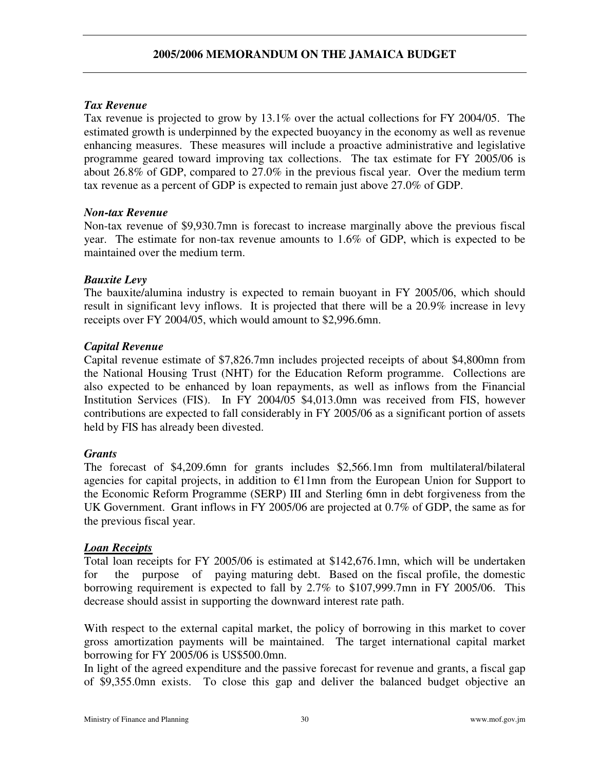### *Tax Revenue*

Tax revenue is projected to grow by 13.1% over the actual collections for FY 2004/05. The estimated growth is underpinned by the expected buoyancy in the economy as well as revenue enhancing measures. These measures will include a proactive administrative and legislative programme geared toward improving tax collections. The tax estimate for FY 2005/06 is about 26.8% of GDP, compared to 27.0% in the previous fiscal year. Over the medium term tax revenue as a percent of GDP is expected to remain just above 27.0% of GDP.

### *Non-tax Revenue*

Non-tax revenue of $9,930.7mn is forecast to increase marginally above the previous fiscal year. The estimate for non-tax revenue amounts to 1.6% of GDP, which is expected to be maintained over the medium term.

### *Bauxite Levy*

The bauxite/alumina industry is expected to remain buoyant in FY 2005/06, which should result in significant levy inflows. It is projected that there will be a 20.9% increase in levy receipts over FY 2004/05, which would amount to $2,996.6mn.

### *Capital Revenue*

Capital revenue estimate of $7,826.7mn includes projected receipts of about $4,800mn from the National Housing Trust (NHT) for the Education Reform programme. Collections are also expected to be enhanced by loan repayments, as well as inflows from the Financial Institution Services (FIS). In FY 2004/05 $4,013.0mn was received from FIS, however contributions are expected to fall considerably in FY 2005/06 as a significant portion of assets held by FIS has already been divested.

### *Grants*

The forecast of $4,209.6mn for grants includes $2,566.1mn from multilateral/bilateral agencies for capital projects, in addition to €11mn from the European Union for Support to the Economic Reform Programme (SERP) III and Sterling 6mn in debt forgiveness from the UK Government. Grant inflows in FY 2005/06 are projected at 0.7% of GDP, the same as for the previous fiscal year.

### ***Loan Receipts***

Total loan receipts for FY 2005/06 is estimated at $142,676.1mn, which will be undertaken for the purpose of paying maturing debt. Based on the fiscal profile, the domestic borrowing requirement is expected to fall by 2.7% to $107,999.7mn in FY 2005/06. This decrease should assist in supporting the downward interest rate path.

With respect to the external capital market, the policy of borrowing in this market to cover gross amortization payments will be maintained. The target international capital market borrowing for FY 2005/06 is US$500.0mn.

In light of the agreed expenditure and the passive forecast for revenue and grants, a fiscal gap of $9,355.0mn exists. To close this gap and deliver the balanced budget objective an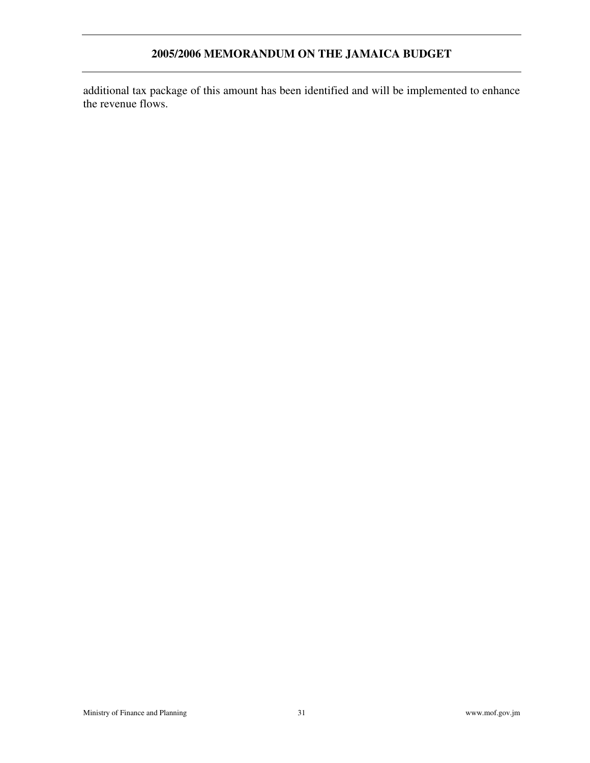additional tax package of this amount has been identified and will be implemented to enhance the revenue flows.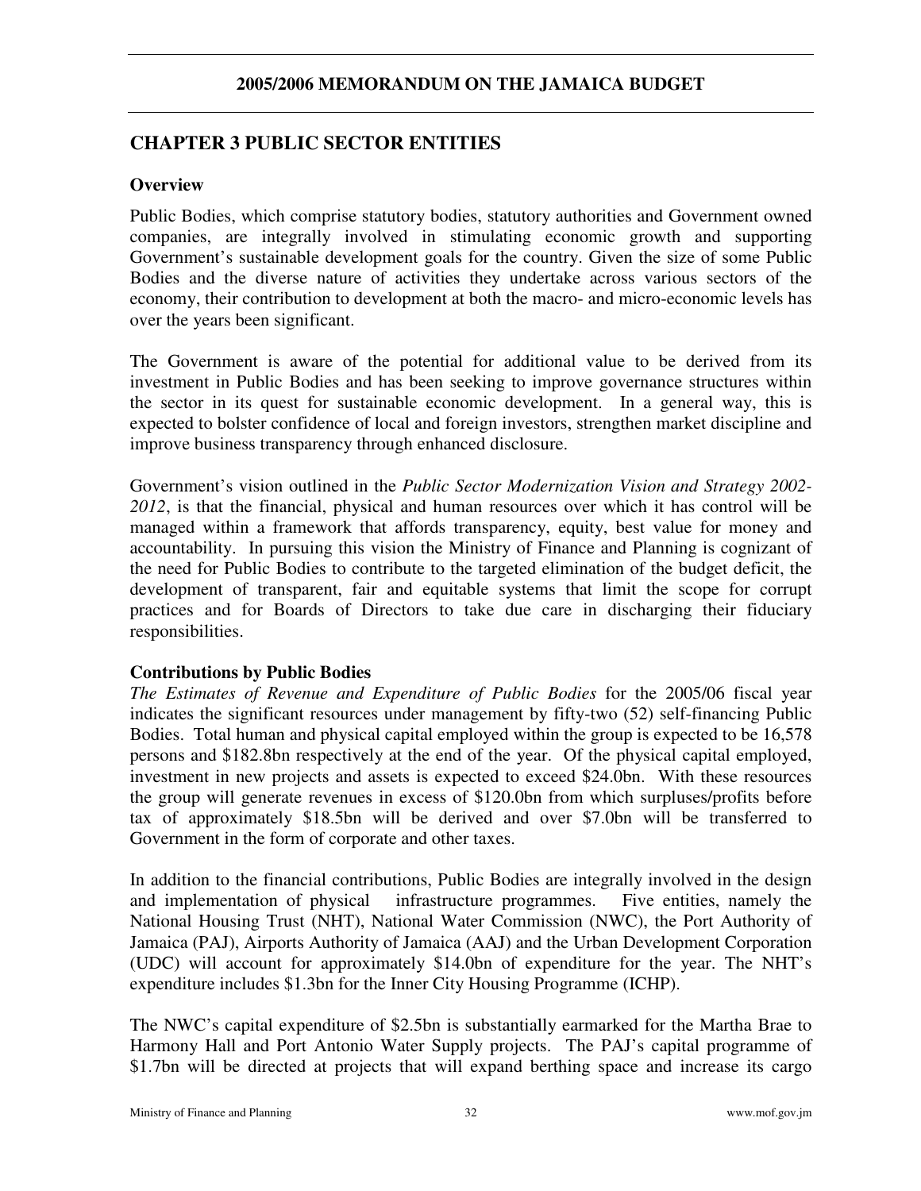## CHAPTER 3 PUBLIC SECTOR ENTITIES

### Overview

Public Bodies, which comprise statutory bodies, statutory authorities and Government owned companies, are integrally involved in stimulating economic growth and supporting Government's sustainable development goals for the country. Given the size of some Public Bodies and the diverse nature of activities they undertake across various sectors of the economy, their contribution to development at both the macro- and micro-economic levels has over the years been significant.

The Government is aware of the potential for additional value to be derived from its investment in Public Bodies and has been seeking to improve governance structures within the sector in its quest for sustainable economic development. In a general way, this is expected to bolster confidence of local and foreign investors, strengthen market discipline and improve business transparency through enhanced disclosure.

Government's vision outlined in the *Public Sector Modernization Vision and Strategy 2002-2012*, is that the financial, physical and human resources over which it has control will be managed within a framework that affords transparency, equity, best value for money and accountability. In pursuing this vision the Ministry of Finance and Planning is cognizant of the need for Public Bodies to contribute to the targeted elimination of the budget deficit, the development of transparent, fair and equitable systems that limit the scope for corrupt practices and for Boards of Directors to take due care in discharging their fiduciary responsibilities.

### Contributions by Public Bodies

*The Estimates of Revenue and Expenditure of Public Bodies* for the 2005/06 fiscal year indicates the significant resources under management by fifty-two (52) self-financing Public Bodies. Total human and physical capital employed within the group is expected to be 16,578 persons and $182.8bn respectively at the end of the year. Of the physical capital employed, investment in new projects and assets is expected to exceed $24.0bn. With these resources the group will generate revenues in excess of $120.0bn from which surpluses/profits before tax of approximately $18.5bn will be derived and over $7.0bn will be transferred to Government in the form of corporate and other taxes.

In addition to the financial contributions, Public Bodies are integrally involved in the design and implementation of physical infrastructure programmes. Five entities, namely the National Housing Trust (NHT), National Water Commission (NWC), the Port Authority of Jamaica (PAJ), Airports Authority of Jamaica (AAJ) and the Urban Development Corporation (UDC) will account for approximately $14.0bn of expenditure for the year. The NHT's expenditure includes $1.3bn for the Inner City Housing Programme (ICHP).

The NWC's capital expenditure of $2.5bn is substantially earmarked for the Martha Brae to Harmony Hall and Port Antonio Water Supply projects. The PAJ's capital programme of $1.7bn will be directed at projects that will expand berthing space and increase its cargo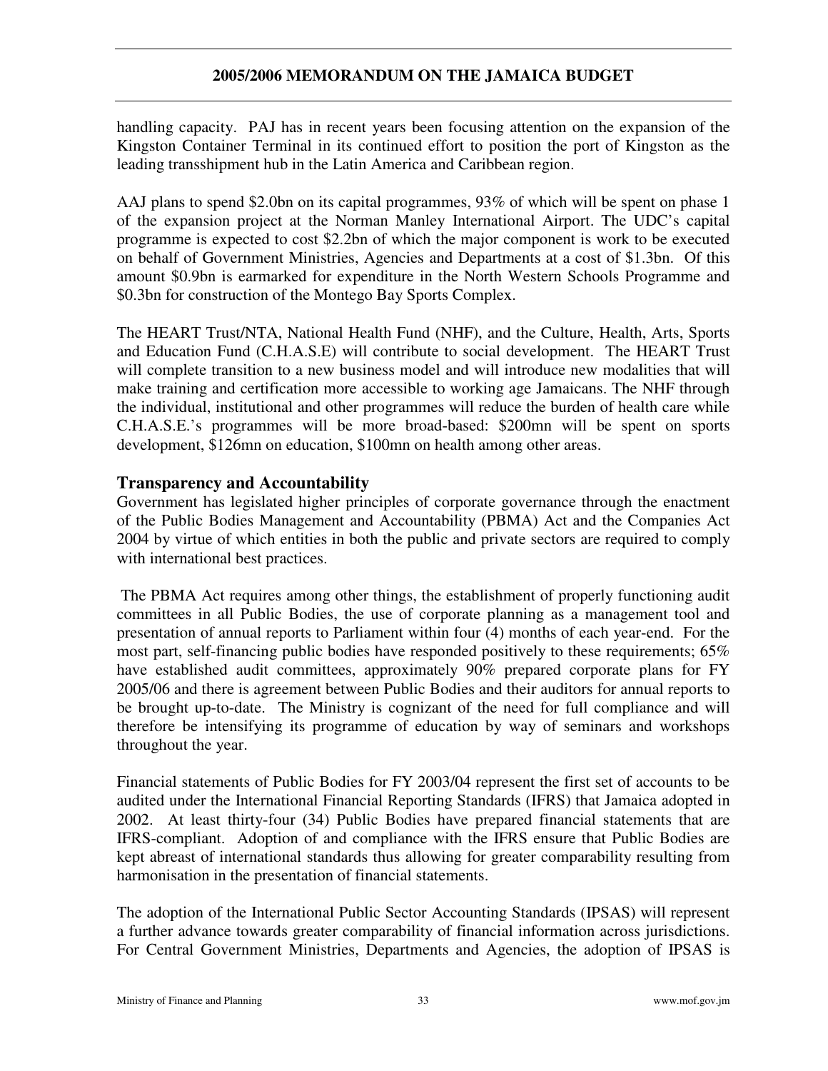handling capacity. PAJ has in recent years been focusing attention on the expansion of the Kingston Container Terminal in its continued effort to position the port of Kingston as the leading transshipment hub in the Latin America and Caribbean region.

AAJ plans to spend $2.0bn on its capital programmes, 93% of which will be spent on phase 1 of the expansion project at the Norman Manley International Airport. The UDC's capital programme is expected to cost $2.2bn of which the major component is work to be executed on behalf of Government Ministries, Agencies and Departments at a cost of $1.3bn. Of this amount $0.9bn is earmarked for expenditure in the North Western Schools Programme and $0.3bn for construction of the Montego Bay Sports Complex.

The HEART Trust/NTA, National Health Fund (NHF), and the Culture, Health, Arts, Sports and Education Fund (C.H.A.S.E) will contribute to social development. The HEART Trust will complete transition to a new business model and will introduce new modalities that will make training and certification more accessible to working age Jamaicans. The NHF through the individual, institutional and other programmes will reduce the burden of health care while C.H.A.S.E.'s programmes will be more broad-based: $200mn will be spent on sports development, $126mn on education, $100mn on health among other areas.

## Transparency and Accountability

Government has legislated higher principles of corporate governance through the enactment of the Public Bodies Management and Accountability (PBMA) Act and the Companies Act 2004 by virtue of which entities in both the public and private sectors are required to comply with international best practices.

The PBMA Act requires among other things, the establishment of properly functioning audit committees in all Public Bodies, the use of corporate planning as a management tool and presentation of annual reports to Parliament within four (4) months of each year-end. For the most part, self-financing public bodies have responded positively to these requirements; 65% have established audit committees, approximately 90% prepared corporate plans for FY 2005/06 and there is agreement between Public Bodies and their auditors for annual reports to be brought up-to-date. The Ministry is cognizant of the need for full compliance and will therefore be intensifying its programme of education by way of seminars and workshops throughout the year.

Financial statements of Public Bodies for FY 2003/04 represent the first set of accounts to be audited under the International Financial Reporting Standards (IFRS) that Jamaica adopted in 2002. At least thirty-four (34) Public Bodies have prepared financial statements that are IFRS-compliant. Adoption of and compliance with the IFRS ensure that Public Bodies are kept abreast of international standards thus allowing for greater comparability resulting from harmonisation in the presentation of financial statements.

The adoption of the International Public Sector Accounting Standards (IPSAS) will represent a further advance towards greater comparability of financial information across jurisdictions. For Central Government Ministries, Departments and Agencies, the adoption of IPSAS is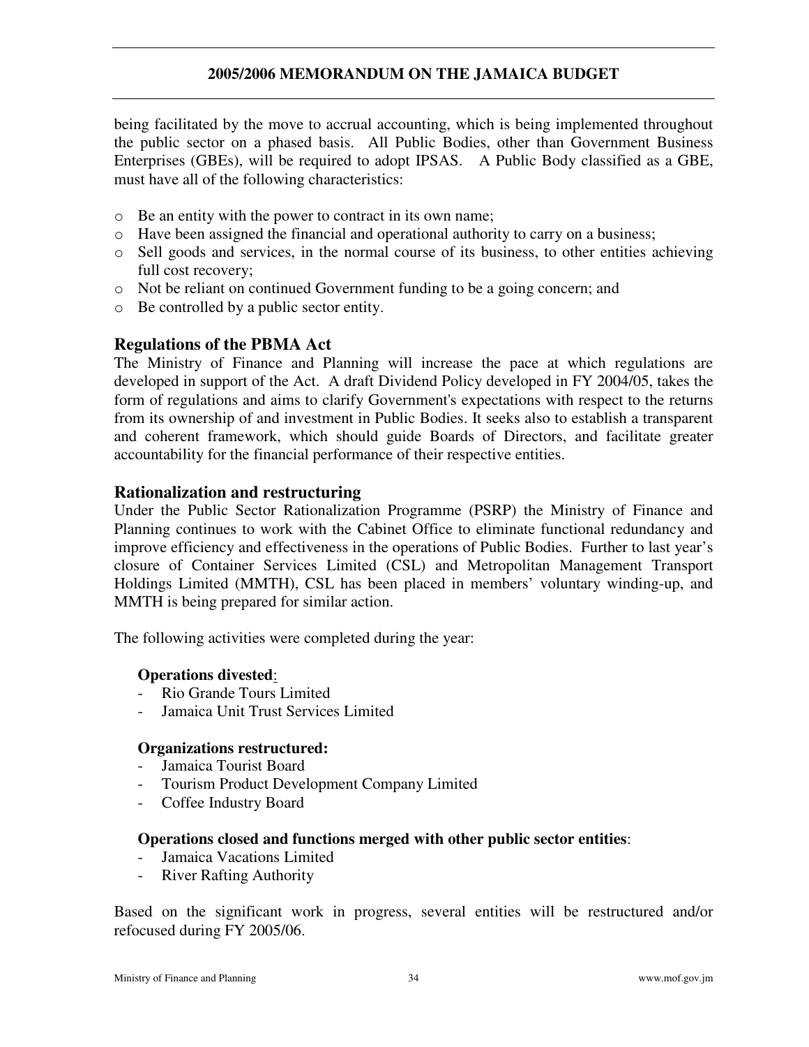being facilitated by the move to accrual accounting, which is being implemented throughout the public sector on a phased basis. All Public Bodies, other than Government Business Enterprises (GBEs), will be required to adopt IPSAS. A Public Body classified as a GBE, must have all of the following characteristics:

- Be an entity with the power to contract in its own name;
- Have been assigned the financial and operational authority to carry on a business;
- Sell goods and services, in the normal course of its business, to other entities achieving full cost recovery;
- Not be reliant on continued Government funding to be a going concern; and
- Be controlled by a public sector entity.

## Regulations of the PBMA Act

The Ministry of Finance and Planning will increase the pace at which regulations are developed in support of the Act. A draft Dividend Policy developed in FY 2004/05, takes the form of regulations and aims to clarify Government's expectations with respect to the returns from its ownership of and investment in Public Bodies. It seeks also to establish a transparent and coherent framework, which should guide Boards of Directors, and facilitate greater accountability for the financial performance of their respective entities.

## Rationalization and restructuring

Under the Public Sector Rationalization Programme (PSRP) the Ministry of Finance and Planning continues to work with the Cabinet Office to eliminate functional redundancy and improve efficiency and effectiveness in the operations of Public Bodies. Further to last year's closure of Container Services Limited (CSL) and Metropolitan Management Transport Holdings Limited (MMTH), CSL has been placed in members' voluntary winding-up, and MMTH is being prepared for similar action.

The following activities were completed during the year:

**Operations divested**:
- Rio Grande Tours Limited
- Jamaica Unit Trust Services Limited

**Organizations restructured:**
- Jamaica Tourist Board
- Tourism Product Development Company Limited
- Coffee Industry Board

**Operations closed and functions merged with other public sector entities**:
- Jamaica Vacations Limited
- River Rafting Authority

Based on the significant work in progress, several entities will be restructured and/or refocused during FY 2005/06.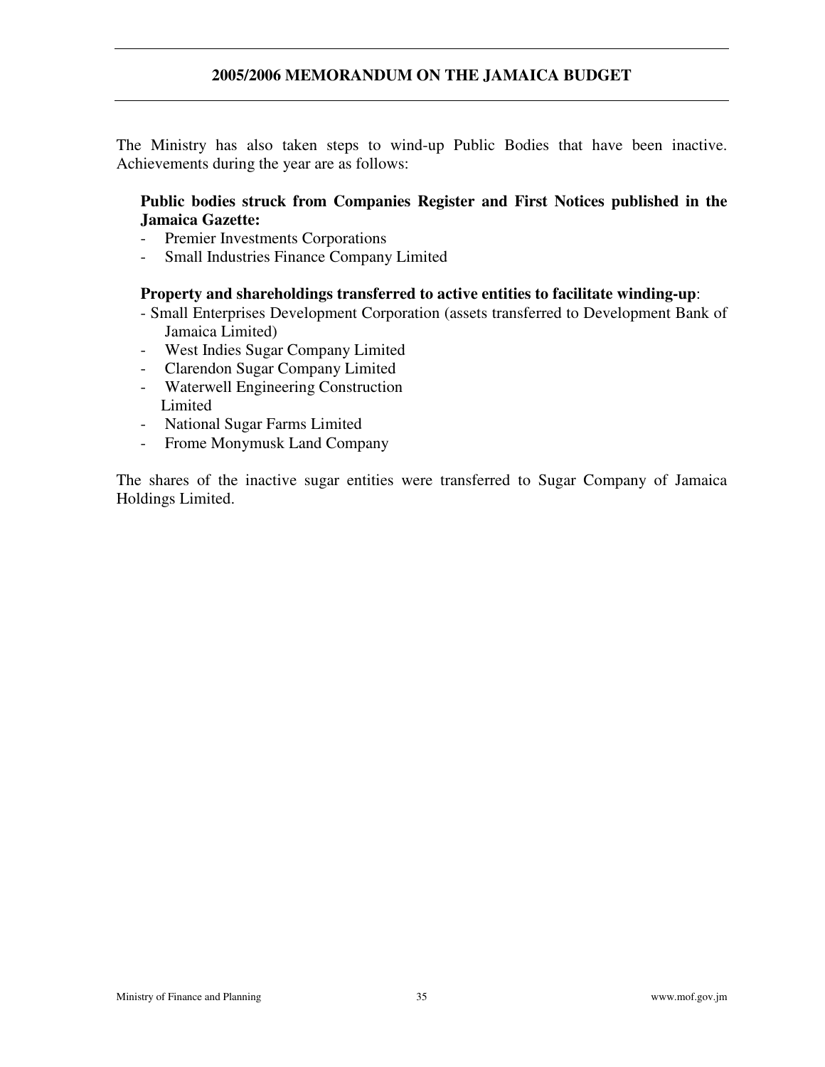The Ministry has also taken steps to wind-up Public Bodies that have been inactive. Achievements during the year are as follows:

**Public bodies struck from Companies Register and First Notices published in the Jamaica Gazette:**

- Premier Investments Corporations
- Small Industries Finance Company Limited

**Property and shareholdings transferred to active entities to facilitate winding-up**:

- Small Enterprises Development Corporation (assets transferred to Development Bank of Jamaica Limited)
- West Indies Sugar Company Limited
- Clarendon Sugar Company Limited
- Waterwell Engineering Construction Limited
- National Sugar Farms Limited
- Frome Monymusk Land Company

The shares of the inactive sugar entities were transferred to Sugar Company of Jamaica Holdings Limited.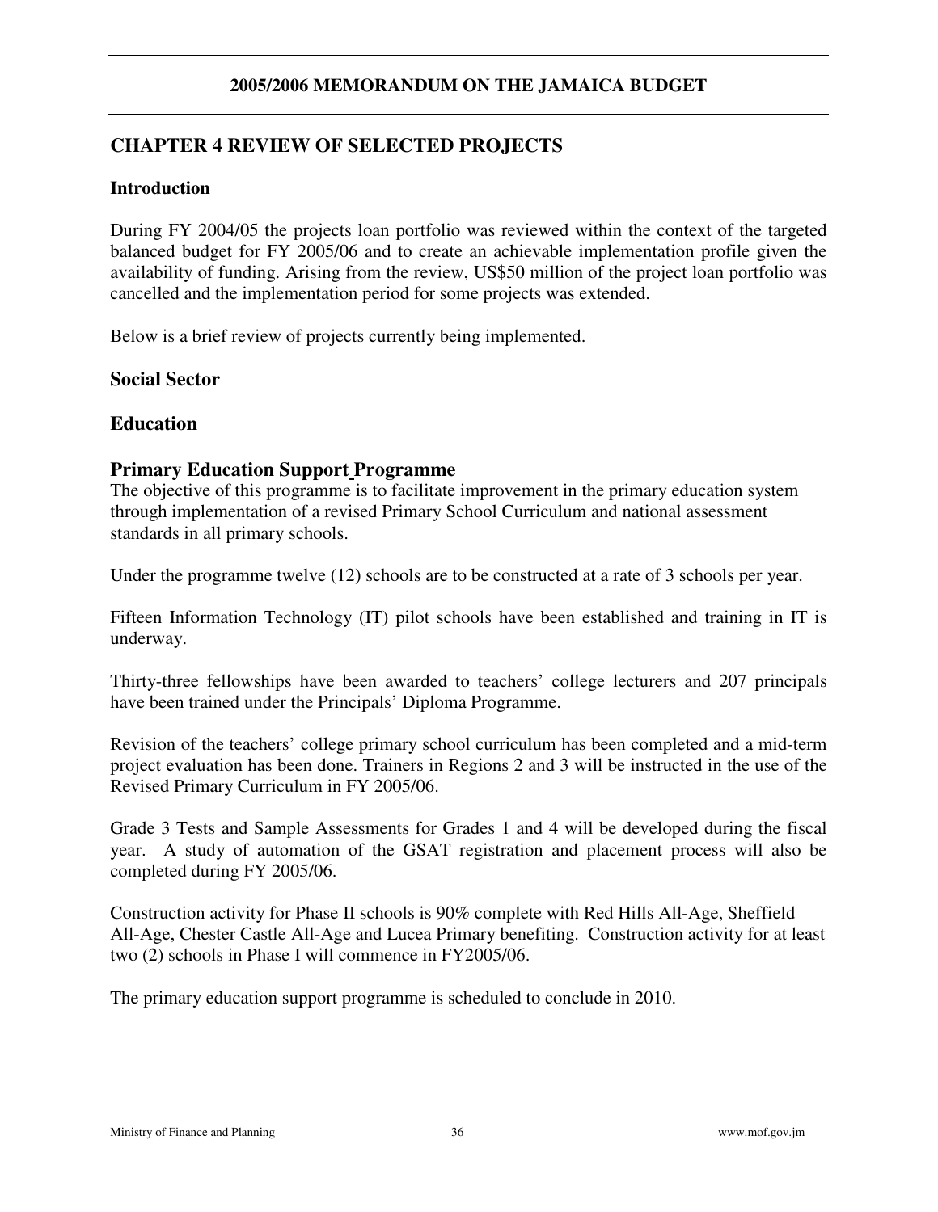# CHAPTER 4 REVIEW OF SELECTED PROJECTS

### Introduction

During FY 2004/05 the projects loan portfolio was reviewed within the context of the targeted balanced budget for FY 2005/06 and to create an achievable implementation profile given the availability of funding. Arising from the review, US$50 million of the project loan portfolio was cancelled and the implementation period for some projects was extended.

Below is a brief review of projects currently being implemented.

## Social Sector

## Education

## Primary Education Support Programme

The objective of this programme is to facilitate improvement in the primary education system through implementation of a revised Primary School Curriculum and national assessment standards in all primary schools.

Under the programme twelve (12) schools are to be constructed at a rate of 3 schools per year.

Fifteen Information Technology (IT) pilot schools have been established and training in IT is underway.

Thirty-three fellowships have been awarded to teachers' college lecturers and 207 principals have been trained under the Principals' Diploma Programme.

Revision of the teachers' college primary school curriculum has been completed and a mid-term project evaluation has been done. Trainers in Regions 2 and 3 will be instructed in the use of the Revised Primary Curriculum in FY 2005/06.

Grade 3 Tests and Sample Assessments for Grades 1 and 4 will be developed during the fiscal year. A study of automation of the GSAT registration and placement process will also be completed during FY 2005/06.

Construction activity for Phase II schools is 90% complete with Red Hills All-Age, Sheffield All-Age, Chester Castle All-Age and Lucea Primary benefiting. Construction activity for at least two (2) schools in Phase I will commence in FY2005/06.

The primary education support programme is scheduled to conclude in 2010.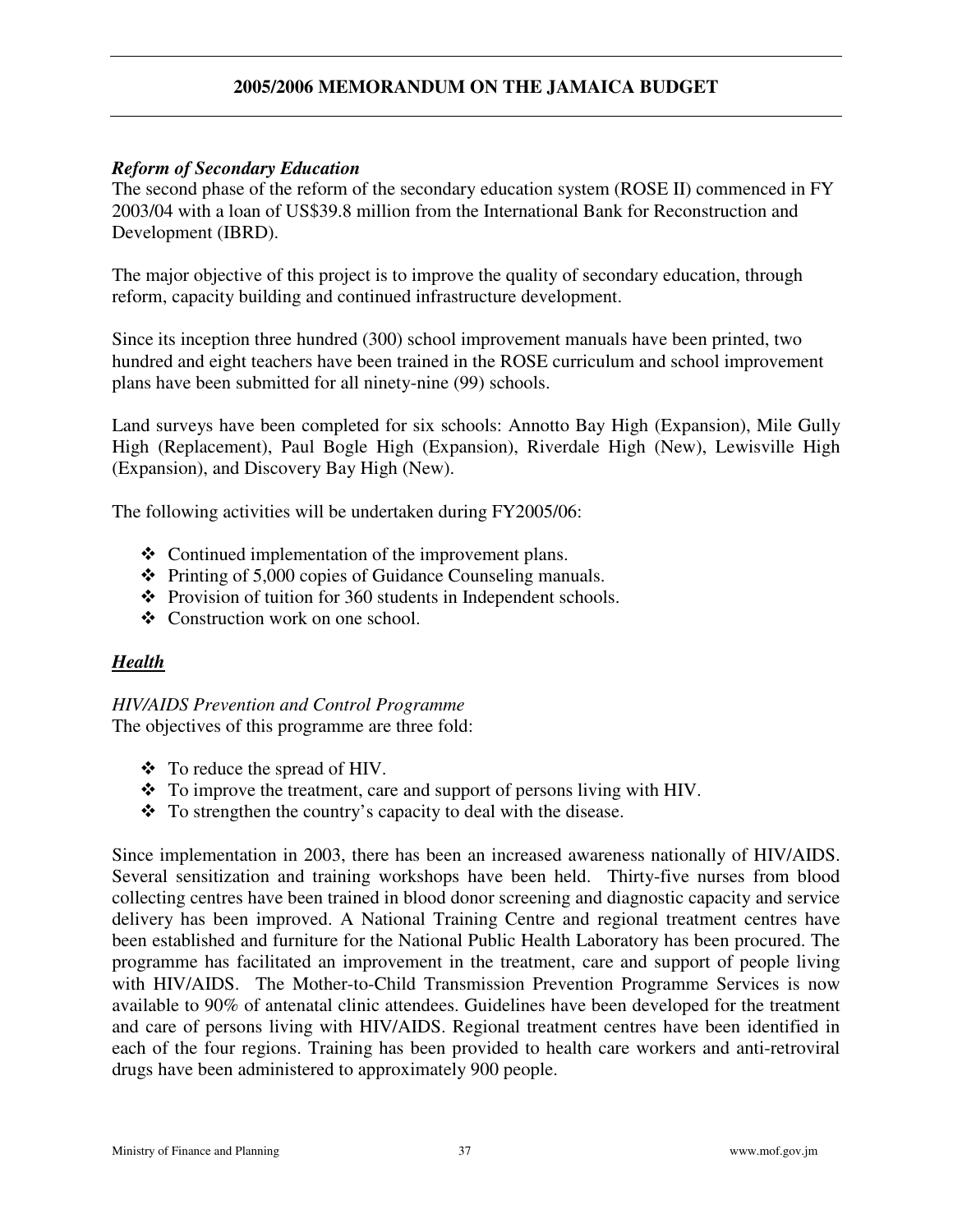### *Reform of Secondary Education*

The second phase of the reform of the secondary education system (ROSE II) commenced in FY 2003/04 with a loan of US$39.8 million from the International Bank for Reconstruction and Development (IBRD).

The major objective of this project is to improve the quality of secondary education, through reform, capacity building and continued infrastructure development.

Since its inception three hundred (300) school improvement manuals have been printed, two hundred and eight teachers have been trained in the ROSE curriculum and school improvement plans have been submitted for all ninety-nine (99) schools.

Land surveys have been completed for six schools: Annotto Bay High (Expansion), Mile Gully High (Replacement), Paul Bogle High (Expansion), Riverdale High (New), Lewisville High (Expansion), and Discovery Bay High (New).

The following activities will be undertaken during FY2005/06:

- Continued implementation of the improvement plans.
- Printing of 5,000 copies of Guidance Counseling manuals.
- Provision of tuition for 360 students in Independent schools.
- Construction work on one school.

## ***Health***

*HIV/AIDS Prevention and Control Programme*

The objectives of this programme are three fold:

- To reduce the spread of HIV.
- To improve the treatment, care and support of persons living with HIV.
- To strengthen the country's capacity to deal with the disease.

Since implementation in 2003, there has been an increased awareness nationally of HIV/AIDS. Several sensitization and training workshops have been held. Thirty-five nurses from blood collecting centres have been trained in blood donor screening and diagnostic capacity and service delivery has been improved. A National Training Centre and regional treatment centres have been established and furniture for the National Public Health Laboratory has been procured. The programme has facilitated an improvement in the treatment, care and support of people living with HIV/AIDS. The Mother-to-Child Transmission Prevention Programme Services is now available to 90% of antenatal clinic attendees. Guidelines have been developed for the treatment and care of persons living with HIV/AIDS. Regional treatment centres have been identified in each of the four regions. Training has been provided to health care workers and anti-retroviral drugs have been administered to approximately 900 people.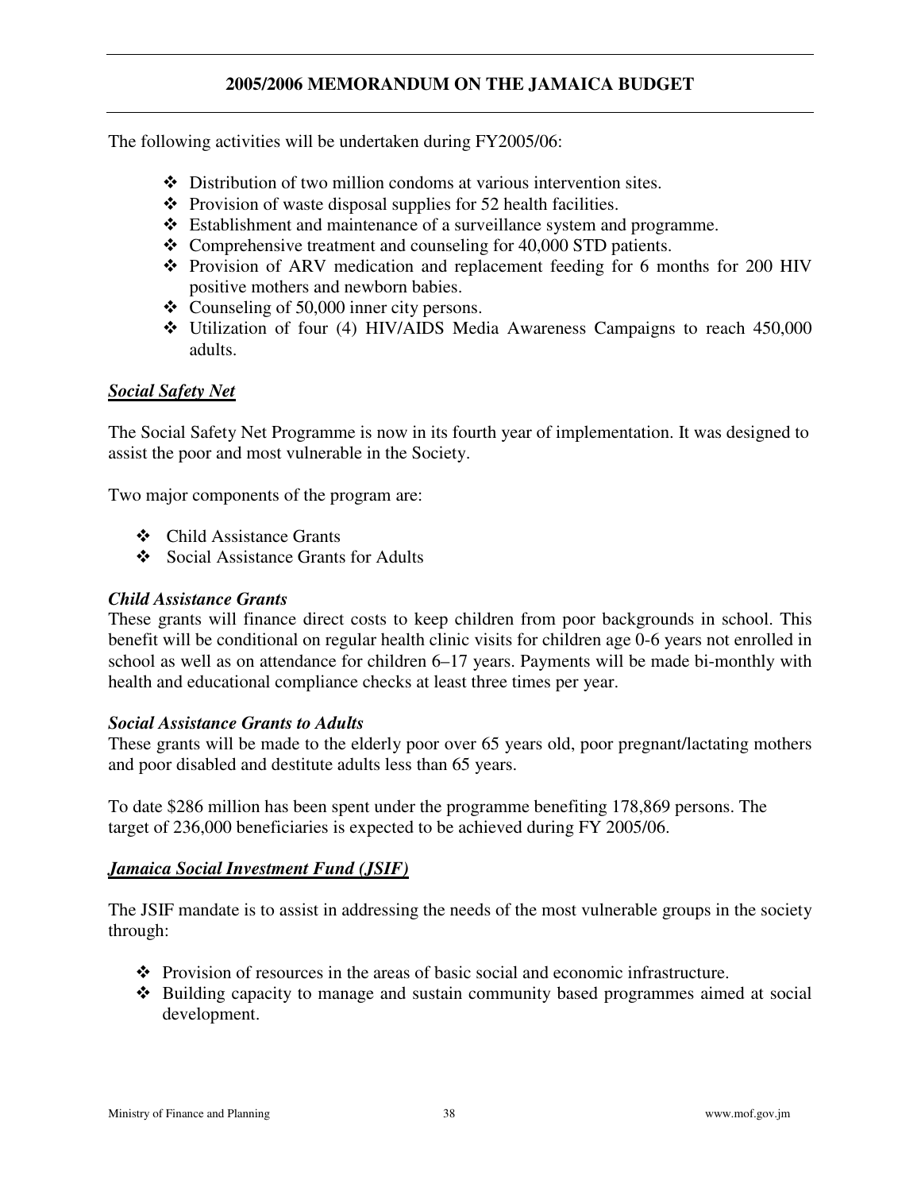The following activities will be undertaken during FY2005/06:

- Distribution of two million condoms at various intervention sites.
- Provision of waste disposal supplies for 52 health facilities.
- Establishment and maintenance of a surveillance system and programme.
- Comprehensive treatment and counseling for 40,000 STD patients.
- Provision of ARV medication and replacement feeding for 6 months for 200 HIV positive mothers and newborn babies.
- Counseling of 50,000 inner city persons.
- Utilization of four (4) HIV/AIDS Media Awareness Campaigns to reach 450,000 adults.

## ***Social Safety Net***

The Social Safety Net Programme is now in its fourth year of implementation. It was designed to assist the poor and most vulnerable in the Society.

Two major components of the program are:

- Child Assistance Grants
- Social Assistance Grants for Adults

### *Child Assistance Grants*

These grants will finance direct costs to keep children from poor backgrounds in school. This benefit will be conditional on regular health clinic visits for children age 0-6 years not enrolled in school as well as on attendance for children 6–17 years. Payments will be made bi-monthly with health and educational compliance checks at least three times per year.

### *Social Assistance Grants to Adults*

These grants will be made to the elderly poor over 65 years old, poor pregnant/lactating mothers and poor disabled and destitute adults less than 65 years.

To date $286 million has been spent under the programme benefiting 178,869 persons. The target of 236,000 beneficiaries is expected to be achieved during FY 2005/06.

## ***Jamaica Social Investment Fund (JSIF)***

The JSIF mandate is to assist in addressing the needs of the most vulnerable groups in the society through:

- Provision of resources in the areas of basic social and economic infrastructure.
- Building capacity to manage and sustain community based programmes aimed at social development.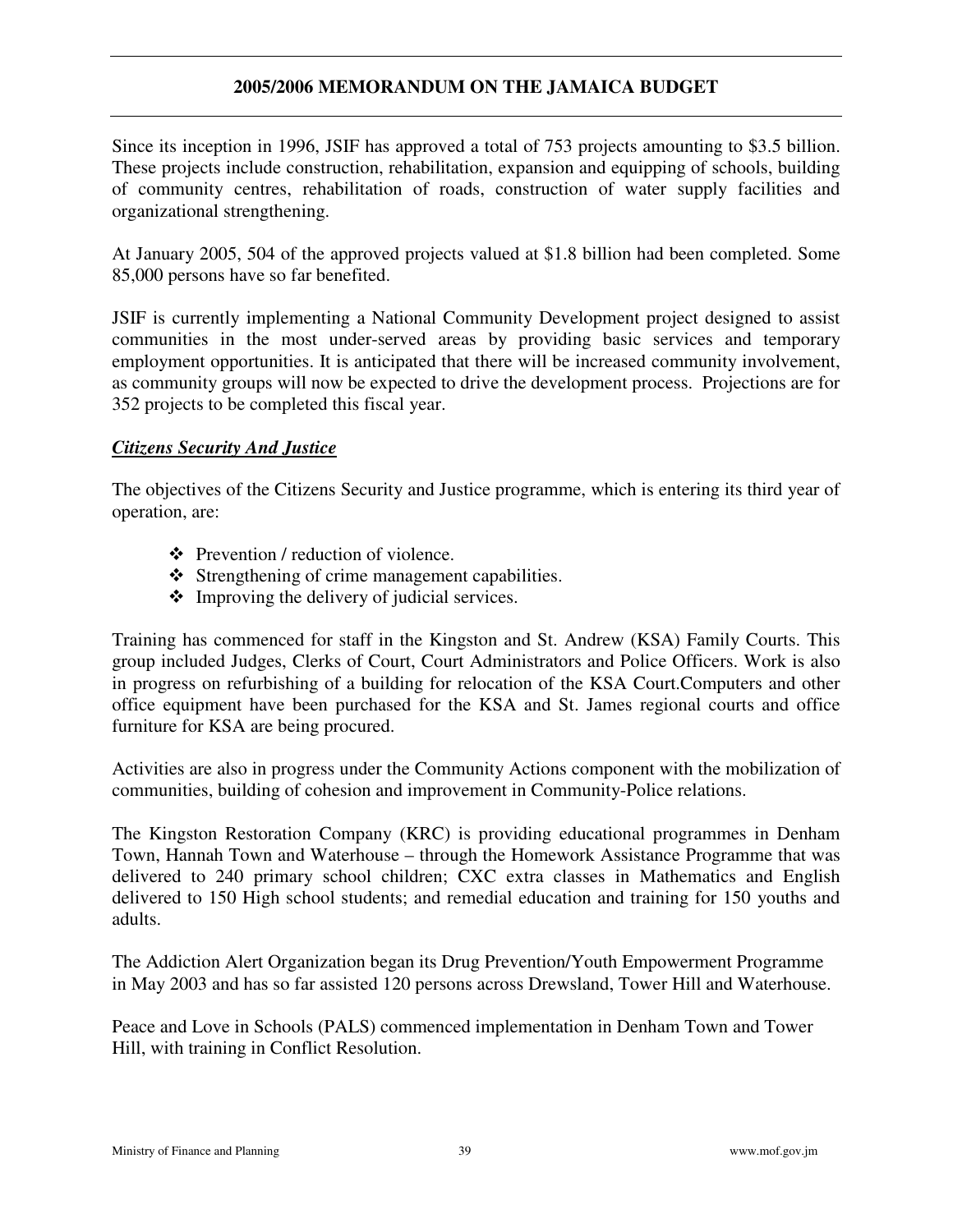Since its inception in 1996, JSIF has approved a total of 753 projects amounting to $3.5 billion. These projects include construction, rehabilitation, expansion and equipping of schools, building of community centres, rehabilitation of roads, construction of water supply facilities and organizational strengthening.

At January 2005, 504 of the approved projects valued at $1.8 billion had been completed. Some 85,000 persons have so far benefited.

JSIF is currently implementing a National Community Development project designed to assist communities in the most under-served areas by providing basic services and temporary employment opportunities. It is anticipated that there will be increased community involvement, as community groups will now be expected to drive the development process. Projections are for 352 projects to be completed this fiscal year.

***Citizens Security And Justice***

The objectives of the Citizens Security and Justice programme, which is entering its third year of operation, are:

- Prevention / reduction of violence.
- Strengthening of crime management capabilities.
- Improving the delivery of judicial services.

Training has commenced for staff in the Kingston and St. Andrew (KSA) Family Courts. This group included Judges, Clerks of Court, Court Administrators and Police Officers. Work is also in progress on refurbishing of a building for relocation of the KSA Court.Computers and other office equipment have been purchased for the KSA and St. James regional courts and office furniture for KSA are being procured.

Activities are also in progress under the Community Actions component with the mobilization of communities, building of cohesion and improvement in Community-Police relations.

The Kingston Restoration Company (KRC) is providing educational programmes in Denham Town, Hannah Town and Waterhouse – through the Homework Assistance Programme that was delivered to 240 primary school children; CXC extra classes in Mathematics and English delivered to 150 High school students; and remedial education and training for 150 youths and adults.

The Addiction Alert Organization began its Drug Prevention/Youth Empowerment Programme in May 2003 and has so far assisted 120 persons across Drewsland, Tower Hill and Waterhouse.

Peace and Love in Schools (PALS) commenced implementation in Denham Town and Tower Hill, with training in Conflict Resolution.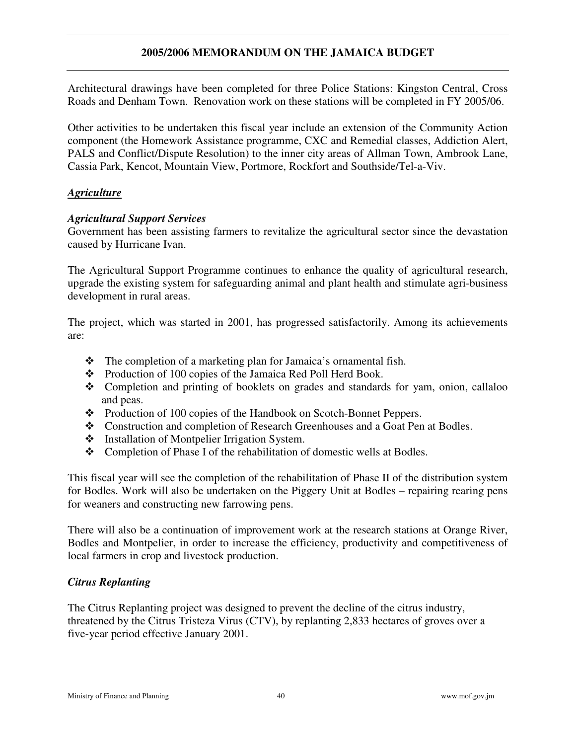Architectural drawings have been completed for three Police Stations: Kingston Central, Cross Roads and Denham Town. Renovation work on these stations will be completed in FY 2005/06.

Other activities to be undertaken this fiscal year include an extension of the Community Action component (the Homework Assistance programme, CXC and Remedial classes, Addiction Alert, PALS and Conflict/Dispute Resolution) to the inner city areas of Allman Town, Ambrook Lane, Cassia Park, Kencot, Mountain View, Portmore, Rockfort and Southside/Tel-a-Viv.

## *Agriculture*

### *Agricultural Support Services*

Government has been assisting farmers to revitalize the agricultural sector since the devastation caused by Hurricane Ivan.

The Agricultural Support Programme continues to enhance the quality of agricultural research, upgrade the existing system for safeguarding animal and plant health and stimulate agri-business development in rural areas.

The project, which was started in 2001, has progressed satisfactorily. Among its achievements are:

- The completion of a marketing plan for Jamaica's ornamental fish.
- Production of 100 copies of the Jamaica Red Poll Herd Book.
- Completion and printing of booklets on grades and standards for yam, onion, callaloo and peas.
- Production of 100 copies of the Handbook on Scotch-Bonnet Peppers.
- Construction and completion of Research Greenhouses and a Goat Pen at Bodles.
- Installation of Montpelier Irrigation System.
- Completion of Phase I of the rehabilitation of domestic wells at Bodles.

This fiscal year will see the completion of the rehabilitation of Phase II of the distribution system for Bodles. Work will also be undertaken on the Piggery Unit at Bodles – repairing rearing pens for weaners and constructing new farrowing pens.

There will also be a continuation of improvement work at the research stations at Orange River, Bodles and Montpelier, in order to increase the efficiency, productivity and competitiveness of local farmers in crop and livestock production.

### *Citrus Replanting*

The Citrus Replanting project was designed to prevent the decline of the citrus industry, threatened by the Citrus Tristeza Virus (CTV), by replanting 2,833 hectares of groves over a five-year period effective January 2001.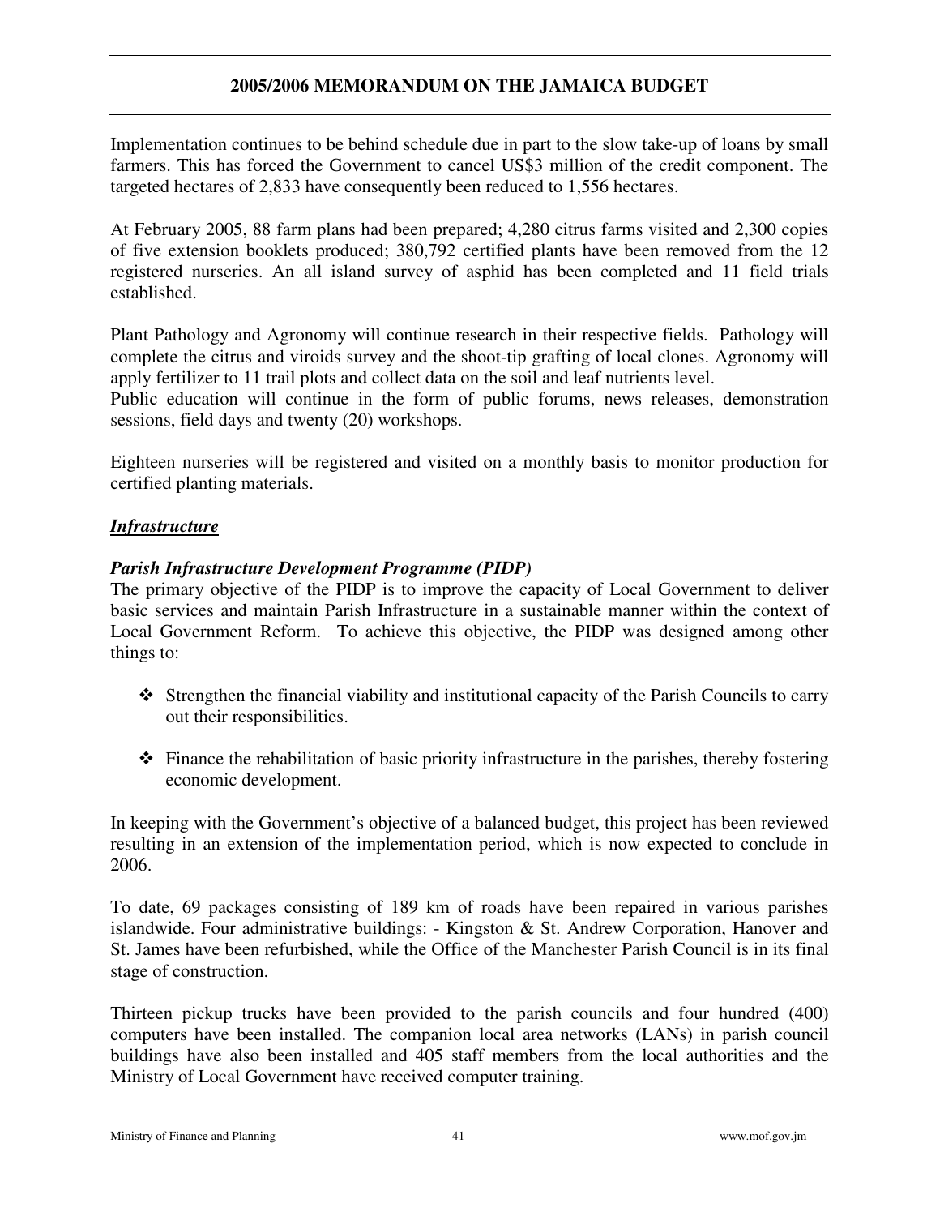Implementation continues to be behind schedule due in part to the slow take-up of loans by small farmers. This has forced the Government to cancel US$3 million of the credit component. The targeted hectares of 2,833 have consequently been reduced to 1,556 hectares.

At February 2005, 88 farm plans had been prepared; 4,280 citrus farms visited and 2,300 copies of five extension booklets produced; 380,792 certified plants have been removed from the 12 registered nurseries. An all island survey of asphid has been completed and 11 field trials established.

Plant Pathology and Agronomy will continue research in their respective fields. Pathology will complete the citrus and viroids survey and the shoot-tip grafting of local clones. Agronomy will apply fertilizer to 11 trail plots and collect data on the soil and leaf nutrients level.
Public education will continue in the form of public forums, news releases, demonstration sessions, field days and twenty (20) workshops.

Eighteen nurseries will be registered and visited on a monthly basis to monitor production for certified planting materials.

## ***Infrastructure***

### *Parish Infrastructure Development Programme (PIDP)*

The primary objective of the PIDP is to improve the capacity of Local Government to deliver basic services and maintain Parish Infrastructure in a sustainable manner within the context of Local Government Reform. To achieve this objective, the PIDP was designed among other things to:

- Strengthen the financial viability and institutional capacity of the Parish Councils to carry out their responsibilities.
- Finance the rehabilitation of basic priority infrastructure in the parishes, thereby fostering economic development.

In keeping with the Government's objective of a balanced budget, this project has been reviewed resulting in an extension of the implementation period, which is now expected to conclude in 2006.

To date, 69 packages consisting of 189 km of roads have been repaired in various parishes islandwide. Four administrative buildings: - Kingston & St. Andrew Corporation, Hanover and St. James have been refurbished, while the Office of the Manchester Parish Council is in its final stage of construction.

Thirteen pickup trucks have been provided to the parish councils and four hundred (400) computers have been installed. The companion local area networks (LANs) in parish council buildings have also been installed and 405 staff members from the local authorities and the Ministry of Local Government have received computer training.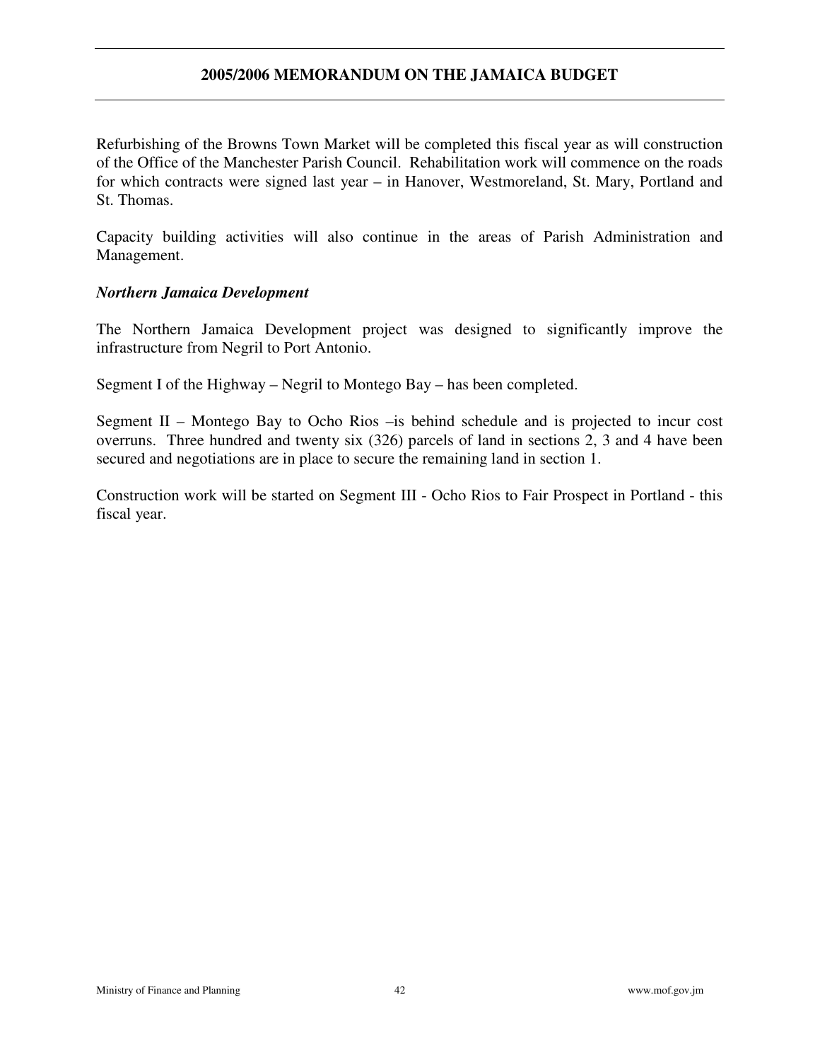Refurbishing of the Browns Town Market will be completed this fiscal year as will construction of the Office of the Manchester Parish Council. Rehabilitation work will commence on the roads for which contracts were signed last year – in Hanover, Westmoreland, St. Mary, Portland and St. Thomas.

Capacity building activities will also continue in the areas of Parish Administration and Management.

***Northern Jamaica Development***

The Northern Jamaica Development project was designed to significantly improve the infrastructure from Negril to Port Antonio.

Segment I of the Highway – Negril to Montego Bay – has been completed.

Segment II – Montego Bay to Ocho Rios –is behind schedule and is projected to incur cost overruns. Three hundred and twenty six (326) parcels of land in sections 2, 3 and 4 have been secured and negotiations are in place to secure the remaining land in section 1.

Construction work will be started on Segment III - Ocho Rios to Fair Prospect in Portland - this fiscal year.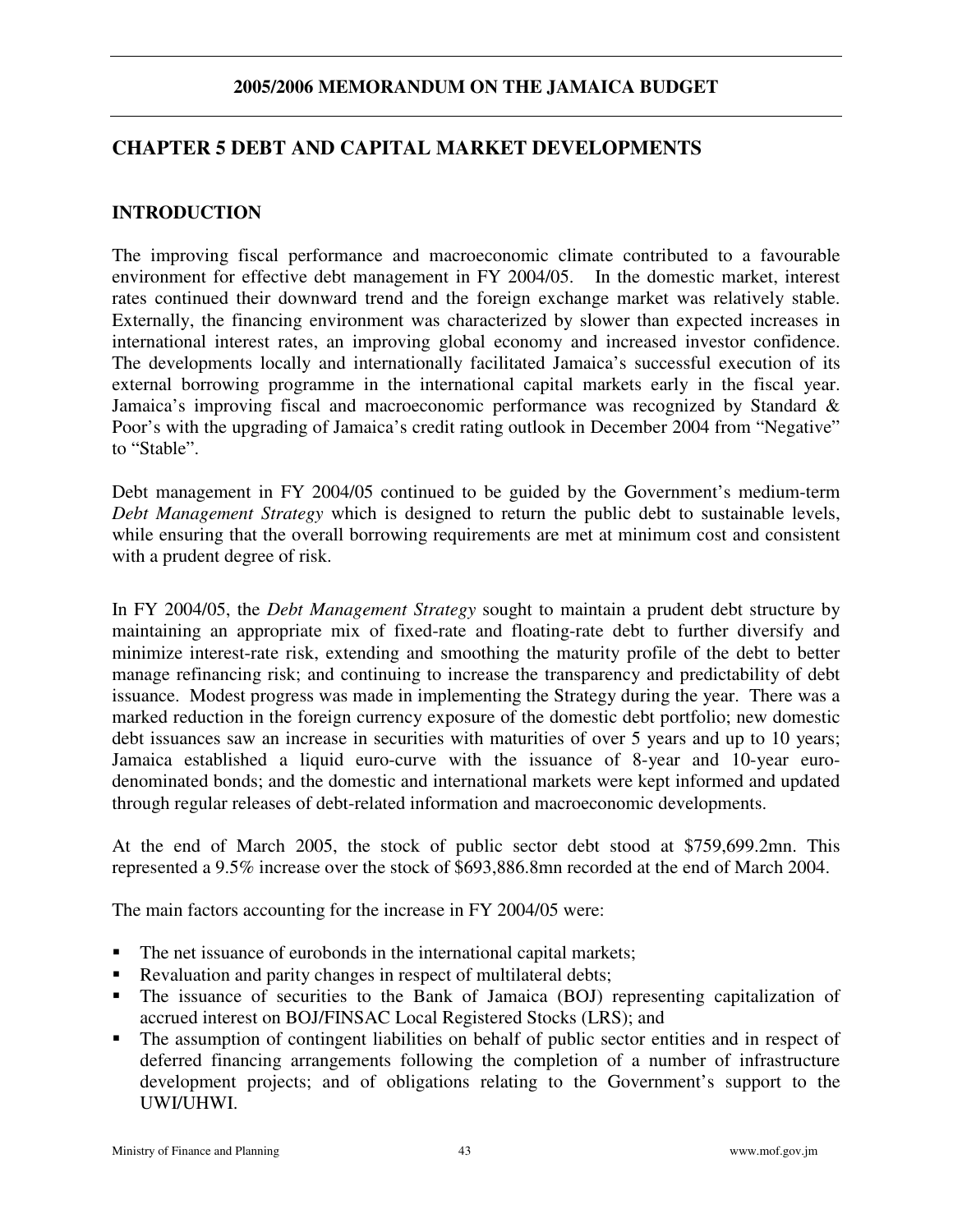# CHAPTER 5 DEBT AND CAPITAL MARKET DEVELOPMENTS

## INTRODUCTION

The improving fiscal performance and macroeconomic climate contributed to a favourable environment for effective debt management in FY 2004/05. In the domestic market, interest rates continued their downward trend and the foreign exchange market was relatively stable. Externally, the financing environment was characterized by slower than expected increases in international interest rates, an improving global economy and increased investor confidence. The developments locally and internationally facilitated Jamaica's successful execution of its external borrowing programme in the international capital markets early in the fiscal year. Jamaica's improving fiscal and macroeconomic performance was recognized by Standard & Poor's with the upgrading of Jamaica's credit rating outlook in December 2004 from "Negative" to "Stable".

Debt management in FY 2004/05 continued to be guided by the Government's medium-term *Debt Management Strategy* which is designed to return the public debt to sustainable levels, while ensuring that the overall borrowing requirements are met at minimum cost and consistent with a prudent degree of risk.

In FY 2004/05, the *Debt Management Strategy* sought to maintain a prudent debt structure by maintaining an appropriate mix of fixed-rate and floating-rate debt to further diversify and minimize interest-rate risk, extending and smoothing the maturity profile of the debt to better manage refinancing risk; and continuing to increase the transparency and predictability of debt issuance. Modest progress was made in implementing the Strategy during the year. There was a marked reduction in the foreign currency exposure of the domestic debt portfolio; new domestic debt issuances saw an increase in securities with maturities of over 5 years and up to 10 years; Jamaica established a liquid euro-curve with the issuance of 8-year and 10-year euro-denominated bonds; and the domestic and international markets were kept informed and updated through regular releases of debt-related information and macroeconomic developments.

At the end of March 2005, the stock of public sector debt stood at $759,699.2mn. This represented a 9.5% increase over the stock of $693,886.8mn recorded at the end of March 2004.

The main factors accounting for the increase in FY 2004/05 were:

- The net issuance of eurobonds in the international capital markets;
- Revaluation and parity changes in respect of multilateral debts;
- The issuance of securities to the Bank of Jamaica (BOJ) representing capitalization of accrued interest on BOJ/FINSAC Local Registered Stocks (LRS); and
- The assumption of contingent liabilities on behalf of public sector entities and in respect of deferred financing arrangements following the completion of a number of infrastructure development projects; and of obligations relating to the Government's support to the UWI/UHWI.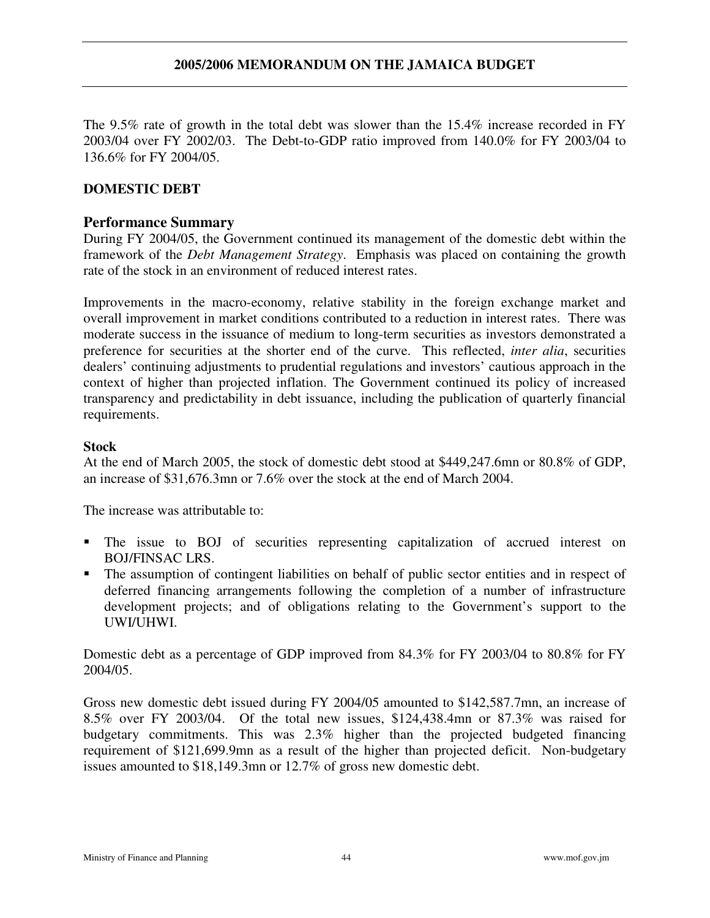The 9.5% rate of growth in the total debt was slower than the 15.4% increase recorded in FY 2003/04 over FY 2002/03. The Debt-to-GDP ratio improved from 140.0% for FY 2003/04 to 136.6% for FY 2004/05.

## DOMESTIC DEBT

### Performance Summary

During FY 2004/05, the Government continued its management of the domestic debt within the framework of the *Debt Management Strategy*. Emphasis was placed on containing the growth rate of the stock in an environment of reduced interest rates.

Improvements in the macro-economy, relative stability in the foreign exchange market and overall improvement in market conditions contributed to a reduction in interest rates. There was moderate success in the issuance of medium to long-term securities as investors demonstrated a preference for securities at the shorter end of the curve. This reflected, *inter alia*, securities dealers' continuing adjustments to prudential regulations and investors' cautious approach in the context of higher than projected inflation. The Government continued its policy of increased transparency and predictability in debt issuance, including the publication of quarterly financial requirements.

**Stock**

At the end of March 2005, the stock of domestic debt stood at $449,247.6mn or 80.8% of GDP, an increase of $31,676.3mn or 7.6% over the stock at the end of March 2004.

The increase was attributable to:

- The issue to BOJ of securities representing capitalization of accrued interest on BOJ/FINSAC LRS.
- The assumption of contingent liabilities on behalf of public sector entities and in respect of deferred financing arrangements following the completion of a number of infrastructure development projects; and of obligations relating to the Government's support to the UWI/UHWI.

Domestic debt as a percentage of GDP improved from 84.3% for FY 2003/04 to 80.8% for FY 2004/05.

Gross new domestic debt issued during FY 2004/05 amounted to $142,587.7mn, an increase of 8.5% over FY 2003/04. Of the total new issues, $124,438.4mn or 87.3% was raised for budgetary commitments. This was 2.3% higher than the projected budgeted financing requirement of $121,699.9mn as a result of the higher than projected deficit. Non-budgetary issues amounted to $18,149.3mn or 12.7% of gross new domestic debt.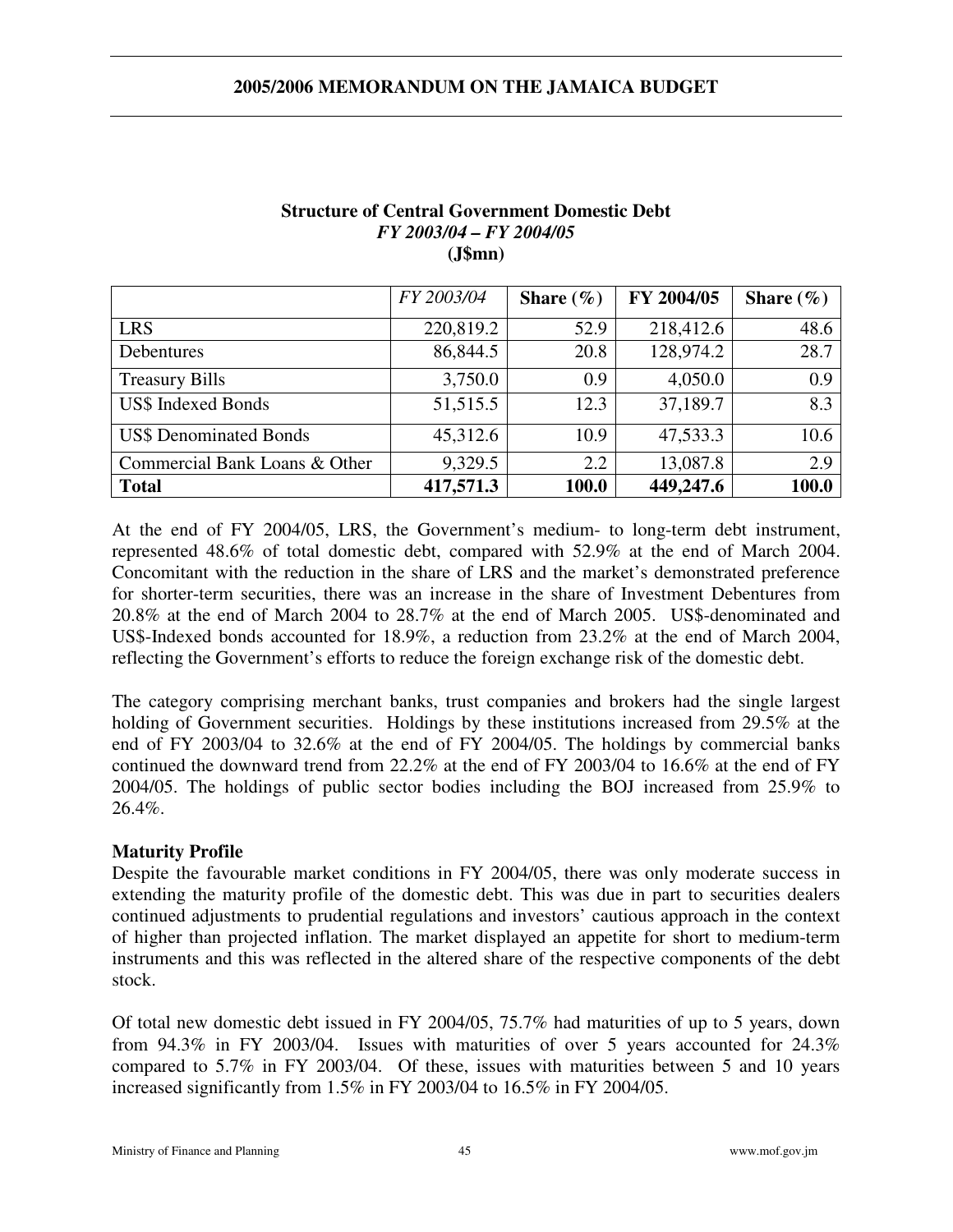**Structure of Central Government Domestic Debt**
*FY 2003/04 – FY 2004/05*
**(J$mn)**

| | *FY 2003/04* | **Share (%)** | **FY 2004/05** | **Share (%)** |
|---|---|---|---|---|
| LRS | 220,819.2 | 52.9 | 218,412.6 | 48.6 |
| Debentures | 86,844.5 | 20.8 | 128,974.2 | 28.7 |
| Treasury Bills | 3,750.0 | 0.9 | 4,050.0 | 0.9 |
| US$ Indexed Bonds | 51,515.5 | 12.3 | 37,189.7 | 8.3 |
| US$ Denominated Bonds | 45,312.6 | 10.9 | 47,533.3 | 10.6 |
| Commercial Bank Loans & Other | 9,329.5 | 2.2 | 13,087.8 | 2.9 |
| **Total** | **417,571.3** | **100.0** | **449,247.6** | **100.0** |

At the end of FY 2004/05, LRS, the Government's medium- to long-term debt instrument, represented 48.6% of total domestic debt, compared with 52.9% at the end of March 2004. Concomitant with the reduction in the share of LRS and the market's demonstrated preference for shorter-term securities, there was an increase in the share of Investment Debentures from 20.8% at the end of March 2004 to 28.7% at the end of March 2005. US$-denominated and US$-Indexed bonds accounted for 18.9%, a reduction from 23.2% at the end of March 2004, reflecting the Government's efforts to reduce the foreign exchange risk of the domestic debt.

The category comprising merchant banks, trust companies and brokers had the single largest holding of Government securities. Holdings by these institutions increased from 29.5% at the end of FY 2003/04 to 32.6% at the end of FY 2004/05. The holdings by commercial banks continued the downward trend from 22.2% at the end of FY 2003/04 to 16.6% at the end of FY 2004/05. The holdings of public sector bodies including the BOJ increased from 25.9% to 26.4%.

**Maturity Profile**

Despite the favourable market conditions in FY 2004/05, there was only moderate success in extending the maturity profile of the domestic debt. This was due in part to securities dealers continued adjustments to prudential regulations and investors' cautious approach in the context of higher than projected inflation. The market displayed an appetite for short to medium-term instruments and this was reflected in the altered share of the respective components of the debt stock.

Of total new domestic debt issued in FY 2004/05, 75.7% had maturities of up to 5 years, down from 94.3% in FY 2003/04. Issues with maturities of over 5 years accounted for 24.3% compared to 5.7% in FY 2003/04. Of these, issues with maturities between 5 and 10 years increased significantly from 1.5% in FY 2003/04 to 16.5% in FY 2004/05.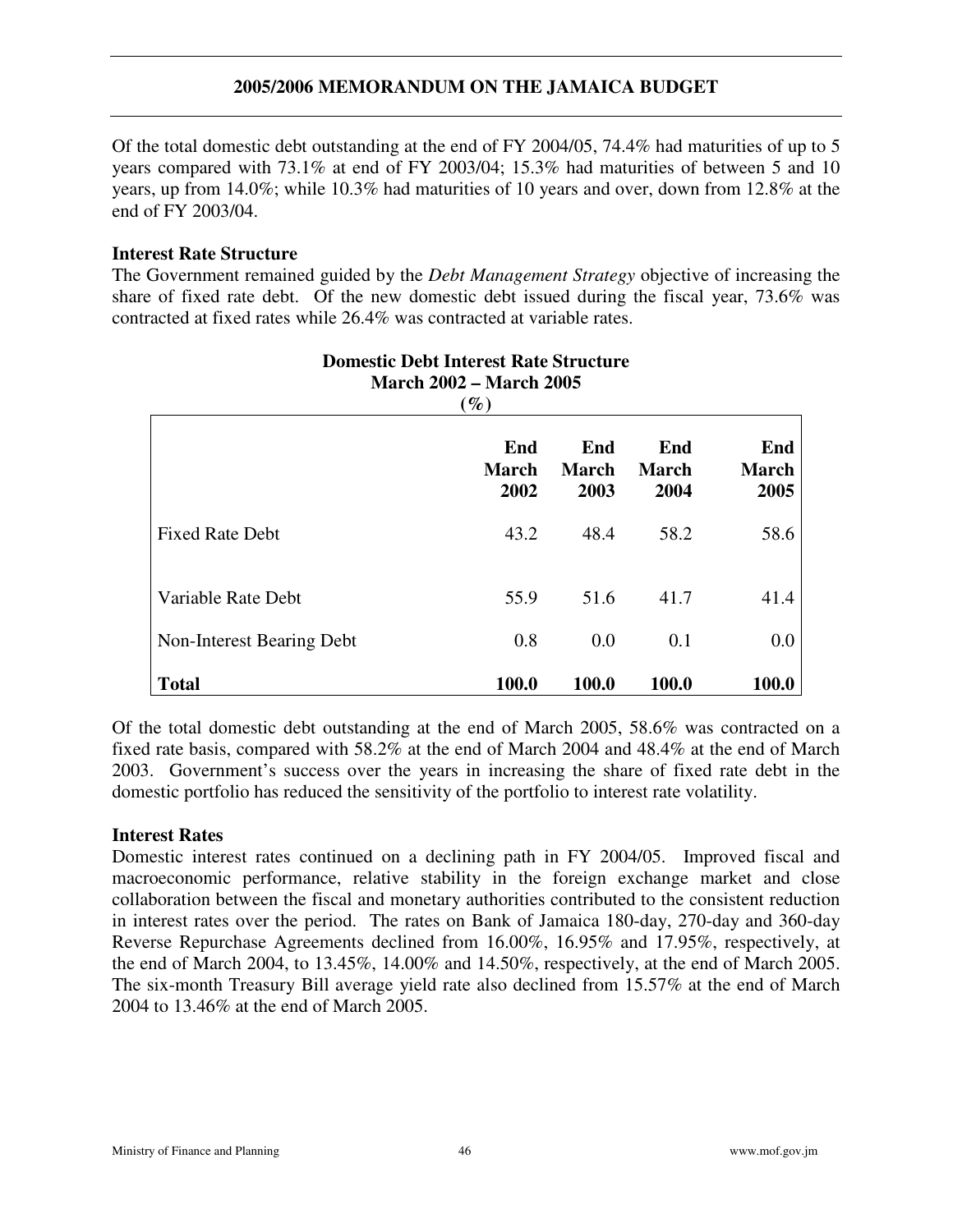Of the total domestic debt outstanding at the end of FY 2004/05, 74.4% had maturities of up to 5 years compared with 73.1% at end of FY 2003/04; 15.3% had maturities of between 5 and 10 years, up from 14.0%; while 10.3% had maturities of 10 years and over, down from 12.8% at the end of FY 2003/04.

### Interest Rate Structure

The Government remained guided by the *Debt Management Strategy* objective of increasing the share of fixed rate debt. Of the new domestic debt issued during the fiscal year, 73.6% was contracted at fixed rates while 26.4% was contracted at variable rates.

**Domestic Debt Interest Rate Structure**
**March 2002 – March 2005**
**(%)**

| | End March 2002 | End March 2003 | End March 2004 | End March 2005 |
|---|---|---|---|---|
| Fixed Rate Debt | 43.2 | 48.4 | 58.2 | 58.6 |
| Variable Rate Debt | 55.9 | 51.6 | 41.7 | 41.4 |
| Non-Interest Bearing Debt | 0.8 | 0.0 | 0.1 | 0.0 |
| **Total** | **100.0** | **100.0** | **100.0** | **100.0** |

Of the total domestic debt outstanding at the end of March 2005, 58.6% was contracted on a fixed rate basis, compared with 58.2% at the end of March 2004 and 48.4% at the end of March 2003. Government's success over the years in increasing the share of fixed rate debt in the domestic portfolio has reduced the sensitivity of the portfolio to interest rate volatility.

### Interest Rates

Domestic interest rates continued on a declining path in FY 2004/05. Improved fiscal and macroeconomic performance, relative stability in the foreign exchange market and close collaboration between the fiscal and monetary authorities contributed to the consistent reduction in interest rates over the period. The rates on Bank of Jamaica 180-day, 270-day and 360-day Reverse Repurchase Agreements declined from 16.00%, 16.95% and 17.95%, respectively, at the end of March 2004, to 13.45%, 14.00% and 14.50%, respectively, at the end of March 2005. The six-month Treasury Bill average yield rate also declined from 15.57% at the end of March 2004 to 13.46% at the end of March 2005.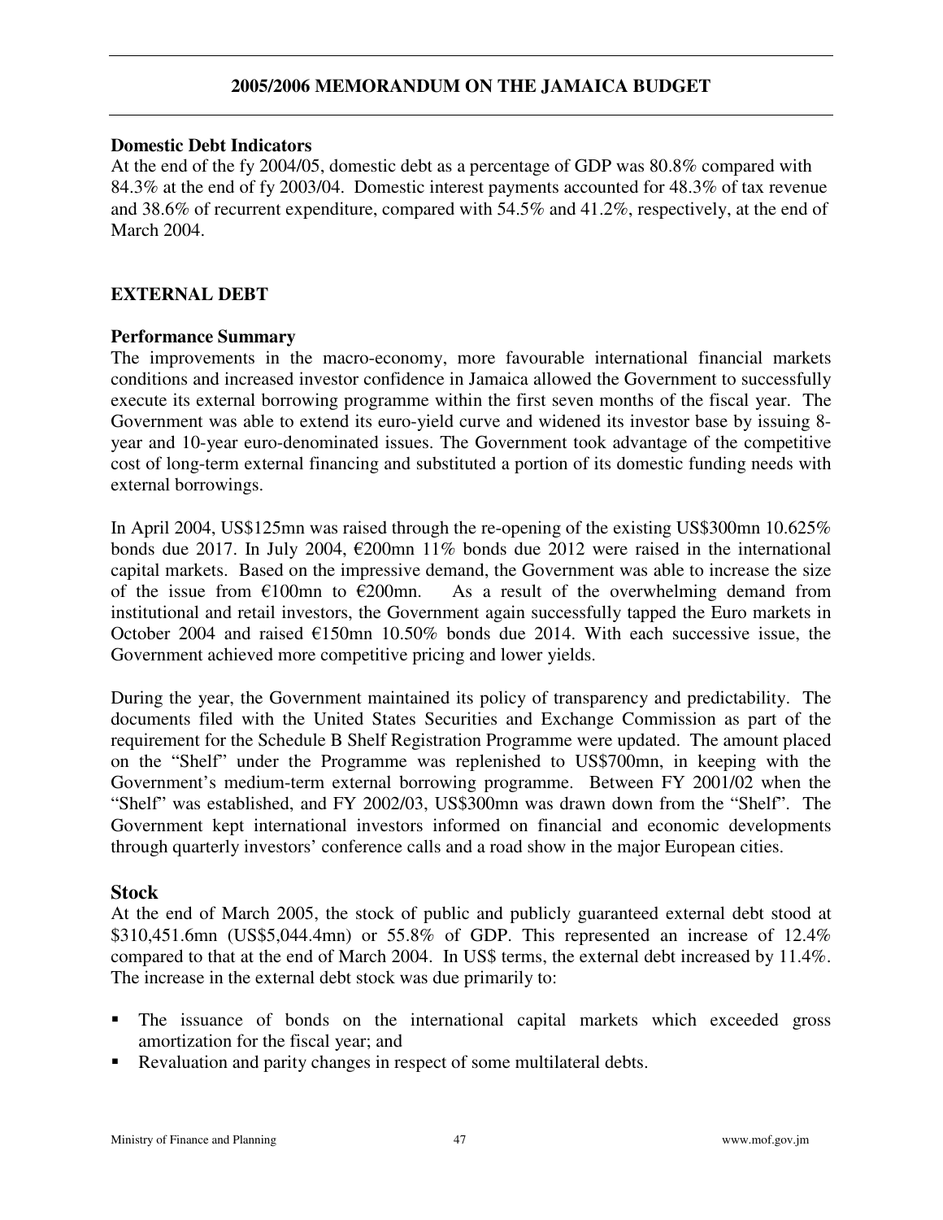**Domestic Debt Indicators**

At the end of the fy 2004/05, domestic debt as a percentage of GDP was 80.8% compared with 84.3% at the end of fy 2003/04. Domestic interest payments accounted for 48.3% of tax revenue and 38.6% of recurrent expenditure, compared with 54.5% and 41.2%, respectively, at the end of March 2004.

## EXTERNAL DEBT

**Performance Summary**

The improvements in the macro-economy, more favourable international financial markets conditions and increased investor confidence in Jamaica allowed the Government to successfully execute its external borrowing programme within the first seven months of the fiscal year. The Government was able to extend its euro-yield curve and widened its investor base by issuing 8-year and 10-year euro-denominated issues. The Government took advantage of the competitive cost of long-term external financing and substituted a portion of its domestic funding needs with external borrowings.

In April 2004, US$125mn was raised through the re-opening of the existing US$300mn 10.625% bonds due 2017. In July 2004, €200mn 11% bonds due 2012 were raised in the international capital markets. Based on the impressive demand, the Government was able to increase the size of the issue from €100mn to €200mn. As a result of the overwhelming demand from institutional and retail investors, the Government again successfully tapped the Euro markets in October 2004 and raised €150mn 10.50% bonds due 2014. With each successive issue, the Government achieved more competitive pricing and lower yields.

During the year, the Government maintained its policy of transparency and predictability. The documents filed with the United States Securities and Exchange Commission as part of the requirement for the Schedule B Shelf Registration Programme were updated. The amount placed on the "Shelf" under the Programme was replenished to US$700mn, in keeping with the Government's medium-term external borrowing programme. Between FY 2001/02 when the "Shelf" was established, and FY 2002/03, US$300mn was drawn down from the "Shelf". The Government kept international investors informed on financial and economic developments through quarterly investors' conference calls and a road show in the major European cities.

### Stock

At the end of March 2005, the stock of public and publicly guaranteed external debt stood at $310,451.6mn (US$5,044.4mn) or 55.8% of GDP. This represented an increase of 12.4% compared to that at the end of March 2004. In US$ terms, the external debt increased by 11.4%. The increase in the external debt stock was due primarily to:

- The issuance of bonds on the international capital markets which exceeded gross amortization for the fiscal year; and
- Revaluation and parity changes in respect of some multilateral debts.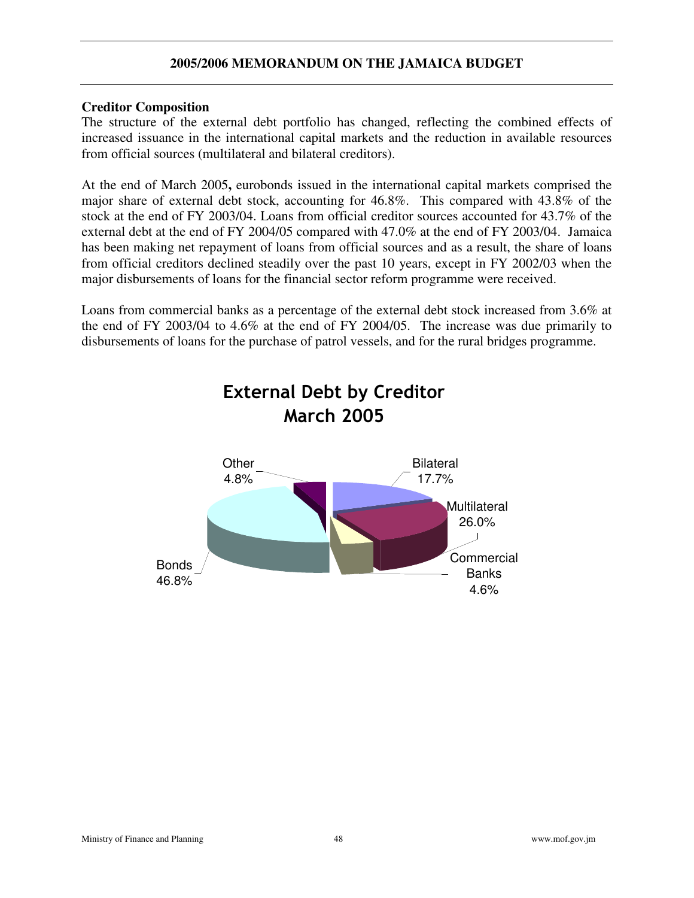### Creditor Composition

The structure of the external debt portfolio has changed, reflecting the combined effects of increased issuance in the international capital markets and the reduction in available resources from official sources (multilateral and bilateral creditors).

At the end of March 2005**,** eurobonds issued in the international capital markets comprised the major share of external debt stock, accounting for 46.8%. This compared with 43.8% of the stock at the end of FY 2003/04. Loans from official creditor sources accounted for 43.7% of the external debt at the end of FY 2004/05 compared with 47.0% at the end of FY 2003/04. Jamaica has been making net repayment of loans from official sources and as a result, the share of loans from official creditors declined steadily over the past 10 years, except in FY 2002/03 when the major disbursements of loans for the financial sector reform programme were received.

Loans from commercial banks as a percentage of the external debt stock increased from 3.6% at the end of FY 2003/04 to 4.6% at the end of FY 2004/05. The increase was due primarily to disbursements of loans for the purchase of patrol vessels, and for the rural bridges programme.

**External Debt by Creditor March 2005**

| Creditor | Share |
|---|---|
| Bilateral | 17.7% |
| Multilateral | 26.0% |
| Commercial Banks | 4.6% |
| Bonds | 46.8% |
| Other | 4.8% |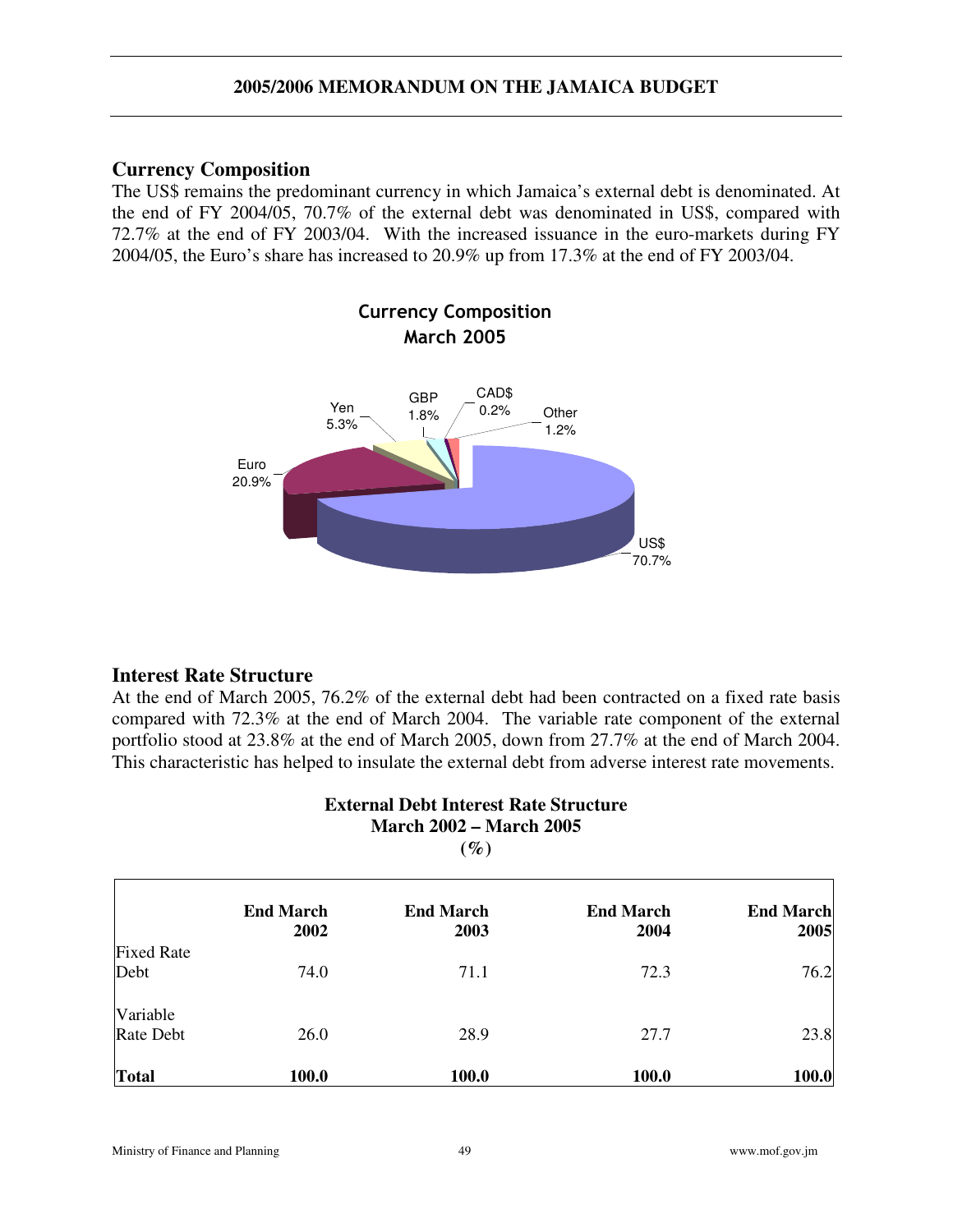## Currency Composition

The US$ remains the predominant currency in which Jamaica's external debt is denominated. At the end of FY 2004/05, 70.7% of the external debt was denominated in US$, compared with 72.7% at the end of FY 2003/04. With the increased issuance in the euro-markets during FY 2004/05, the Euro's share has increased to 20.9% up from 17.3% at the end of FY 2003/04.

**Currency Composition**
**March 2005**

| Currency | Share |
|---|---|
| US$ | 70.7% |
| Euro | 20.9% |
| Yen | 5.3% |
| GBP | 1.8% |
| CAD$ | 0.2% |
| Other | 1.2% |

## Interest Rate Structure

At the end of March 2005, 76.2% of the external debt had been contracted on a fixed rate basis compared with 72.3% at the end of March 2004. The variable rate component of the external portfolio stood at 23.8% at the end of March 2005, down from 27.7% at the end of March 2004. This characteristic has helped to insulate the external debt from adverse interest rate movements.

**External Debt Interest Rate Structure**
**March 2002 – March 2005**
**(%)**

| | End March 2002 | End March 2003 | End March 2004 | End March 2005 |
|---|---|---|---|---|
| Fixed Rate Debt | 74.0 | 71.1 | 72.3 | 76.2 |
| Variable Rate Debt | 26.0 | 28.9 | 27.7 | 23.8 |
| **Total** | **100.0** | **100.0** | **100.0** | **100.0** |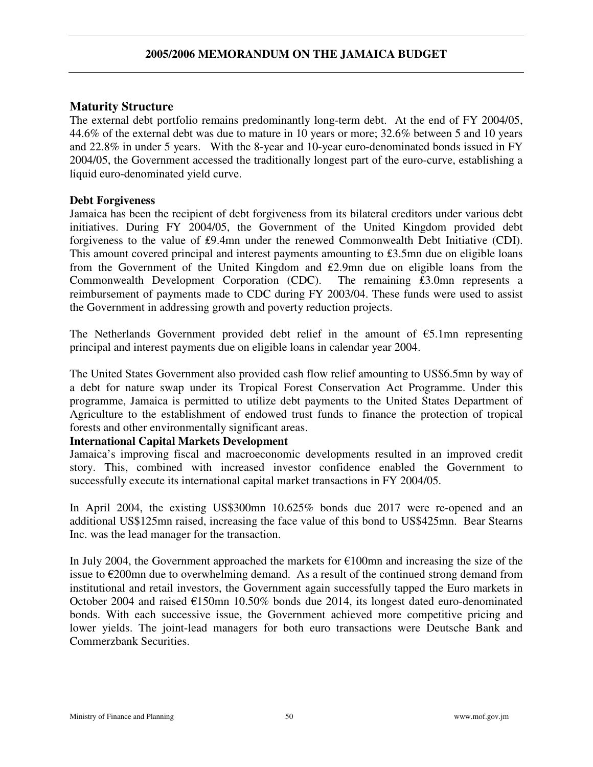## Maturity Structure

The external debt portfolio remains predominantly long-term debt. At the end of FY 2004/05, 44.6% of the external debt was due to mature in 10 years or more; 32.6% between 5 and 10 years and 22.8% in under 5 years. With the 8-year and 10-year euro-denominated bonds issued in FY 2004/05, the Government accessed the traditionally longest part of the euro-curve, establishing a liquid euro-denominated yield curve.

### Debt Forgiveness

Jamaica has been the recipient of debt forgiveness from its bilateral creditors under various debt initiatives. During FY 2004/05, the Government of the United Kingdom provided debt forgiveness to the value of ₤9.4mn under the renewed Commonwealth Debt Initiative (CDI). This amount covered principal and interest payments amounting to ₤3.5mn due on eligible loans from the Government of the United Kingdom and ₤2.9mn due on eligible loans from the Commonwealth Development Corporation (CDC). The remaining ₤3.0mn represents a reimbursement of payments made to CDC during FY 2003/04. These funds were used to assist the Government in addressing growth and poverty reduction projects.

The Netherlands Government provided debt relief in the amount of €5.1mn representing principal and interest payments due on eligible loans in calendar year 2004.

The United States Government also provided cash flow relief amounting to US$6.5mn by way of a debt for nature swap under its Tropical Forest Conservation Act Programme. Under this programme, Jamaica is permitted to utilize debt payments to the United States Department of Agriculture to the establishment of endowed trust funds to finance the protection of tropical forests and other environmentally significant areas.

### International Capital Markets Development

Jamaica's improving fiscal and macroeconomic developments resulted in an improved credit story. This, combined with increased investor confidence enabled the Government to successfully execute its international capital market transactions in FY 2004/05.

In April 2004, the existing US$300mn 10.625% bonds due 2017 were re-opened and an additional US$125mn raised, increasing the face value of this bond to US$425mn. Bear Stearns Inc. was the lead manager for the transaction.

In July 2004, the Government approached the markets for €100mn and increasing the size of the issue to €200mn due to overwhelming demand. As a result of the continued strong demand from institutional and retail investors, the Government again successfully tapped the Euro markets in October 2004 and raised €150mn 10.50% bonds due 2014, its longest dated euro-denominated bonds. With each successive issue, the Government achieved more competitive pricing and lower yields. The joint-lead managers for both euro transactions were Deutsche Bank and Commerzbank Securities.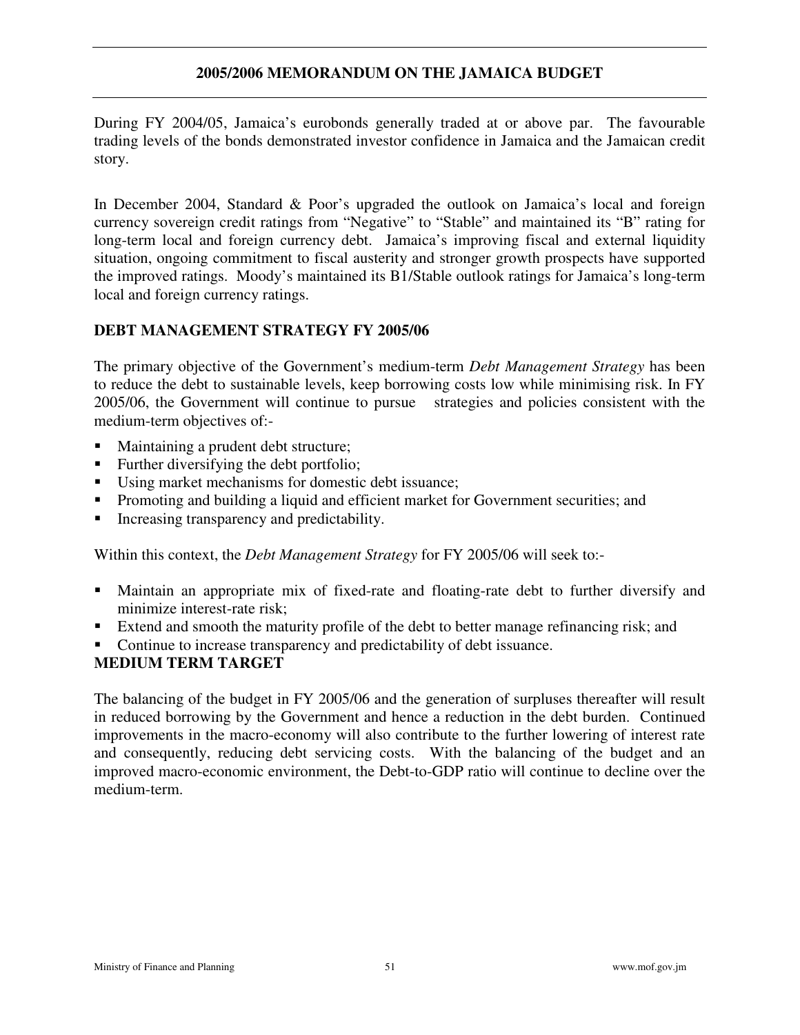During FY 2004/05, Jamaica's eurobonds generally traded at or above par. The favourable trading levels of the bonds demonstrated investor confidence in Jamaica and the Jamaican credit story.

In December 2004, Standard & Poor's upgraded the outlook on Jamaica's local and foreign currency sovereign credit ratings from "Negative" to "Stable" and maintained its "B" rating for long-term local and foreign currency debt. Jamaica's improving fiscal and external liquidity situation, ongoing commitment to fiscal austerity and stronger growth prospects have supported the improved ratings. Moody's maintained its B1/Stable outlook ratings for Jamaica's long-term local and foreign currency ratings.

## DEBT MANAGEMENT STRATEGY FY 2005/06

The primary objective of the Government's medium-term *Debt Management Strategy* has been to reduce the debt to sustainable levels, keep borrowing costs low while minimising risk. In FY 2005/06, the Government will continue to pursue strategies and policies consistent with the medium-term objectives of:-

- Maintaining a prudent debt structure;
- Further diversifying the debt portfolio;
- Using market mechanisms for domestic debt issuance;
- Promoting and building a liquid and efficient market for Government securities; and
- Increasing transparency and predictability.

Within this context, the *Debt Management Strategy* for FY 2005/06 will seek to:-

- Maintain an appropriate mix of fixed-rate and floating-rate debt to further diversify and minimize interest-rate risk;
- Extend and smooth the maturity profile of the debt to better manage refinancing risk; and
- Continue to increase transparency and predictability of debt issuance.

## MEDIUM TERM TARGET

The balancing of the budget in FY 2005/06 and the generation of surpluses thereafter will result in reduced borrowing by the Government and hence a reduction in the debt burden. Continued improvements in the macro-economy will also contribute to the further lowering of interest rate and consequently, reducing debt servicing costs. With the balancing of the budget and an improved macro-economic environment, the Debt-to-GDP ratio will continue to decline over the medium-term.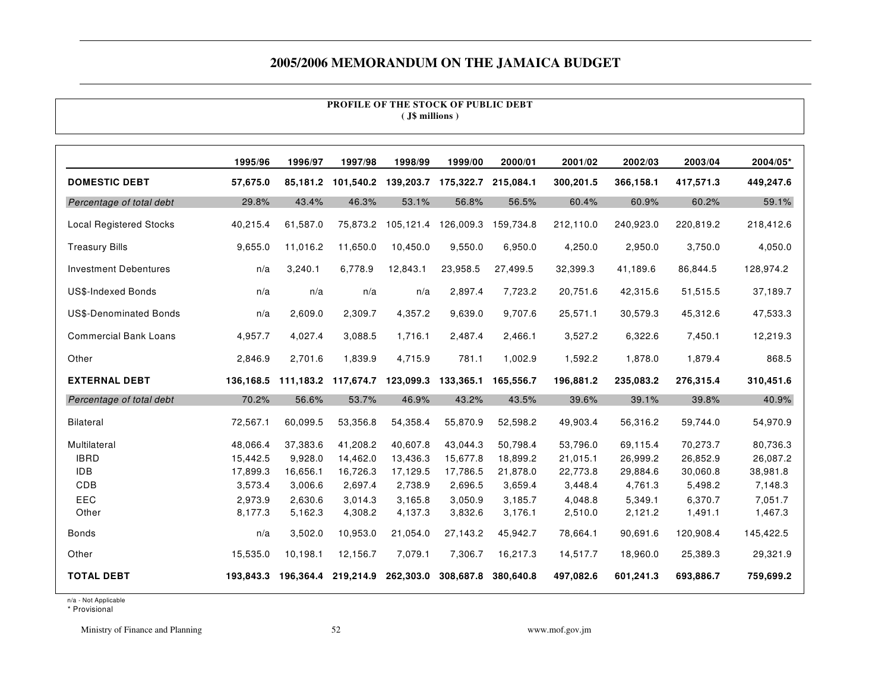# 2005/2006 MEMORANDUM ON THE JAMAICA BUDGET

## PROFILE OF THE STOCK OF PUBLIC DEBT
( J$ millions )

| | 1995/96 | 1996/97 | 1997/98 | 1998/99 | 1999/00 | 2000/01 | 2001/02 | 2002/03 | 2003/04 | 2004/05* |
|---|---|---|---|---|---|---|---|---|---|---|
| **DOMESTIC DEBT** | **57,675.0** | **85,181.2** | **101,540.2** | **139,203.7** | **175,322.7** | **215,084.1** | **300,201.5** | **366,158.1** | **417,571.3** | **449,247.6** |
| *Percentage of total debt* | 29.8% | 43.4% | 46.3% | 53.1% | 56.8% | 56.5% | 60.4% | 60.9% | 60.2% | 59.1% |
| Local Registered Stocks | 40,215.4 | 61,587.0 | 75,873.2 | 105,121.4 | 126,009.3 | 159,734.8 | 212,110.0 | 240,923.0 | 220,819.2 | 218,412.6 |
| Treasury Bills | 9,655.0 | 11,016.2 | 11,650.0 | 10,450.0 | 9,550.0 | 6,950.0 | 4,250.0 | 2,950.0 | 3,750.0 | 4,050.0 |
| Investment Debentures | n/a | 3,240.1 | 6,778.9 | 12,843.1 | 23,958.5 | 27,499.5 | 32,399.3 | 41,189.6 | 86,844.5 | 128,974.2 |
| US$-Indexed Bonds | n/a | n/a | n/a | n/a | 2,897.4 | 7,723.2 | 20,751.6 | 42,315.6 | 51,515.5 | 37,189.7 |
| US$-Denominated Bonds | n/a | 2,609.0 | 2,309.7 | 4,357.2 | 9,639.0 | 9,707.6 | 25,571.1 | 30,579.3 | 45,312.6 | 47,533.3 |
| Commercial Bank Loans | 4,957.7 | 4,027.4 | 3,088.5 | 1,716.1 | 2,487.4 | 2,466.1 | 3,527.2 | 6,322.6 | 7,450.1 | 12,219.3 |
| Other | 2,846.9 | 2,701.6 | 1,839.9 | 4,715.9 | 781.1 | 1,002.9 | 1,592.2 | 1,878.0 | 1,879.4 | 868.5 |
| **EXTERNAL DEBT** | **136,168.5** | **111,183.2** | **117,674.7** | **123,099.3** | **133,365.1** | **165,556.7** | **196,881.2** | **235,083.2** | **276,315.4** | **310,451.6** |
| *Percentage of total debt* | 70.2% | 56.6% | 53.7% | 46.9% | 43.2% | 43.5% | 39.6% | 39.1% | 39.8% | 40.9% |
| Bilateral | 72,567.1 | 60,099.5 | 53,356.8 | 54,358.4 | 55,870.9 | 52,598.2 | 49,903.4 | 56,316.2 | 59,744.0 | 54,970.9 |
| Multilateral | 48,066.4 | 37,383.6 | 41,208.2 | 40,607.8 | 43,044.3 | 50,798.4 | 53,796.0 | 69,115.4 | 70,273.7 | 80,736.3 |
| IBRD | 15,442.5 | 9,928.0 | 14,462.0 | 13,436.3 | 15,677.8 | 18,899.2 | 21,015.1 | 26,999.2 | 26,852.9 | 26,087.2 |
| IDB | 17,899.3 | 16,656.1 | 16,726.3 | 17,129.5 | 17,786.5 | 21,878.0 | 22,773.8 | 29,884.6 | 30,060.8 | 38,981.8 |
| CDB | 3,573.4 | 3,006.6 | 2,697.4 | 2,738.9 | 2,696.5 | 3,659.4 | 3,448.4 | 4,761.3 | 5,498.2 | 7,148.3 |
| EEC | 2,973.9 | 2,630.6 | 3,014.3 | 3,165.8 | 3,050.9 | 3,185.7 | 4,048.8 | 5,349.1 | 6,370.7 | 7,051.7 |
| Other | 8,177.3 | 5,162.3 | 4,308.2 | 4,137.3 | 3,832.6 | 3,176.1 | 2,510.0 | 2,121.2 | 1,491.1 | 1,467.3 |
| Bonds | n/a | 3,502.0 | 10,953.0 | 21,054.0 | 27,143.2 | 45,942.7 | 78,664.1 | 90,691.6 | 120,908.4 | 145,422.5 |
| Other | 15,535.0 | 10,198.1 | 12,156.7 | 7,079.1 | 7,306.7 | 16,217.3 | 14,517.7 | 18,960.0 | 25,389.3 | 29,321.9 |
| **TOTAL DEBT** | **193,843.3** | **196,364.4** | **219,214.9** | **262,303.0** | **308,687.8** | **380,640.8** | **497,082.6** | **601,241.3** | **693,886.7** | **759,699.2** |

n/a - Not Applicable
* Provisional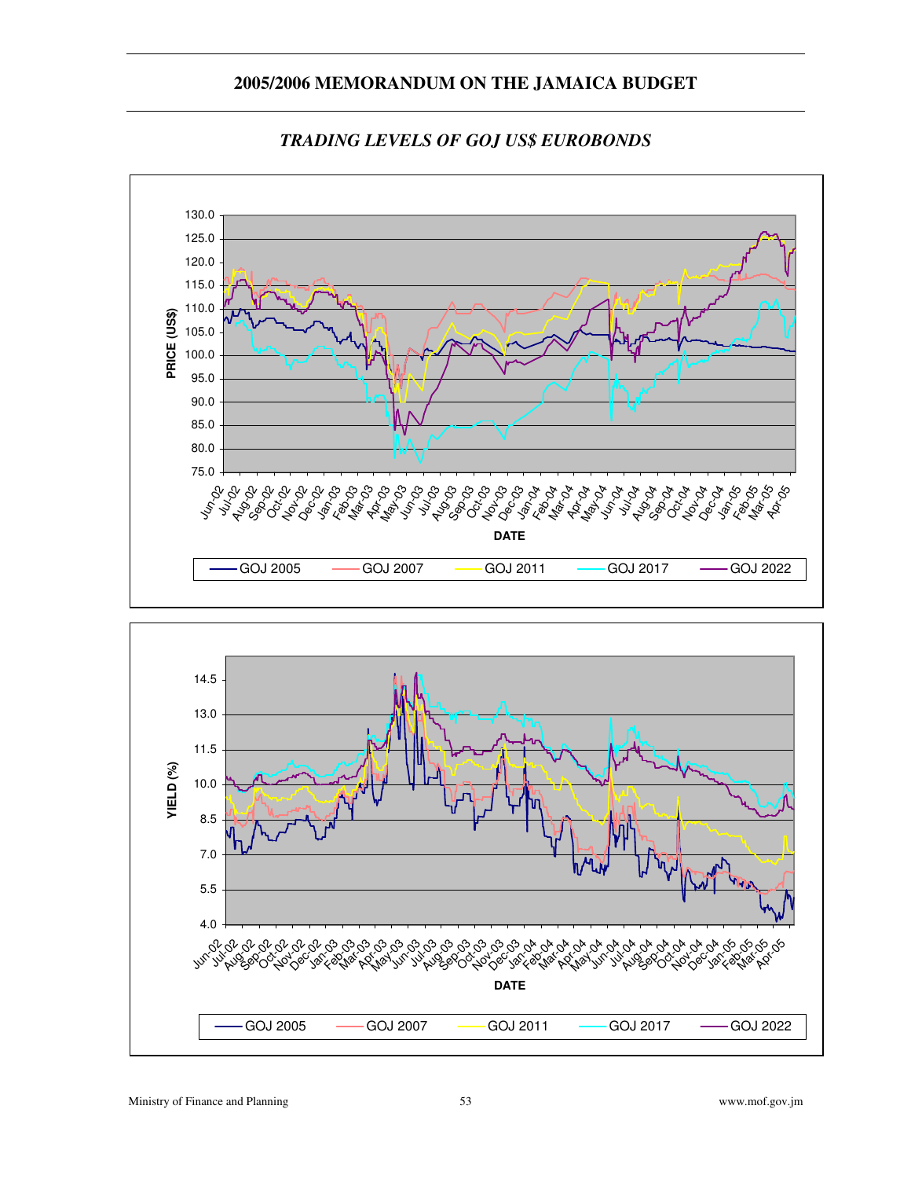## *TRADING LEVELS OF GOJ US$ EUROBONDS*

PRICE (US$)

130.0
125.0
120.0
115.0
110.0
105.0
100.0
95.0
90.0
85.0
80.0
75.0

Jun-02 Jul-02 Aug-02 Sep-02 Oct-02 Nov-02 Dec-02 Jan-03 Feb-03 Mar-03 Apr-03 May-03 Jun-03 Jul-03 Aug-03 Sep-03 Oct-03 Nov-03 Dec-03 Jan-04 Feb-04 Mar-04 Apr-04 May-04 Jun-04 Jul-04 Aug-04 Sep-04 Oct-04 Nov-04 Dec-04 Jan-05 Feb-05 Mar-05 Apr-05

DATE

GOJ 2005 GOJ 2007 GOJ 2011 GOJ 2017 GOJ 2022

YIELD (%)

14.5
13.0
11.5
10.0
8.5
7.0
5.5
4.0

Jun-02 Jul-02 Aug-02 Sep-02 Oct-02 Nov-02 Dec-02 Jan-03 Feb-03 Mar-03 Apr-03 May-03 Jun-03 Jul-03 Aug-03 Sep-03 Oct-03 Nov-03 Dec-03 Jan-04 Feb-04 Mar-04 Apr-04 May-04 Jun-04 Jul-04 Aug-04 Sep-04 Oct-04 Nov-04 Dec-04 Jan-05 Feb-05 Mar-05 Apr-05

DATE

GOJ 2005 GOJ 2007 GOJ 2011 GOJ 2017 GOJ 2022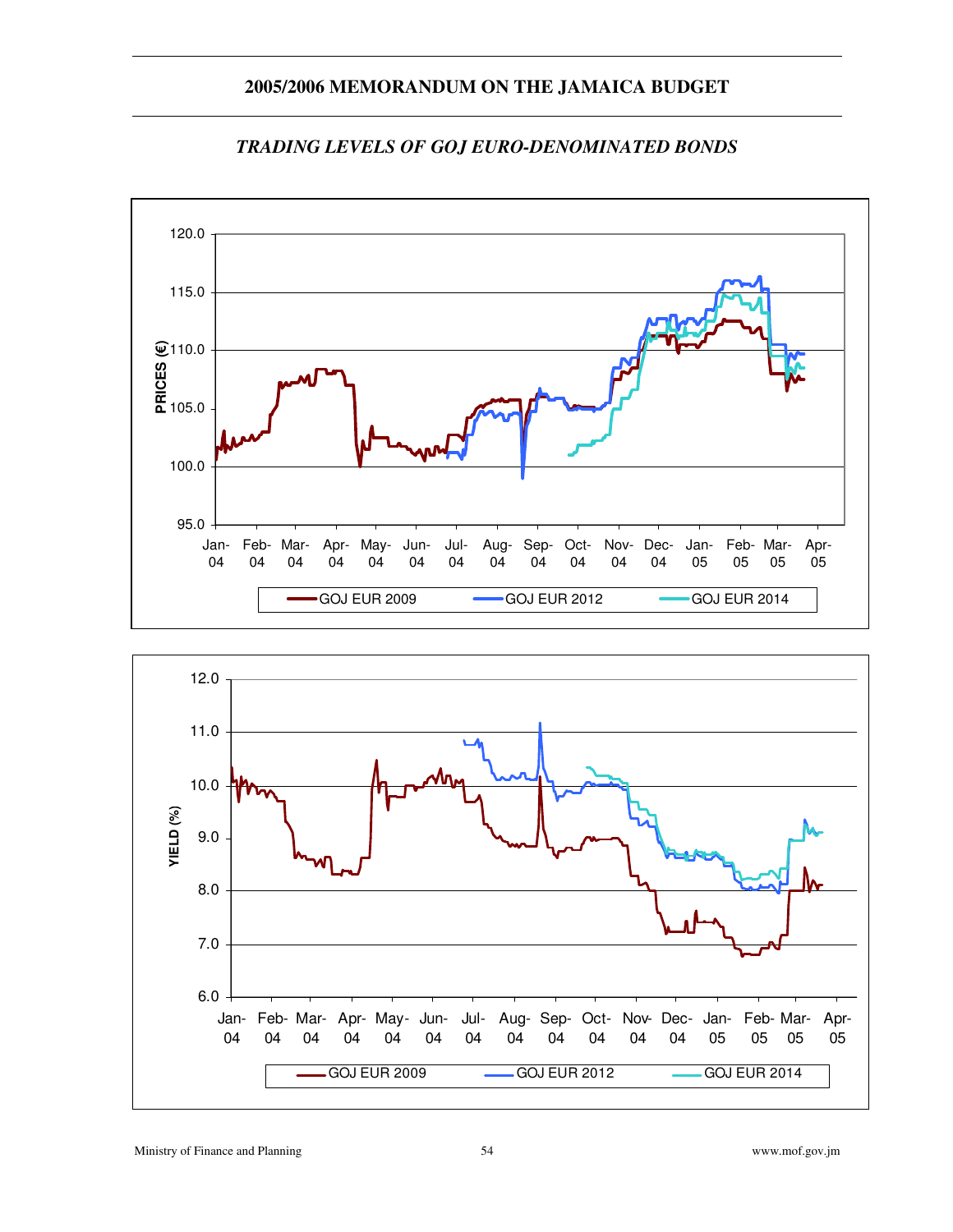## *TRADING LEVELS OF GOJ EURO-DENOMINATED BONDS*

PRICES (€)

120.0
115.0
110.0
105.0
100.0
95.0

Jan-04 Feb-04 Mar-04 Apr-04 May-04 Jun-04 Jul-04 Aug-04 Sep-04 Oct-04 Nov-04 Dec-04 Jan-05 Feb-05 Mar-05 Apr-05

GOJ EUR 2009 GOJ EUR 2012 GOJ EUR 2014

YIELD (%)

12.0
11.0
10.0
9.0
8.0
7.0
6.0

Jan-04 Feb-04 Mar-04 Apr-04 May-04 Jun-04 Jul-04 Aug-04 Sep-04 Oct-04 Nov-04 Dec-04 Jan-05 Feb-05 Mar-05 Apr-05

GOJ EUR 2009 GOJ EUR 2012 GOJ EUR 2014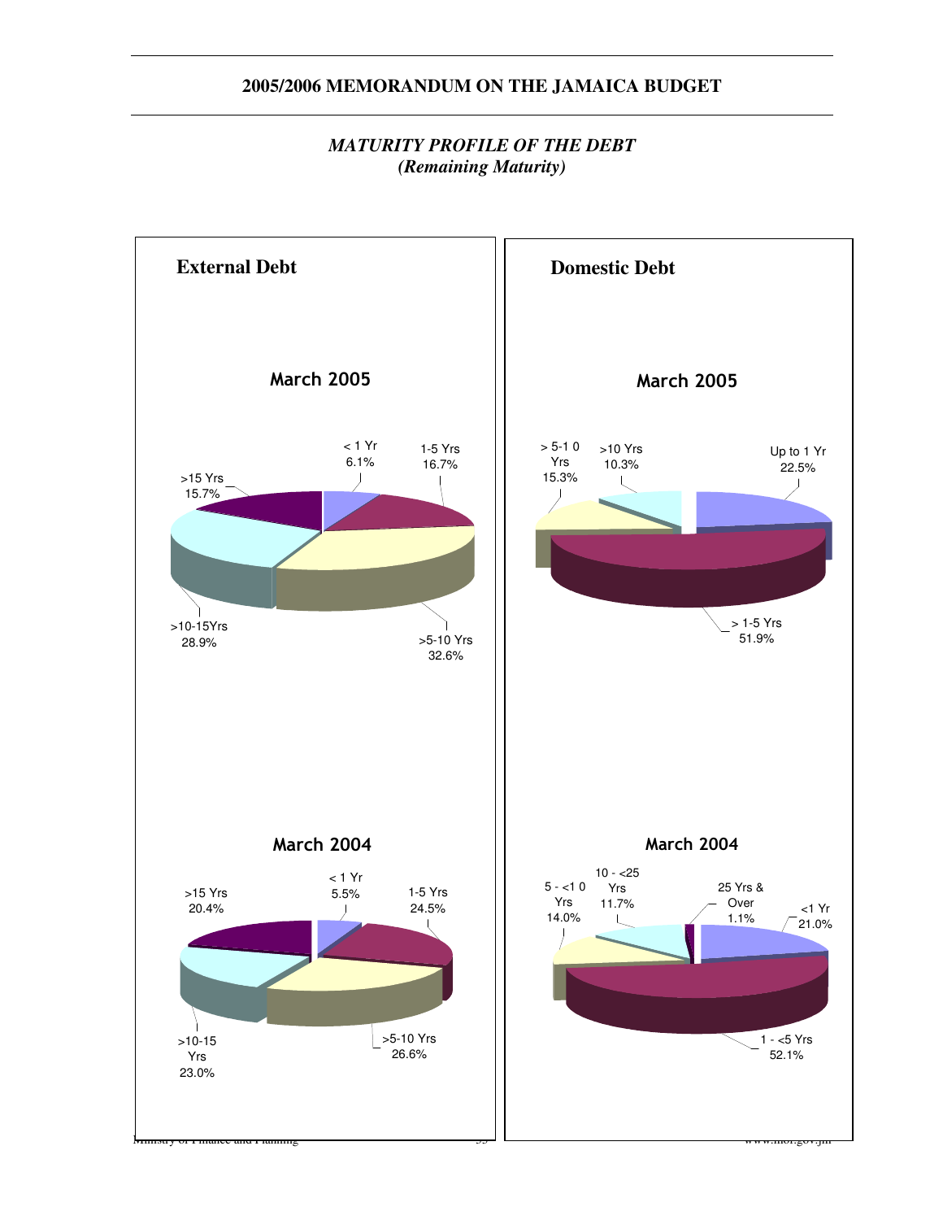## *MATURITY PROFILE OF THE DEBT*
### *(Remaining Maturity)*

**External Debt**

**March 2005**

| Maturity | Share |
|---|---|
| < 1 Yr | 6.1% |
| 1-5 Yrs | 16.7% |
| >5-10 Yrs | 32.6% |
| >10-15Yrs | 28.9% |
| >15 Yrs | 15.7% |

**March 2004**

| Maturity | Share |
|---|---|
| < 1 Yr | 5.5% |
| 1-5 Yrs | 24.5% |
| >5-10 Yrs | 26.6% |
| >10-15 Yrs | 23.0% |
| >15 Yrs | 20.4% |

**Domestic Debt**

**March 2005**

| Maturity | Share |
|---|---|
| Up to 1 Yr | 22.5% |
| > 1-5 Yrs | 51.9% |
| > 5-1 0 Yrs | 15.3% |
| >10 Yrs | 10.3% |

**March 2004**

| Maturity | Share |
|---|---|
| <1 Yr | 21.0% |
| 1 - <5 Yrs | 52.1% |
| 5 - <1 0 Yrs | 14.0% |
| 10 - <25 Yrs | 11.7% |
| 25 Yrs & Over | 1.1% |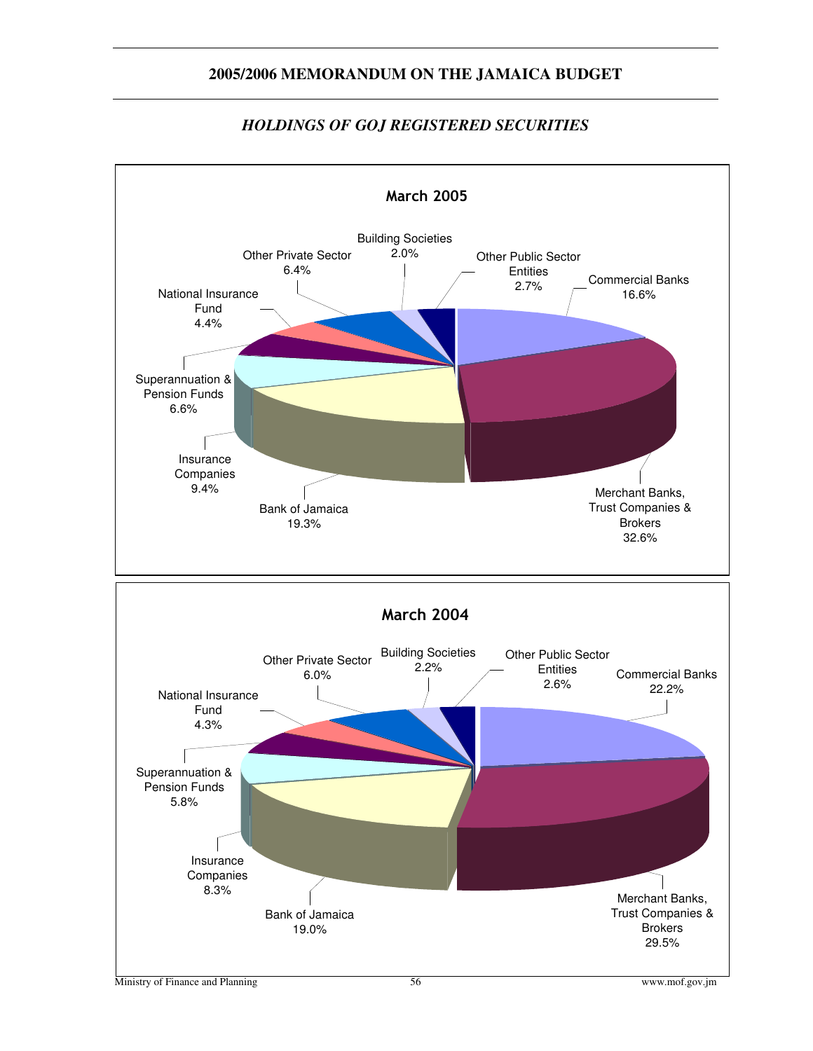# 2005/2006 MEMORANDUM ON THE JAMAICA BUDGET

## *HOLDINGS OF GOJ REGISTERED SECURITIES*

### March 2005

| Holder | Share |
|---|---|
| Commercial Banks | 16.6% |
| Merchant Banks, Trust Companies & Brokers | 32.6% |
| Bank of Jamaica | 19.3% |
| Insurance Companies | 9.4% |
| Superannuation & Pension Funds | 6.6% |
| National Insurance Fund | 4.4% |
| Other Private Sector | 6.4% |
| Building Societies | 2.0% |
| Other Public Sector Entities | 2.7% |

### March 2004

| Holder | Share |
|---|---|
| Commercial Banks | 22.2% |
| Merchant Banks, Trust Companies & Brokers | 29.5% |
| Bank of Jamaica | 19.0% |
| Insurance Companies | 8.3% |
| Superannuation & Pension Funds | 5.8% |
| National Insurance Fund | 4.3% |
| Other Private Sector | 6.0% |
| Building Societies | 2.2% |
| Other Public Sector Entities | 2.6% |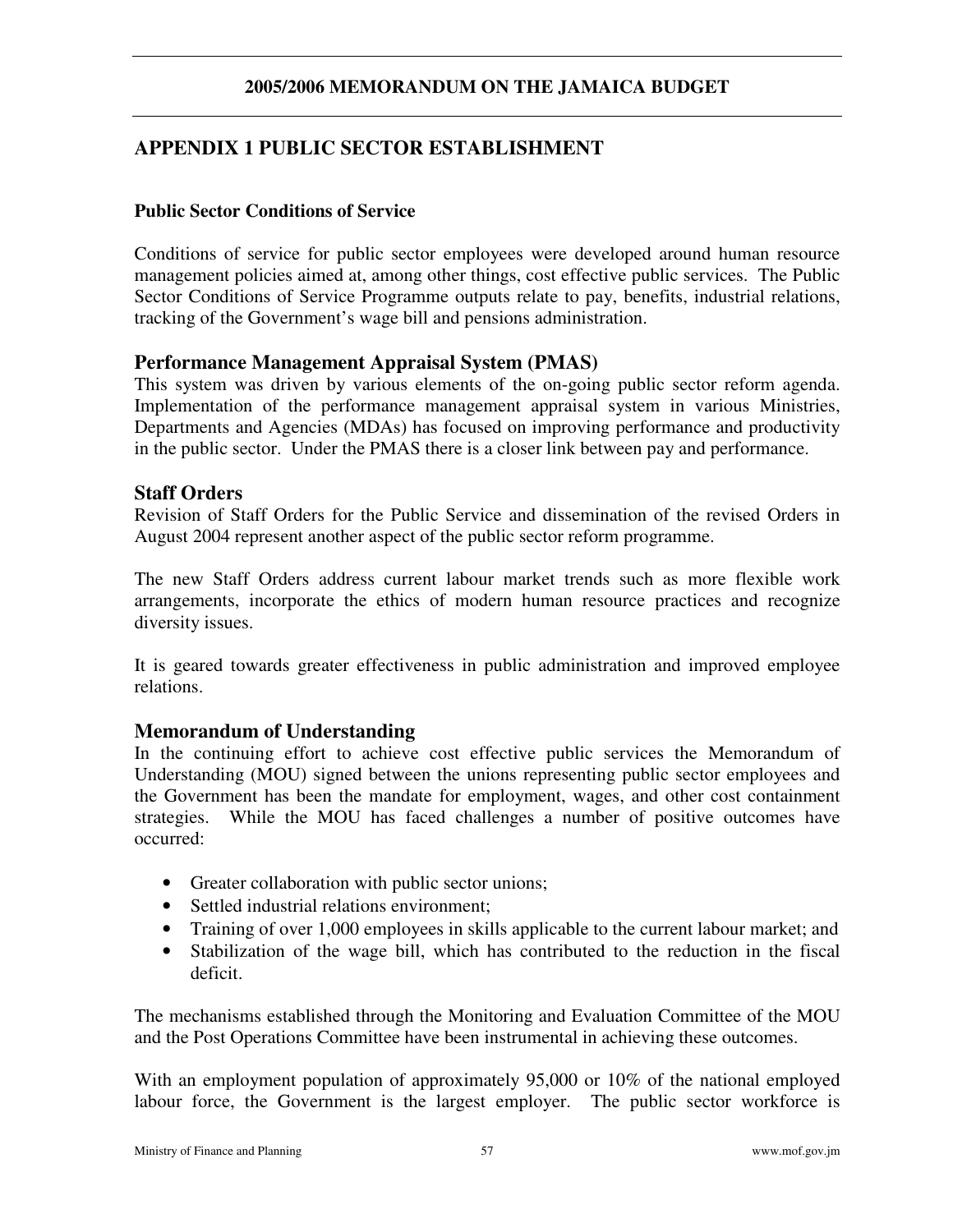# APPENDIX 1 PUBLIC SECTOR ESTABLISHMENT

**Public Sector Conditions of Service**

Conditions of service for public sector employees were developed around human resource management policies aimed at, among other things, cost effective public services. The Public Sector Conditions of Service Programme outputs relate to pay, benefits, industrial relations, tracking of the Government's wage bill and pensions administration.

## Performance Management Appraisal System (PMAS)

This system was driven by various elements of the on-going public sector reform agenda. Implementation of the performance management appraisal system in various Ministries, Departments and Agencies (MDAs) has focused on improving performance and productivity in the public sector. Under the PMAS there is a closer link between pay and performance.

## Staff Orders

Revision of Staff Orders for the Public Service and dissemination of the revised Orders in August 2004 represent another aspect of the public sector reform programme.

The new Staff Orders address current labour market trends such as more flexible work arrangements, incorporate the ethics of modern human resource practices and recognize diversity issues.

It is geared towards greater effectiveness in public administration and improved employee relations.

## Memorandum of Understanding

In the continuing effort to achieve cost effective public services the Memorandum of Understanding (MOU) signed between the unions representing public sector employees and the Government has been the mandate for employment, wages, and other cost containment strategies. While the MOU has faced challenges a number of positive outcomes have occurred:

- Greater collaboration with public sector unions;
- Settled industrial relations environment;
- Training of over 1,000 employees in skills applicable to the current labour market; and
- Stabilization of the wage bill, which has contributed to the reduction in the fiscal deficit.

The mechanisms established through the Monitoring and Evaluation Committee of the MOU and the Post Operations Committee have been instrumental in achieving these outcomes.

With an employment population of approximately 95,000 or 10% of the national employed labour force, the Government is the largest employer. The public sector workforce is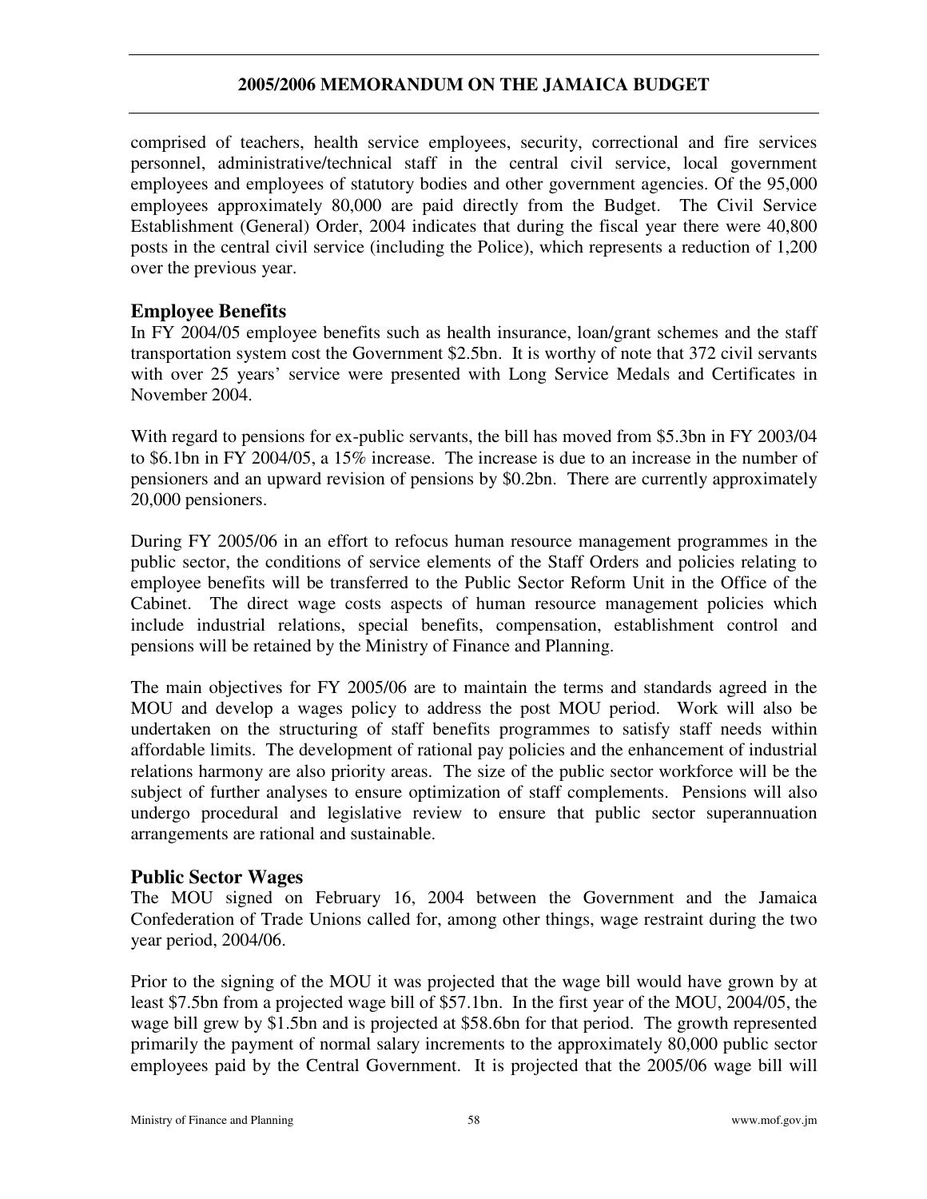comprised of teachers, health service employees, security, correctional and fire services personnel, administrative/technical staff in the central civil service, local government employees and employees of statutory bodies and other government agencies. Of the 95,000 employees approximately 80,000 are paid directly from the Budget. The Civil Service Establishment (General) Order, 2004 indicates that during the fiscal year there were 40,800 posts in the central civil service (including the Police), which represents a reduction of 1,200 over the previous year.

## Employee Benefits

In FY 2004/05 employee benefits such as health insurance, loan/grant schemes and the staff transportation system cost the Government $2.5bn. It is worthy of note that 372 civil servants with over 25 years' service were presented with Long Service Medals and Certificates in November 2004.

With regard to pensions for ex-public servants, the bill has moved from $5.3bn in FY 2003/04 to $6.1bn in FY 2004/05, a 15% increase. The increase is due to an increase in the number of pensioners and an upward revision of pensions by $0.2bn. There are currently approximately 20,000 pensioners.

During FY 2005/06 in an effort to refocus human resource management programmes in the public sector, the conditions of service elements of the Staff Orders and policies relating to employee benefits will be transferred to the Public Sector Reform Unit in the Office of the Cabinet. The direct wage costs aspects of human resource management policies which include industrial relations, special benefits, compensation, establishment control and pensions will be retained by the Ministry of Finance and Planning.

The main objectives for FY 2005/06 are to maintain the terms and standards agreed in the MOU and develop a wages policy to address the post MOU period. Work will also be undertaken on the structuring of staff benefits programmes to satisfy staff needs within affordable limits. The development of rational pay policies and the enhancement of industrial relations harmony are also priority areas. The size of the public sector workforce will be the subject of further analyses to ensure optimization of staff complements. Pensions will also undergo procedural and legislative review to ensure that public sector superannuation arrangements are rational and sustainable.

## Public Sector Wages

The MOU signed on February 16, 2004 between the Government and the Jamaica Confederation of Trade Unions called for, among other things, wage restraint during the two year period, 2004/06.

Prior to the signing of the MOU it was projected that the wage bill would have grown by at least $7.5bn from a projected wage bill of $57.1bn. In the first year of the MOU, 2004/05, the wage bill grew by $1.5bn and is projected at $58.6bn for that period. The growth represented primarily the payment of normal salary increments to the approximately 80,000 public sector employees paid by the Central Government. It is projected that the 2005/06 wage bill will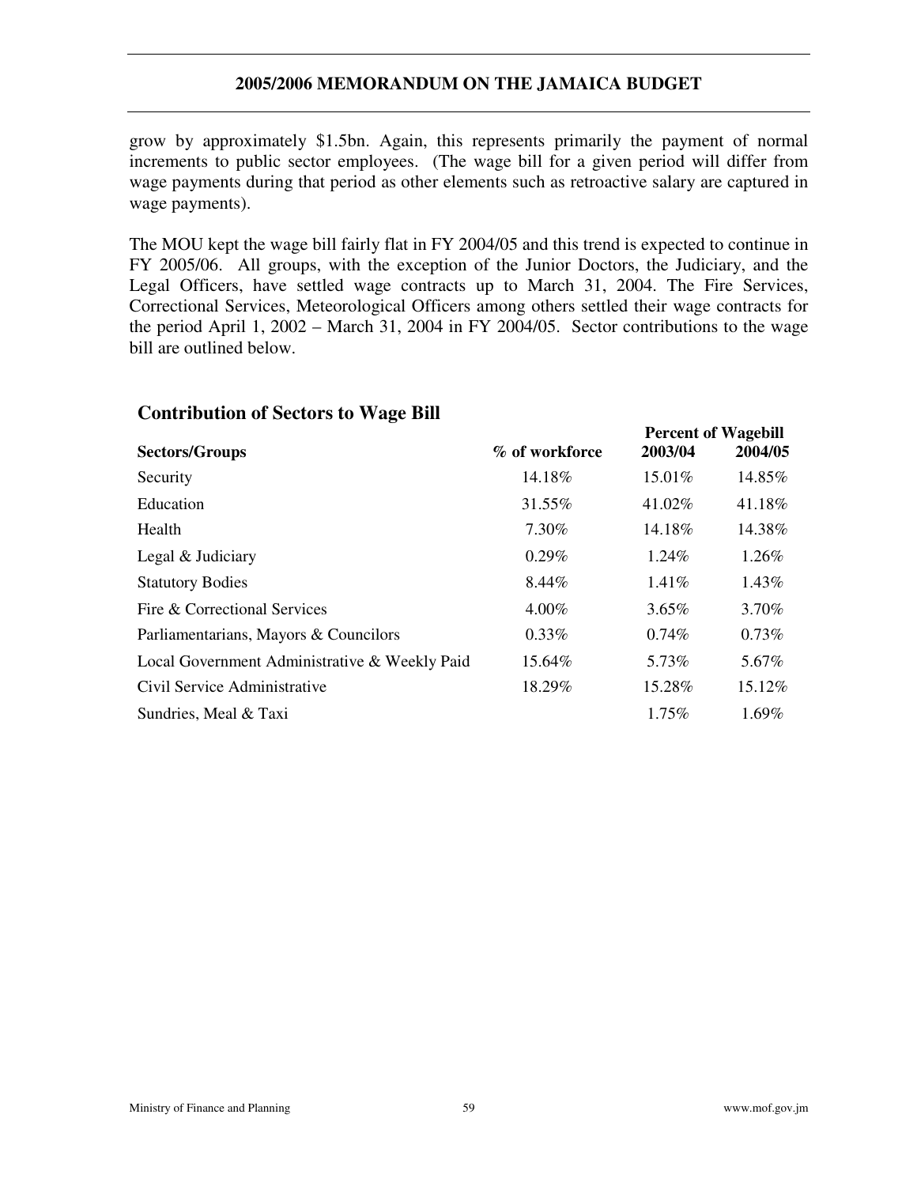grow by approximately $1.5bn. Again, this represents primarily the payment of normal increments to public sector employees. (The wage bill for a given period will differ from wage payments during that period as other elements such as retroactive salary are captured in wage payments).

The MOU kept the wage bill fairly flat in FY 2004/05 and this trend is expected to continue in FY 2005/06. All groups, with the exception of the Junior Doctors, the Judiciary, and the Legal Officers, have settled wage contracts up to March 31, 2004. The Fire Services, Correctional Services, Meteorological Officers among others settled their wage contracts for the period April 1, 2002 – March 31, 2004 in FY 2004/05. Sector contributions to the wage bill are outlined below.

## Contribution of Sectors to Wage Bill

| Sectors/Groups | % of workforce | Percent of Wagebill 2003/04 | Percent of Wagebill 2004/05 |
|---|---|---|---|
| Security | 14.18% | 15.01% | 14.85% |
| Education | 31.55% | 41.02% | 41.18% |
| Health | 7.30% | 14.18% | 14.38% |
| Legal & Judiciary | 0.29% | 1.24% | 1.26% |
| Statutory Bodies | 8.44% | 1.41% | 1.43% |
| Fire & Correctional Services | 4.00% | 3.65% | 3.70% |
| Parliamentarians, Mayors & Councilors | 0.33% | 0.74% | 0.73% |
| Local Government Administrative & Weekly Paid | 15.64% | 5.73% | 5.67% |
| Civil Service Administrative | 18.29% | 15.28% | 15.12% |
| Sundries, Meal & Taxi | | 1.75% | 1.69% |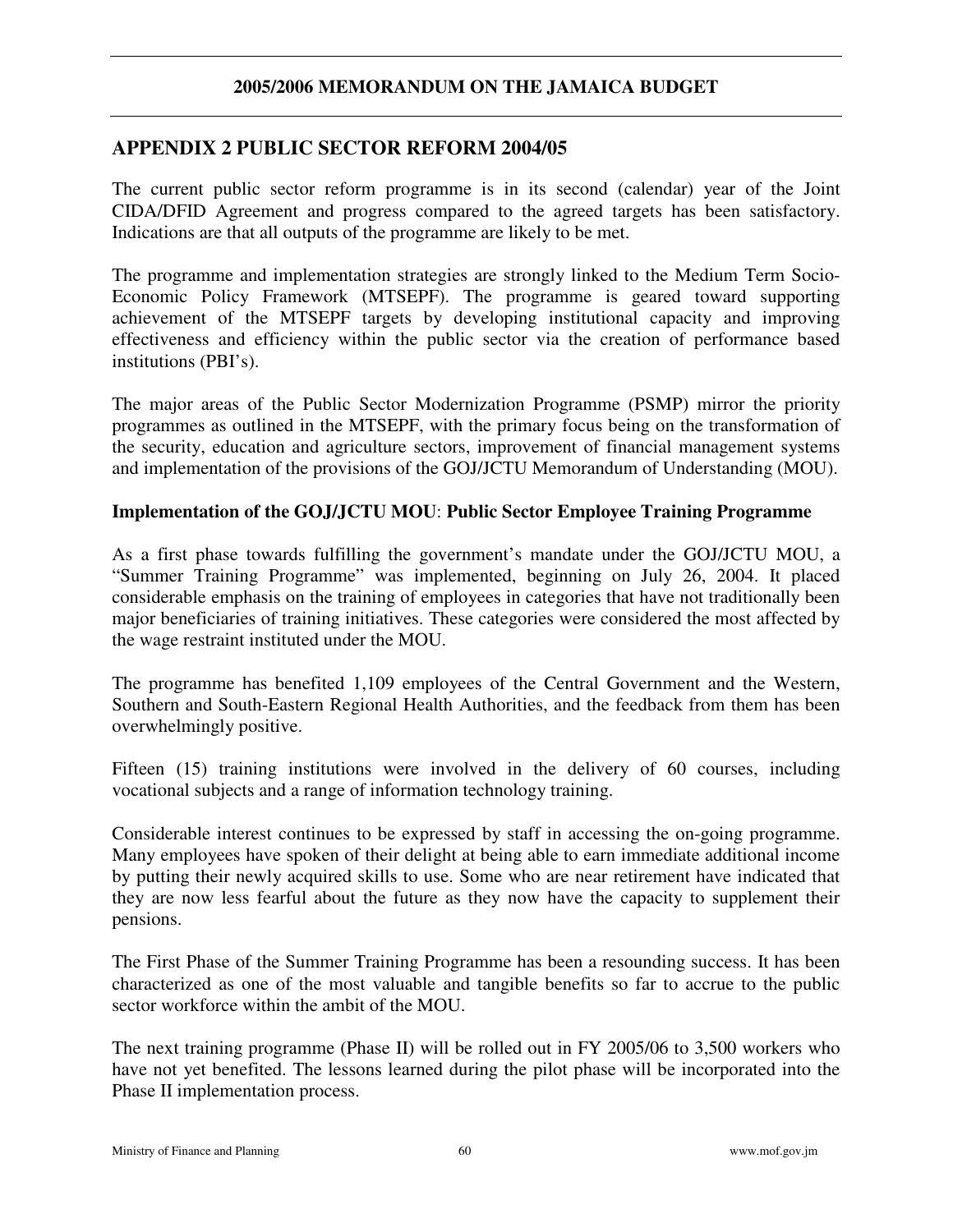## APPENDIX 2 PUBLIC SECTOR REFORM 2004/05

The current public sector reform programme is in its second (calendar) year of the Joint CIDA/DFID Agreement and progress compared to the agreed targets has been satisfactory. Indications are that all outputs of the programme are likely to be met.

The programme and implementation strategies are strongly linked to the Medium Term Socio-Economic Policy Framework (MTSEPF). The programme is geared toward supporting achievement of the MTSEPF targets by developing institutional capacity and improving effectiveness and efficiency within the public sector via the creation of performance based institutions (PBI's).

The major areas of the Public Sector Modernization Programme (PSMP) mirror the priority programmes as outlined in the MTSEPF, with the primary focus being on the transformation of the security, education and agriculture sectors, improvement of financial management systems and implementation of the provisions of the GOJ/JCTU Memorandum of Understanding (MOU).

**Implementation of the GOJ/JCTU MOU**: **Public Sector Employee Training Programme**

As a first phase towards fulfilling the government's mandate under the GOJ/JCTU MOU, a "Summer Training Programme" was implemented, beginning on July 26, 2004. It placed considerable emphasis on the training of employees in categories that have not traditionally been major beneficiaries of training initiatives. These categories were considered the most affected by the wage restraint instituted under the MOU.

The programme has benefited 1,109 employees of the Central Government and the Western, Southern and South-Eastern Regional Health Authorities, and the feedback from them has been overwhelmingly positive.

Fifteen (15) training institutions were involved in the delivery of 60 courses, including vocational subjects and a range of information technology training.

Considerable interest continues to be expressed by staff in accessing the on-going programme. Many employees have spoken of their delight at being able to earn immediate additional income by putting their newly acquired skills to use. Some who are near retirement have indicated that they are now less fearful about the future as they now have the capacity to supplement their pensions.

The First Phase of the Summer Training Programme has been a resounding success. It has been characterized as one of the most valuable and tangible benefits so far to accrue to the public sector workforce within the ambit of the MOU.

The next training programme (Phase II) will be rolled out in FY 2005/06 to 3,500 workers who have not yet benefited. The lessons learned during the pilot phase will be incorporated into the Phase II implementation process.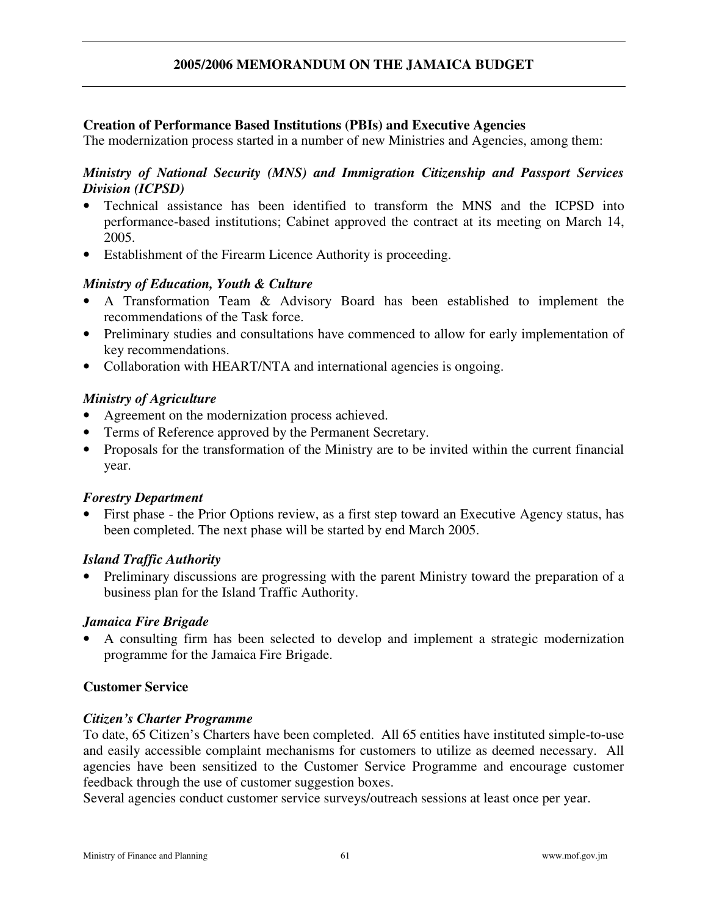### Creation of Performance Based Institutions (PBIs) and Executive Agencies

The modernization process started in a number of new Ministries and Agencies, among them:

#### *Ministry of National Security (MNS) and Immigration Citizenship and Passport Services Division (ICPSD)*

- Technical assistance has been identified to transform the MNS and the ICPSD into performance-based institutions; Cabinet approved the contract at its meeting on March 14, 2005.
- Establishment of the Firearm Licence Authority is proceeding.

#### *Ministry of Education, Youth & Culture*

- A Transformation Team & Advisory Board has been established to implement the recommendations of the Task force.
- Preliminary studies and consultations have commenced to allow for early implementation of key recommendations.
- Collaboration with HEART/NTA and international agencies is ongoing.

#### *Ministry of Agriculture*

- Agreement on the modernization process achieved.
- Terms of Reference approved by the Permanent Secretary.
- Proposals for the transformation of the Ministry are to be invited within the current financial year.

#### *Forestry Department*

- First phase - the Prior Options review, as a first step toward an Executive Agency status, has been completed. The next phase will be started by end March 2005.

#### *Island Traffic Authority*

- Preliminary discussions are progressing with the parent Ministry toward the preparation of a business plan for the Island Traffic Authority.

#### *Jamaica Fire Brigade*

- A consulting firm has been selected to develop and implement a strategic modernization programme for the Jamaica Fire Brigade.

### Customer Service

#### *Citizen's Charter Programme*

To date, 65 Citizen's Charters have been completed. All 65 entities have instituted simple-to-use and easily accessible complaint mechanisms for customers to utilize as deemed necessary. All agencies have been sensitized to the Customer Service Programme and encourage customer feedback through the use of customer suggestion boxes.

Several agencies conduct customer service surveys/outreach sessions at least once per year.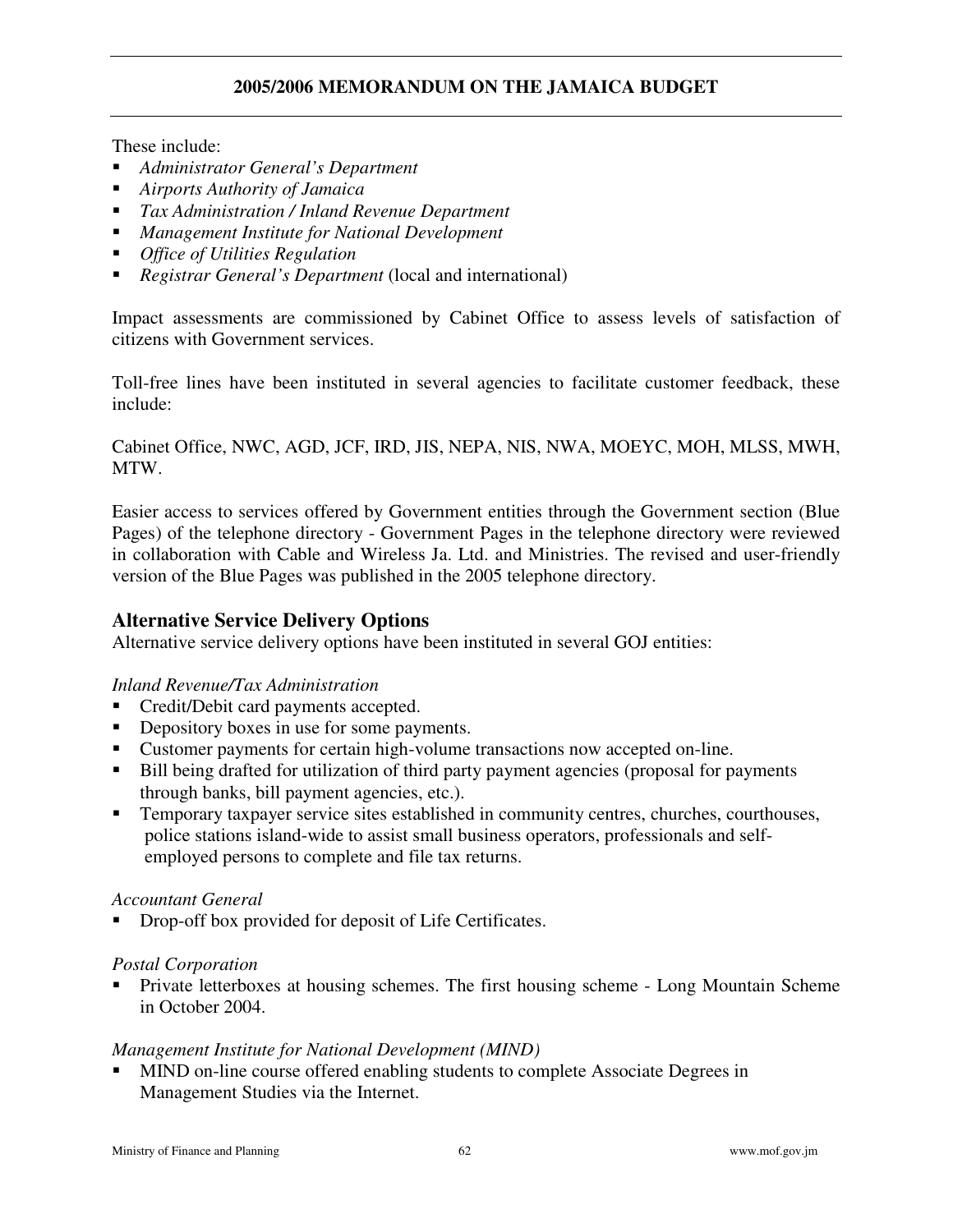These include:

- *Administrator General's Department*
- *Airports Authority of Jamaica*
- *Tax Administration / Inland Revenue Department*
- *Management Institute for National Development*
- *Office of Utilities Regulation*
- *Registrar General's Department* (local and international)

Impact assessments are commissioned by Cabinet Office to assess levels of satisfaction of citizens with Government services.

Toll-free lines have been instituted in several agencies to facilitate customer feedback, these include:

Cabinet Office, NWC, AGD, JCF, IRD, JIS, NEPA, NIS, NWA, MOEYC, MOH, MLSS, MWH, MTW.

Easier access to services offered by Government entities through the Government section (Blue Pages) of the telephone directory - Government Pages in the telephone directory were reviewed in collaboration with Cable and Wireless Ja. Ltd. and Ministries. The revised and user-friendly version of the Blue Pages was published in the 2005 telephone directory.

## Alternative Service Delivery Options

Alternative service delivery options have been instituted in several GOJ entities:

*Inland Revenue/Tax Administration*

- Credit/Debit card payments accepted.
- Depository boxes in use for some payments.
- Customer payments for certain high-volume transactions now accepted on-line.
- Bill being drafted for utilization of third party payment agencies (proposal for payments through banks, bill payment agencies, etc.).
- Temporary taxpayer service sites established in community centres, churches, courthouses, police stations island-wide to assist small business operators, professionals and self-employed persons to complete and file tax returns.

*Accountant General*

- Drop-off box provided for deposit of Life Certificates.

*Postal Corporation*

- Private letterboxes at housing schemes. The first housing scheme - Long Mountain Scheme in October 2004.

*Management Institute for National Development (MIND)*

- MIND on-line course offered enabling students to complete Associate Degrees in Management Studies via the Internet.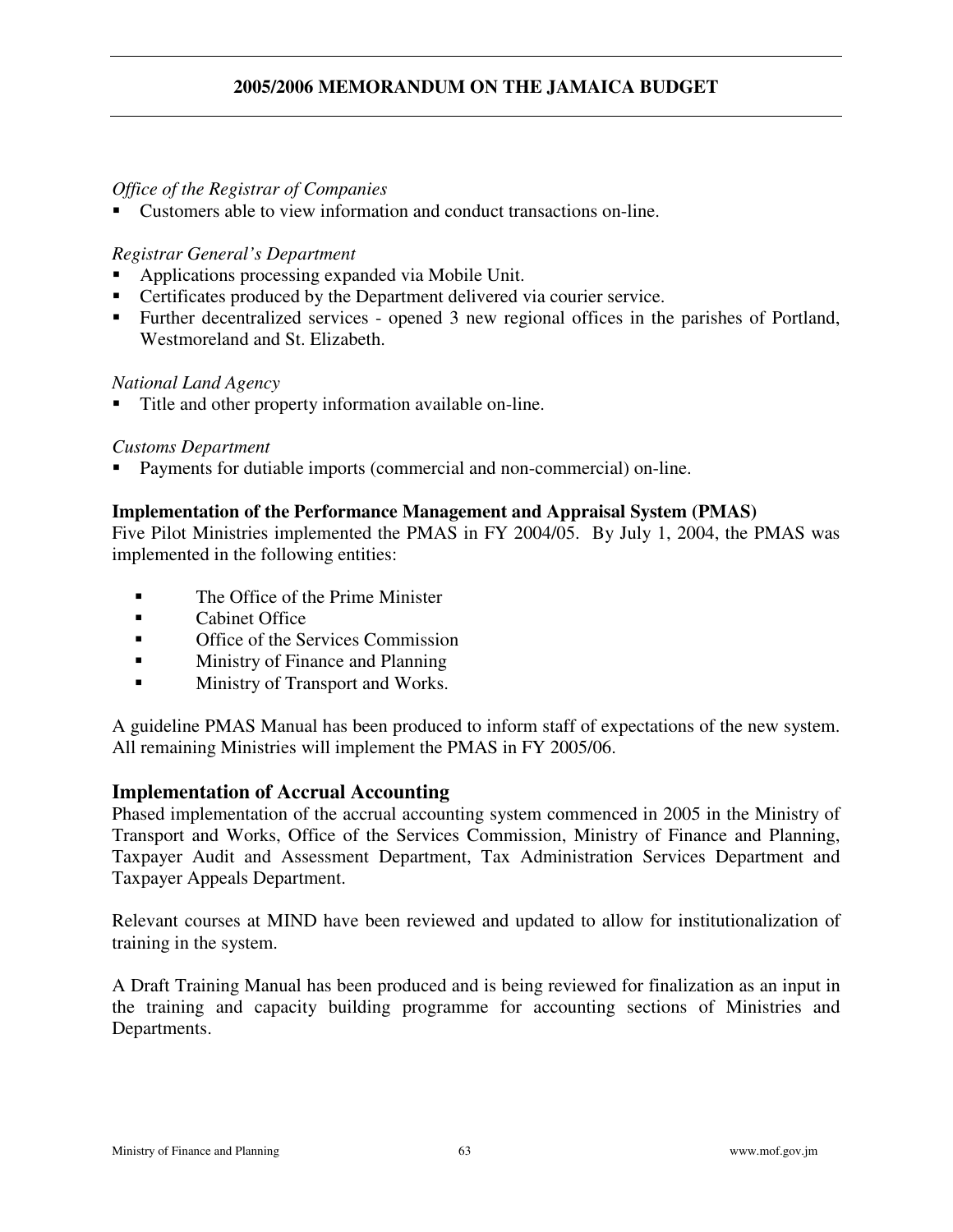*Office of the Registrar of Companies*

- Customers able to view information and conduct transactions on-line.

*Registrar General's Department*

- Applications processing expanded via Mobile Unit.
- Certificates produced by the Department delivered via courier service.
- Further decentralized services - opened 3 new regional offices in the parishes of Portland, Westmoreland and St. Elizabeth.

*National Land Agency*

- Title and other property information available on-line.

*Customs Department*

- Payments for dutiable imports (commercial and non-commercial) on-line.

**Implementation of the Performance Management and Appraisal System (PMAS)**

Five Pilot Ministries implemented the PMAS in FY 2004/05. By July 1, 2004, the PMAS was implemented in the following entities:

- The Office of the Prime Minister
- Cabinet Office
- Office of the Services Commission
- Ministry of Finance and Planning
- Ministry of Transport and Works.

A guideline PMAS Manual has been produced to inform staff of expectations of the new system. All remaining Ministries will implement the PMAS in FY 2005/06.

## Implementation of Accrual Accounting

Phased implementation of the accrual accounting system commenced in 2005 in the Ministry of Transport and Works, Office of the Services Commission, Ministry of Finance and Planning, Taxpayer Audit and Assessment Department, Tax Administration Services Department and Taxpayer Appeals Department.

Relevant courses at MIND have been reviewed and updated to allow for institutionalization of training in the system.

A Draft Training Manual has been produced and is being reviewed for finalization as an input in the training and capacity building programme for accounting sections of Ministries and Departments.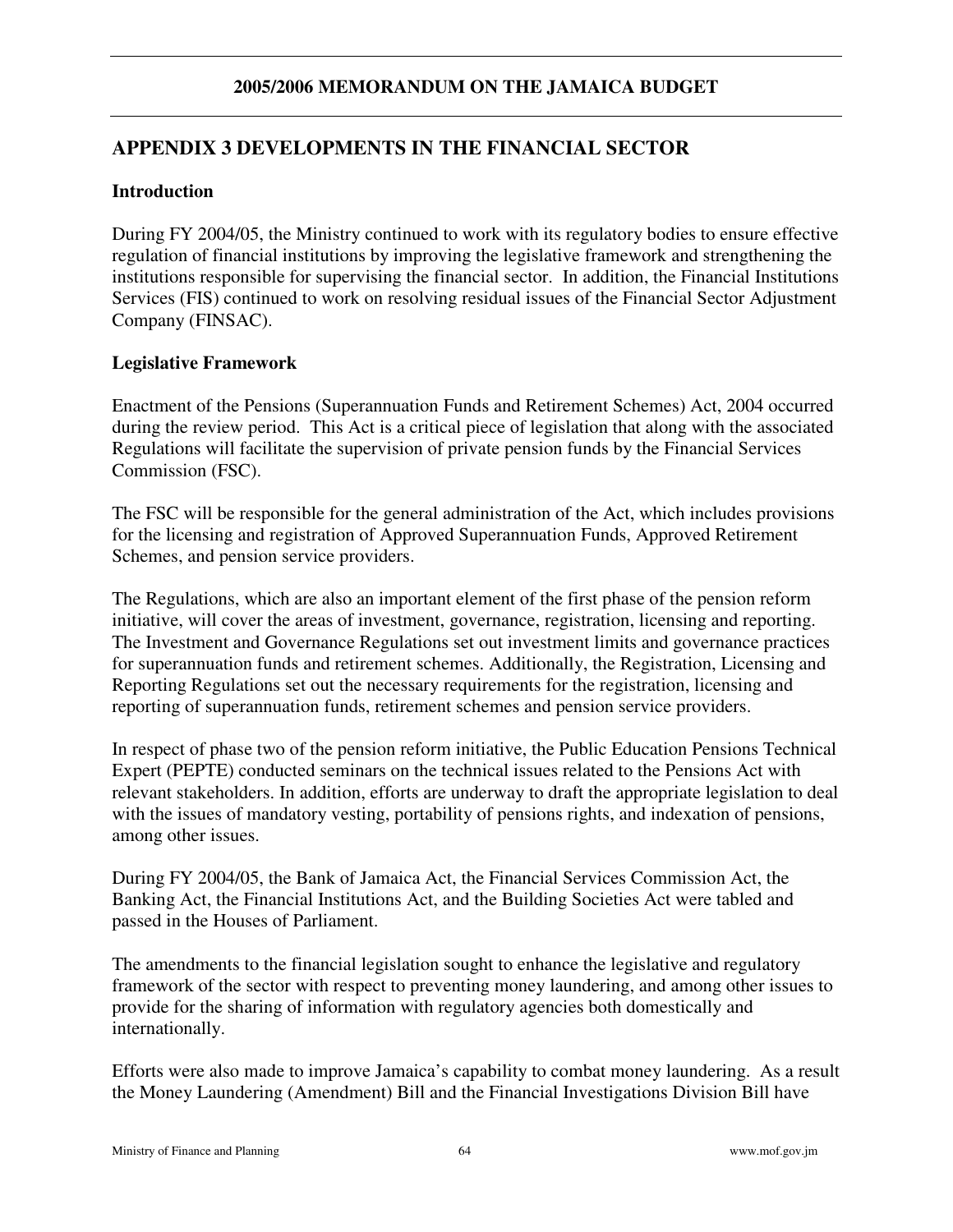## APPENDIX 3 DEVELOPMENTS IN THE FINANCIAL SECTOR

### Introduction

During FY 2004/05, the Ministry continued to work with its regulatory bodies to ensure effective regulation of financial institutions by improving the legislative framework and strengthening the institutions responsible for supervising the financial sector. In addition, the Financial Institutions Services (FIS) continued to work on resolving residual issues of the Financial Sector Adjustment Company (FINSAC).

### Legislative Framework

Enactment of the Pensions (Superannuation Funds and Retirement Schemes) Act, 2004 occurred during the review period. This Act is a critical piece of legislation that along with the associated Regulations will facilitate the supervision of private pension funds by the Financial Services Commission (FSC).

The FSC will be responsible for the general administration of the Act, which includes provisions for the licensing and registration of Approved Superannuation Funds, Approved Retirement Schemes, and pension service providers.

The Regulations, which are also an important element of the first phase of the pension reform initiative, will cover the areas of investment, governance, registration, licensing and reporting. The Investment and Governance Regulations set out investment limits and governance practices for superannuation funds and retirement schemes. Additionally, the Registration, Licensing and Reporting Regulations set out the necessary requirements for the registration, licensing and reporting of superannuation funds, retirement schemes and pension service providers.

In respect of phase two of the pension reform initiative, the Public Education Pensions Technical Expert (PEPTE) conducted seminars on the technical issues related to the Pensions Act with relevant stakeholders. In addition, efforts are underway to draft the appropriate legislation to deal with the issues of mandatory vesting, portability of pensions rights, and indexation of pensions, among other issues.

During FY 2004/05, the Bank of Jamaica Act, the Financial Services Commission Act, the Banking Act, the Financial Institutions Act, and the Building Societies Act were tabled and passed in the Houses of Parliament.

The amendments to the financial legislation sought to enhance the legislative and regulatory framework of the sector with respect to preventing money laundering, and among other issues to provide for the sharing of information with regulatory agencies both domestically and internationally.

Efforts were also made to improve Jamaica's capability to combat money laundering. As a result the Money Laundering (Amendment) Bill and the Financial Investigations Division Bill have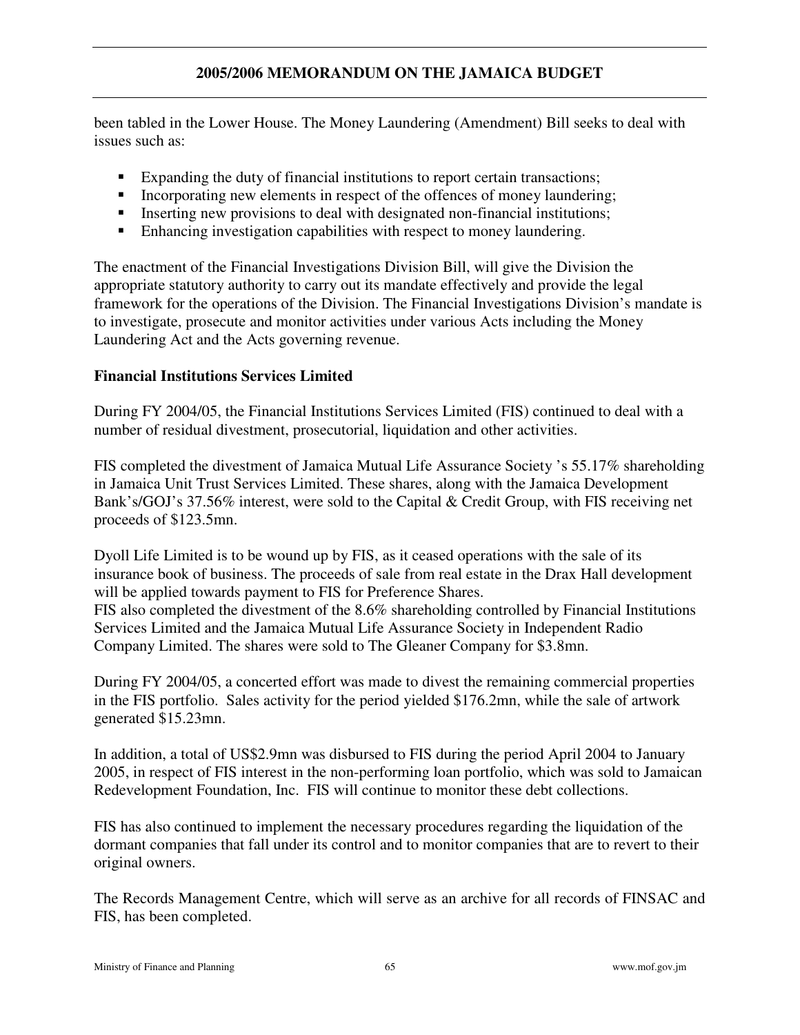been tabled in the Lower House. The Money Laundering (Amendment) Bill seeks to deal with issues such as:

- Expanding the duty of financial institutions to report certain transactions;
- Incorporating new elements in respect of the offences of money laundering;
- Inserting new provisions to deal with designated non-financial institutions;
- Enhancing investigation capabilities with respect to money laundering.

The enactment of the Financial Investigations Division Bill, will give the Division the appropriate statutory authority to carry out its mandate effectively and provide the legal framework for the operations of the Division. The Financial Investigations Division's mandate is to investigate, prosecute and monitor activities under various Acts including the Money Laundering Act and the Acts governing revenue.

**Financial Institutions Services Limited**

During FY 2004/05, the Financial Institutions Services Limited (FIS) continued to deal with a number of residual divestment, prosecutorial, liquidation and other activities.

FIS completed the divestment of Jamaica Mutual Life Assurance Society 's 55.17% shareholding in Jamaica Unit Trust Services Limited. These shares, along with the Jamaica Development Bank's/GOJ's 37.56% interest, were sold to the Capital & Credit Group, with FIS receiving net proceeds of $123.5mn.

Dyoll Life Limited is to be wound up by FIS, as it ceased operations with the sale of its insurance book of business. The proceeds of sale from real estate in the Drax Hall development will be applied towards payment to FIS for Preference Shares.
FIS also completed the divestment of the 8.6% shareholding controlled by Financial Institutions Services Limited and the Jamaica Mutual Life Assurance Society in Independent Radio Company Limited. The shares were sold to The Gleaner Company for $3.8mn.

During FY 2004/05, a concerted effort was made to divest the remaining commercial properties in the FIS portfolio. Sales activity for the period yielded $176.2mn, while the sale of artwork generated $15.23mn.

In addition, a total of US$2.9mn was disbursed to FIS during the period April 2004 to January 2005, in respect of FIS interest in the non-performing loan portfolio, which was sold to Jamaican Redevelopment Foundation, Inc. FIS will continue to monitor these debt collections.

FIS has also continued to implement the necessary procedures regarding the liquidation of the dormant companies that fall under its control and to monitor companies that are to revert to their original owners.

The Records Management Centre, which will serve as an archive for all records of FINSAC and FIS, has been completed.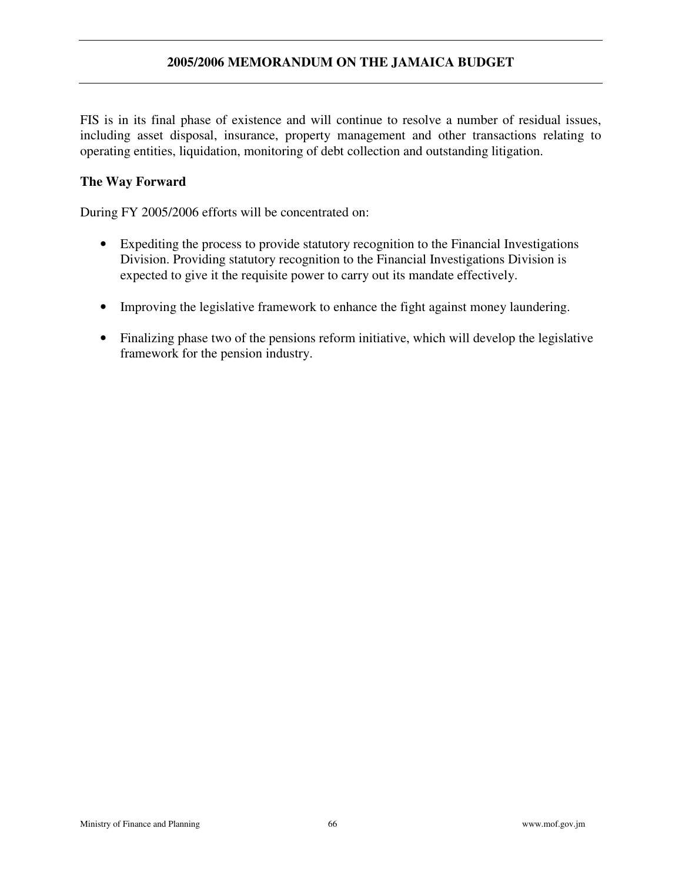FIS is in its final phase of existence and will continue to resolve a number of residual issues, including asset disposal, insurance, property management and other transactions relating to operating entities, liquidation, monitoring of debt collection and outstanding litigation.

**The Way Forward**

During FY 2005/2006 efforts will be concentrated on:

- Expediting the process to provide statutory recognition to the Financial Investigations Division. Providing statutory recognition to the Financial Investigations Division is expected to give it the requisite power to carry out its mandate effectively.

- Improving the legislative framework to enhance the fight against money laundering.

- Finalizing phase two of the pensions reform initiative, which will develop the legislative framework for the pension industry.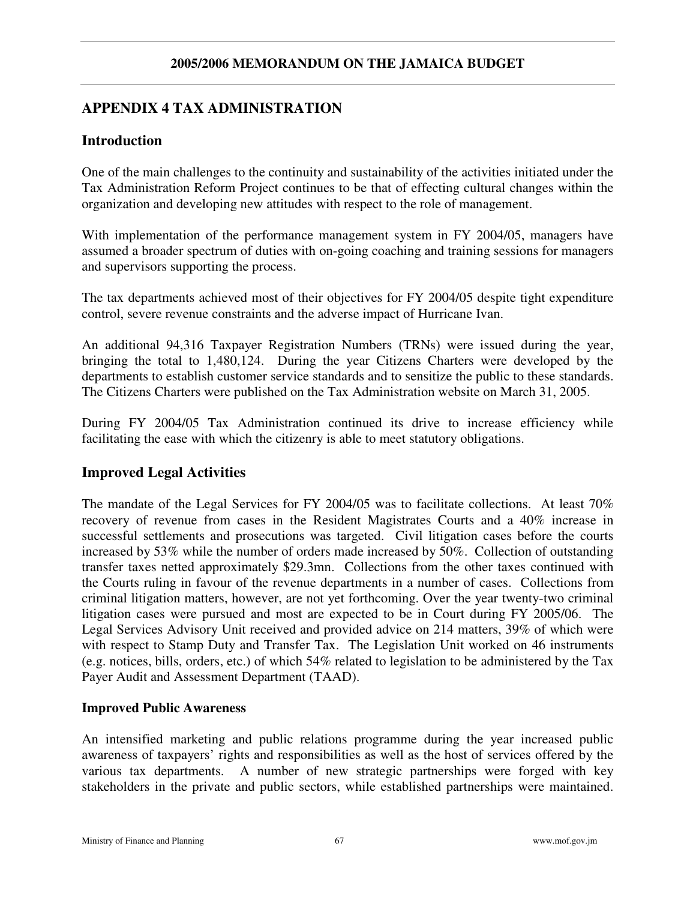## APPENDIX 4 TAX ADMINISTRATION

### Introduction

One of the main challenges to the continuity and sustainability of the activities initiated under the Tax Administration Reform Project continues to be that of effecting cultural changes within the organization and developing new attitudes with respect to the role of management.

With implementation of the performance management system in FY 2004/05, managers have assumed a broader spectrum of duties with on-going coaching and training sessions for managers and supervisors supporting the process.

The tax departments achieved most of their objectives for FY 2004/05 despite tight expenditure control, severe revenue constraints and the adverse impact of Hurricane Ivan.

An additional 94,316 Taxpayer Registration Numbers (TRNs) were issued during the year, bringing the total to 1,480,124. During the year Citizens Charters were developed by the departments to establish customer service standards and to sensitize the public to these standards. The Citizens Charters were published on the Tax Administration website on March 31, 2005.

During FY 2004/05 Tax Administration continued its drive to increase efficiency while facilitating the ease with which the citizenry is able to meet statutory obligations.

### Improved Legal Activities

The mandate of the Legal Services for FY 2004/05 was to facilitate collections. At least 70% recovery of revenue from cases in the Resident Magistrates Courts and a 40% increase in successful settlements and prosecutions was targeted. Civil litigation cases before the courts increased by 53% while the number of orders made increased by 50%. Collection of outstanding transfer taxes netted approximately $29.3mn. Collections from the other taxes continued with the Courts ruling in favour of the revenue departments in a number of cases. Collections from criminal litigation matters, however, are not yet forthcoming. Over the year twenty-two criminal litigation cases were pursued and most are expected to be in Court during FY 2005/06. The Legal Services Advisory Unit received and provided advice on 214 matters, 39% of which were with respect to Stamp Duty and Transfer Tax. The Legislation Unit worked on 46 instruments (e.g. notices, bills, orders, etc.) of which 54% related to legislation to be administered by the Tax Payer Audit and Assessment Department (TAAD).

#### Improved Public Awareness

An intensified marketing and public relations programme during the year increased public awareness of taxpayers' rights and responsibilities as well as the host of services offered by the various tax departments. A number of new strategic partnerships were forged with key stakeholders in the private and public sectors, while established partnerships were maintained.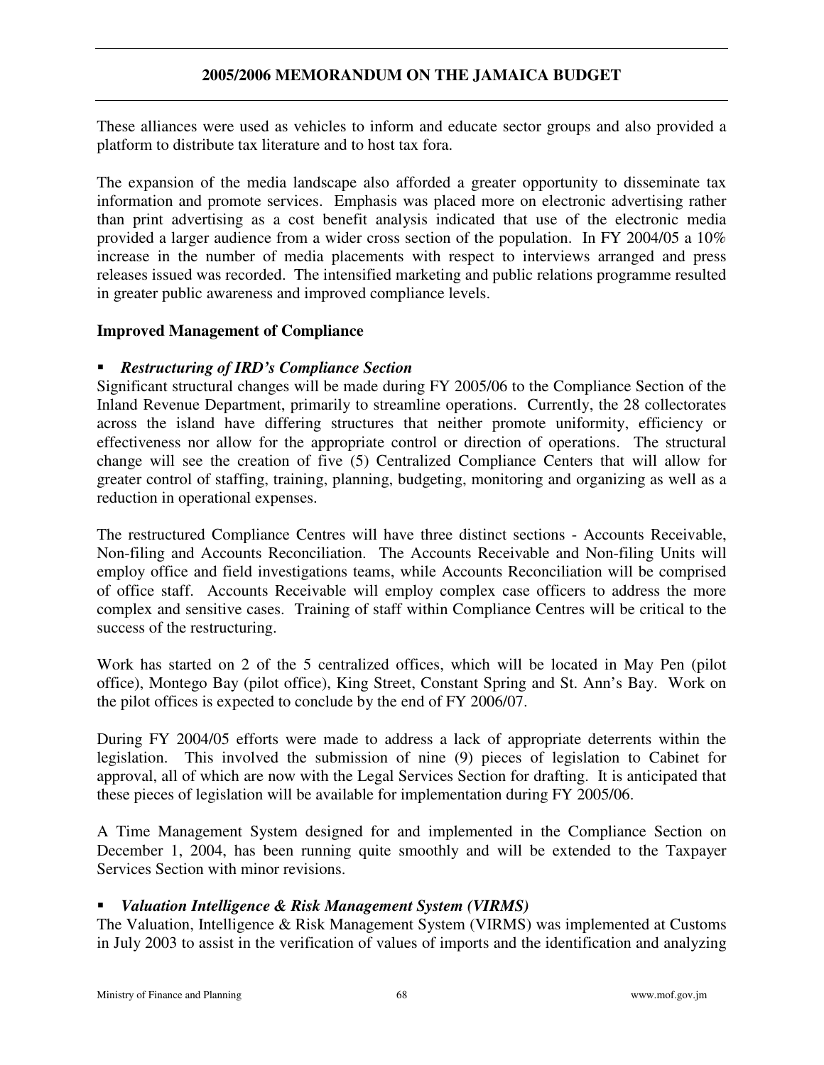These alliances were used as vehicles to inform and educate sector groups and also provided a platform to distribute tax literature and to host tax fora.

The expansion of the media landscape also afforded a greater opportunity to disseminate tax information and promote services. Emphasis was placed more on electronic advertising rather than print advertising as a cost benefit analysis indicated that use of the electronic media provided a larger audience from a wider cross section of the population. In FY 2004/05 a 10% increase in the number of media placements with respect to interviews arranged and press releases issued was recorded. The intensified marketing and public relations programme resulted in greater public awareness and improved compliance levels.

**Improved Management of Compliance**

- ***Restructuring of IRD's Compliance Section***

Significant structural changes will be made during FY 2005/06 to the Compliance Section of the Inland Revenue Department, primarily to streamline operations. Currently, the 28 collectorates across the island have differing structures that neither promote uniformity, efficiency or effectiveness nor allow for the appropriate control or direction of operations. The structural change will see the creation of five (5) Centralized Compliance Centers that will allow for greater control of staffing, training, planning, budgeting, monitoring and organizing as well as a reduction in operational expenses.

The restructured Compliance Centres will have three distinct sections - Accounts Receivable, Non-filing and Accounts Reconciliation. The Accounts Receivable and Non-filing Units will employ office and field investigations teams, while Accounts Reconciliation will be comprised of office staff. Accounts Receivable will employ complex case officers to address the more complex and sensitive cases. Training of staff within Compliance Centres will be critical to the success of the restructuring.

Work has started on 2 of the 5 centralized offices, which will be located in May Pen (pilot office), Montego Bay (pilot office), King Street, Constant Spring and St. Ann's Bay. Work on the pilot offices is expected to conclude by the end of FY 2006/07.

During FY 2004/05 efforts were made to address a lack of appropriate deterrents within the legislation. This involved the submission of nine (9) pieces of legislation to Cabinet for approval, all of which are now with the Legal Services Section for drafting. It is anticipated that these pieces of legislation will be available for implementation during FY 2005/06.

A Time Management System designed for and implemented in the Compliance Section on December 1, 2004, has been running quite smoothly and will be extended to the Taxpayer Services Section with minor revisions.

- ***Valuation Intelligence & Risk Management System (VIRMS)***

The Valuation, Intelligence & Risk Management System (VIRMS) was implemented at Customs in July 2003 to assist in the verification of values of imports and the identification and analyzing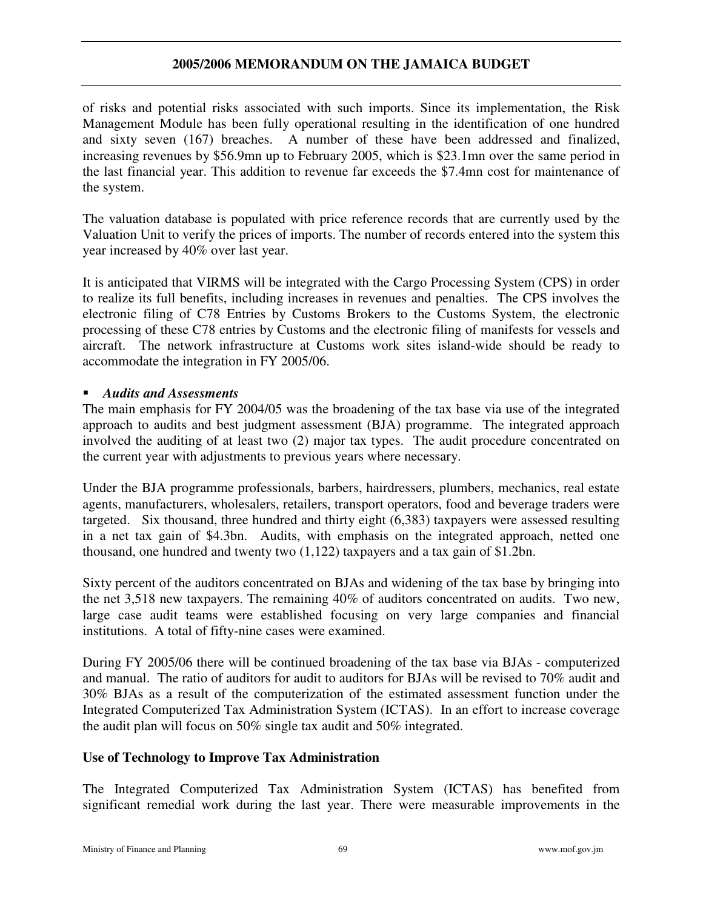of risks and potential risks associated with such imports. Since its implementation, the Risk Management Module has been fully operational resulting in the identification of one hundred and sixty seven (167) breaches. A number of these have been addressed and finalized, increasing revenues by $56.9mn up to February 2005, which is $23.1mn over the same period in the last financial year. This addition to revenue far exceeds the $7.4mn cost for maintenance of the system.

The valuation database is populated with price reference records that are currently used by the Valuation Unit to verify the prices of imports. The number of records entered into the system this year increased by 40% over last year.

It is anticipated that VIRMS will be integrated with the Cargo Processing System (CPS) in order to realize its full benefits, including increases in revenues and penalties. The CPS involves the electronic filing of C78 Entries by Customs Brokers to the Customs System, the electronic processing of these C78 entries by Customs and the electronic filing of manifests for vessels and aircraft. The network infrastructure at Customs work sites island-wide should be ready to accommodate the integration in FY 2005/06.

- ***Audits and Assessments***

The main emphasis for FY 2004/05 was the broadening of the tax base via use of the integrated approach to audits and best judgment assessment (BJA) programme. The integrated approach involved the auditing of at least two (2) major tax types. The audit procedure concentrated on the current year with adjustments to previous years where necessary.

Under the BJA programme professionals, barbers, hairdressers, plumbers, mechanics, real estate agents, manufacturers, wholesalers, retailers, transport operators, food and beverage traders were targeted. Six thousand, three hundred and thirty eight (6,383) taxpayers were assessed resulting in a net tax gain of $4.3bn. Audits, with emphasis on the integrated approach, netted one thousand, one hundred and twenty two (1,122) taxpayers and a tax gain of $1.2bn.

Sixty percent of the auditors concentrated on BJAs and widening of the tax base by bringing into the net 3,518 new taxpayers. The remaining 40% of auditors concentrated on audits. Two new, large case audit teams were established focusing on very large companies and financial institutions. A total of fifty-nine cases were examined.

During FY 2005/06 there will be continued broadening of the tax base via BJAs - computerized and manual. The ratio of auditors for audit to auditors for BJAs will be revised to 70% audit and 30% BJAs as a result of the computerization of the estimated assessment function under the Integrated Computerized Tax Administration System (ICTAS). In an effort to increase coverage the audit plan will focus on 50% single tax audit and 50% integrated.

**Use of Technology to Improve Tax Administration**

The Integrated Computerized Tax Administration System (ICTAS) has benefited from significant remedial work during the last year. There were measurable improvements in the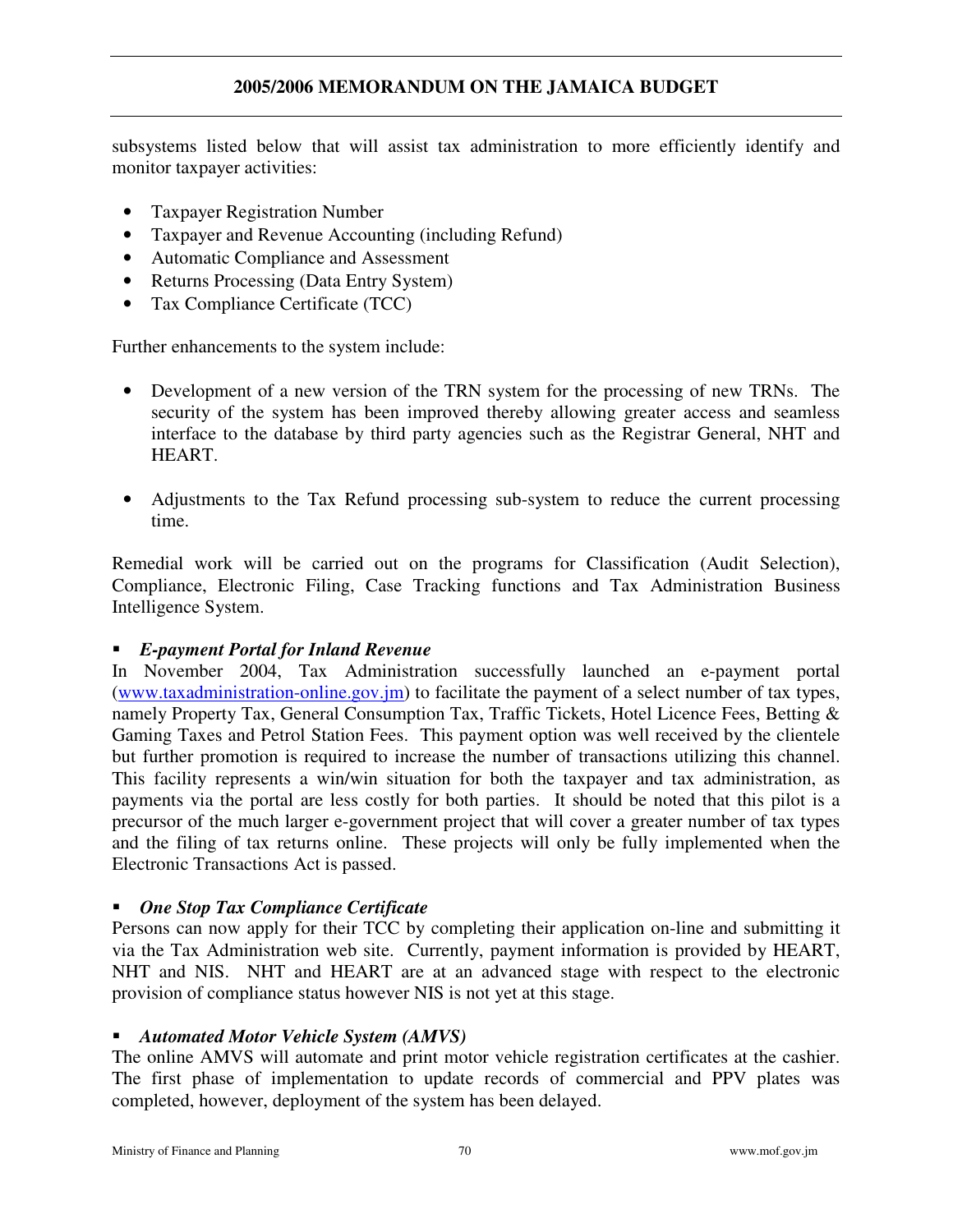subsystems listed below that will assist tax administration to more efficiently identify and monitor taxpayer activities:

- Taxpayer Registration Number
- Taxpayer and Revenue Accounting (including Refund)
- Automatic Compliance and Assessment
- Returns Processing (Data Entry System)
- Tax Compliance Certificate (TCC)

Further enhancements to the system include:

- Development of a new version of the TRN system for the processing of new TRNs. The security of the system has been improved thereby allowing greater access and seamless interface to the database by third party agencies such as the Registrar General, NHT and HEART.

- Adjustments to the Tax Refund processing sub-system to reduce the current processing time.

Remedial work will be carried out on the programs for Classification (Audit Selection), Compliance, Electronic Filing, Case Tracking functions and Tax Administration Business Intelligence System.

- ***E-payment Portal for Inland Revenue***

In November 2004, Tax Administration successfully launched an e-payment portal (www.taxadministration-online.gov.jm) to facilitate the payment of a select number of tax types, namely Property Tax, General Consumption Tax, Traffic Tickets, Hotel Licence Fees, Betting & Gaming Taxes and Petrol Station Fees. This payment option was well received by the clientele but further promotion is required to increase the number of transactions utilizing this channel. This facility represents a win/win situation for both the taxpayer and tax administration, as payments via the portal are less costly for both parties. It should be noted that this pilot is a precursor of the much larger e-government project that will cover a greater number of tax types and the filing of tax returns online. These projects will only be fully implemented when the Electronic Transactions Act is passed.

- ***One Stop Tax Compliance Certificate***

Persons can now apply for their TCC by completing their application on-line and submitting it via the Tax Administration web site. Currently, payment information is provided by HEART, NHT and NIS. NHT and HEART are at an advanced stage with respect to the electronic provision of compliance status however NIS is not yet at this stage.

- ***Automated Motor Vehicle System (AMVS)***

The online AMVS will automate and print motor vehicle registration certificates at the cashier. The first phase of implementation to update records of commercial and PPV plates was completed, however, deployment of the system has been delayed.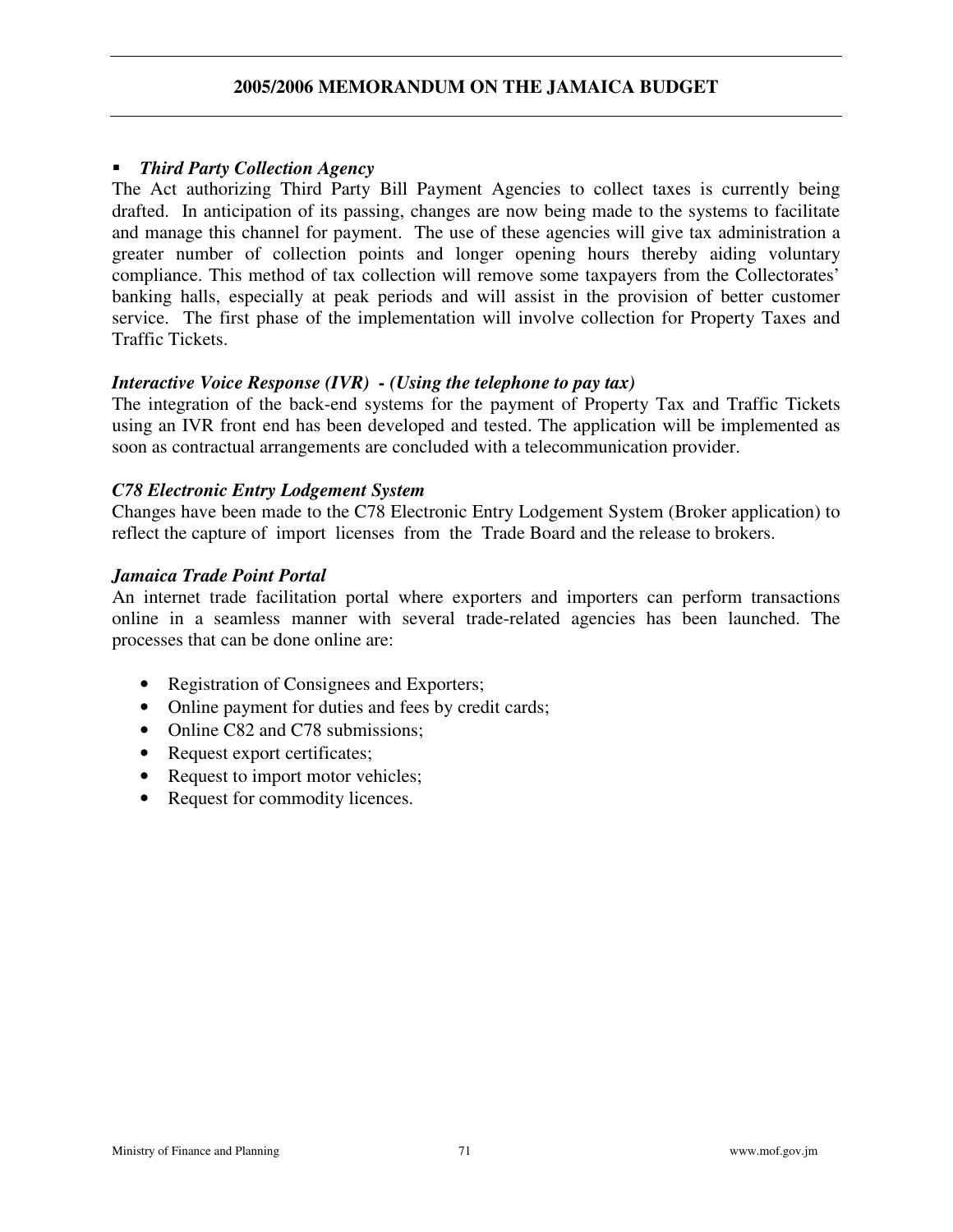- ***Third Party Collection Agency***

The Act authorizing Third Party Bill Payment Agencies to collect taxes is currently being drafted. In anticipation of its passing, changes are now being made to the systems to facilitate and manage this channel for payment. The use of these agencies will give tax administration a greater number of collection points and longer opening hours thereby aiding voluntary compliance. This method of tax collection will remove some taxpayers from the Collectorates' banking halls, especially at peak periods and will assist in the provision of better customer service. The first phase of the implementation will involve collection for Property Taxes and Traffic Tickets.

***Interactive Voice Response (IVR) - (Using the telephone to pay tax)***

The integration of the back-end systems for the payment of Property Tax and Traffic Tickets using an IVR front end has been developed and tested. The application will be implemented as soon as contractual arrangements are concluded with a telecommunication provider.

***C78 Electronic Entry Lodgement System***

Changes have been made to the C78 Electronic Entry Lodgement System (Broker application) to reflect the capture of import licenses from the Trade Board and the release to brokers.

***Jamaica Trade Point Portal***

An internet trade facilitation portal where exporters and importers can perform transactions online in a seamless manner with several trade-related agencies has been launched. The processes that can be done online are:

- Registration of Consignees and Exporters;
- Online payment for duties and fees by credit cards;
- Online C82 and C78 submissions;
- Request export certificates;
- Request to import motor vehicles;
- Request for commodity licences.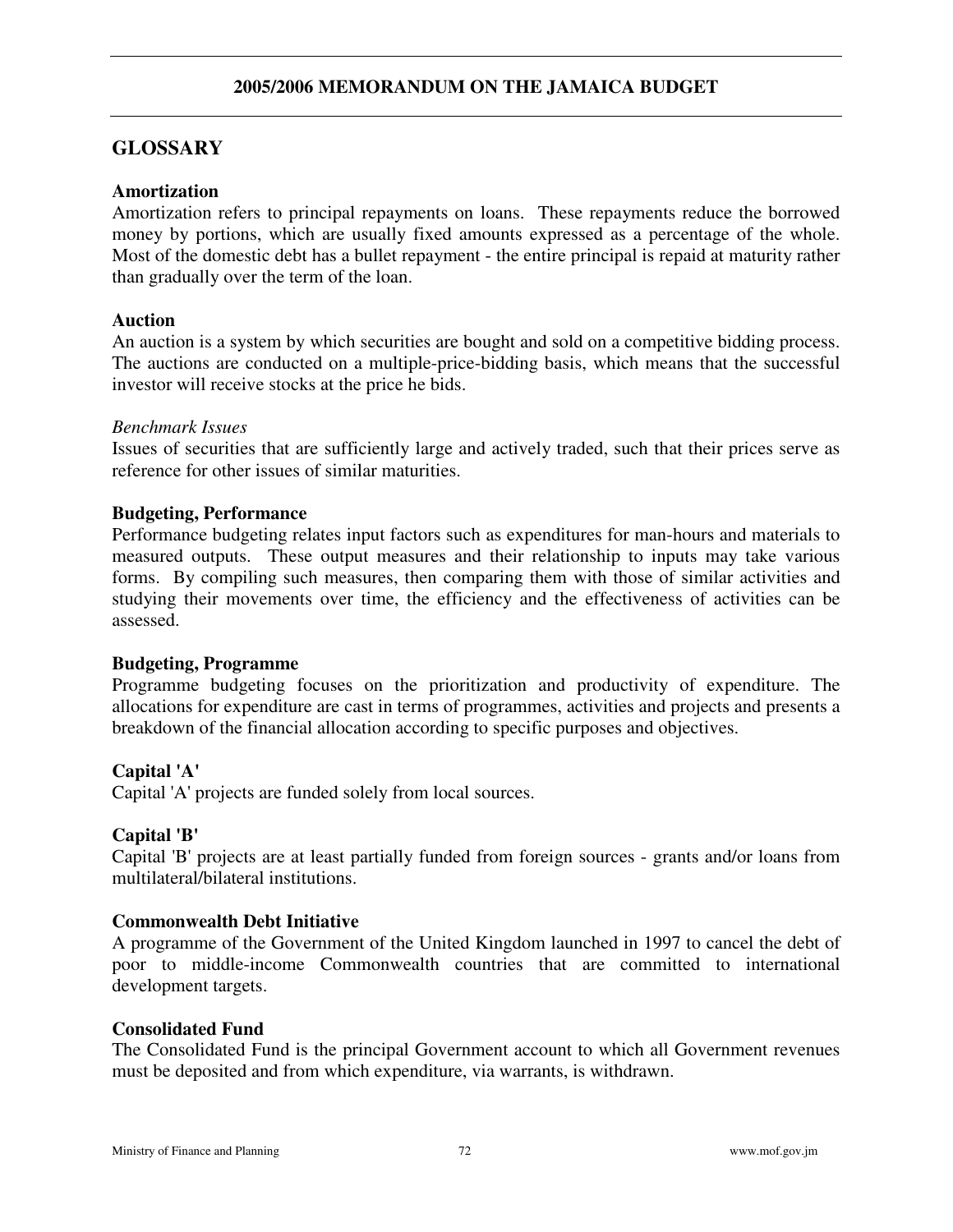## GLOSSARY

**Amortization**
Amortization refers to principal repayments on loans. These repayments reduce the borrowed money by portions, which are usually fixed amounts expressed as a percentage of the whole. Most of the domestic debt has a bullet repayment - the entire principal is repaid at maturity rather than gradually over the term of the loan.

**Auction**
An auction is a system by which securities are bought and sold on a competitive bidding process. The auctions are conducted on a multiple-price-bidding basis, which means that the successful investor will receive stocks at the price he bids.

*Benchmark Issues*
Issues of securities that are sufficiently large and actively traded, such that their prices serve as reference for other issues of similar maturities.

**Budgeting, Performance**
Performance budgeting relates input factors such as expenditures for man-hours and materials to measured outputs. These output measures and their relationship to inputs may take various forms. By compiling such measures, then comparing them with those of similar activities and studying their movements over time, the efficiency and the effectiveness of activities can be assessed.

**Budgeting, Programme**
Programme budgeting focuses on the prioritization and productivity of expenditure. The allocations for expenditure are cast in terms of programmes, activities and projects and presents a breakdown of the financial allocation according to specific purposes and objectives.

**Capital 'A'**
Capital 'A' projects are funded solely from local sources.

**Capital 'B'**
Capital 'B' projects are at least partially funded from foreign sources - grants and/or loans from multilateral/bilateral institutions.

**Commonwealth Debt Initiative**
A programme of the Government of the United Kingdom launched in 1997 to cancel the debt of poor to middle-income Commonwealth countries that are committed to international development targets.

**Consolidated Fund**
The Consolidated Fund is the principal Government account to which all Government revenues must be deposited and from which expenditure, via warrants, is withdrawn.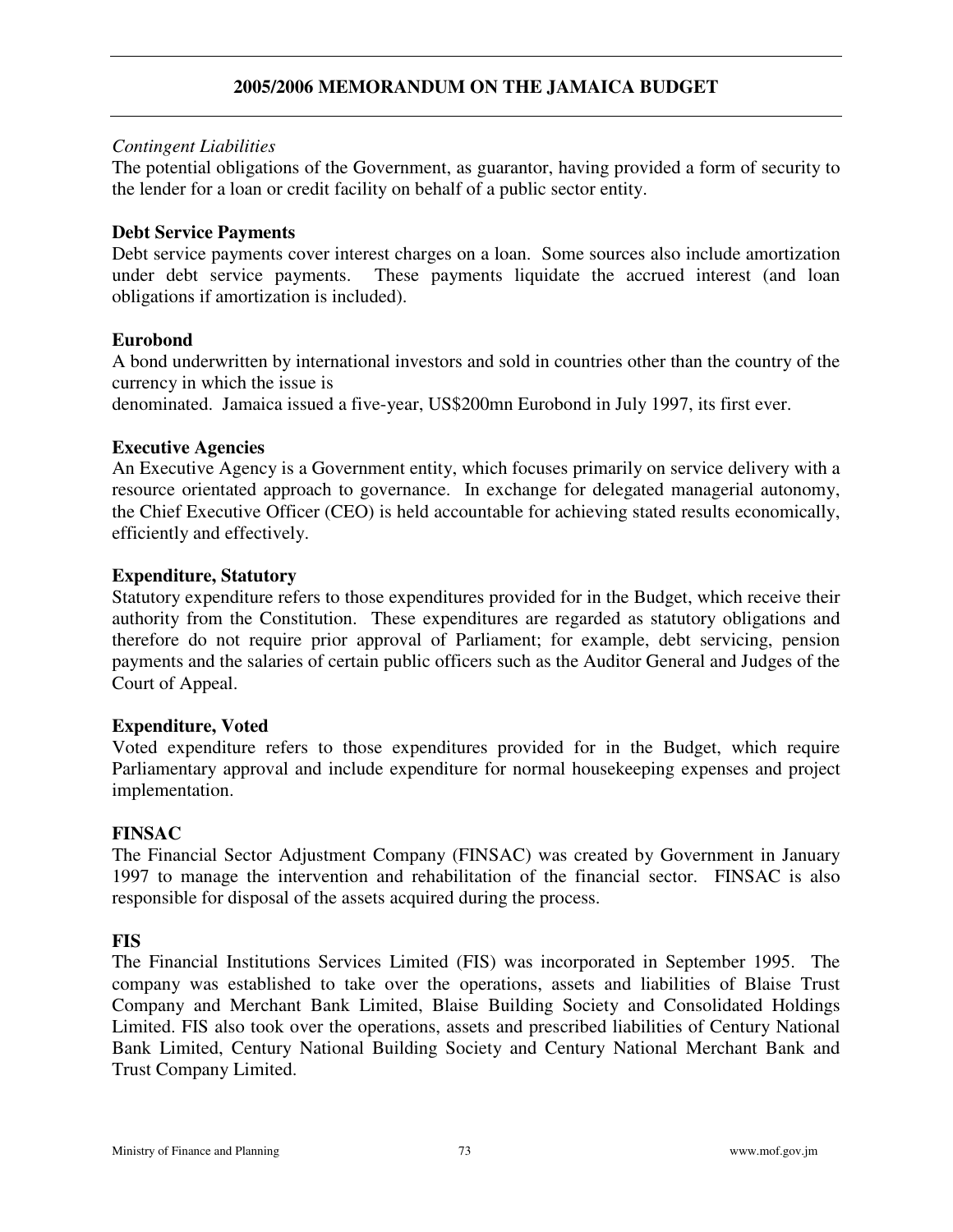*Contingent Liabilities*
The potential obligations of the Government, as guarantor, having provided a form of security to the lender for a loan or credit facility on behalf of a public sector entity.

**Debt Service Payments**
Debt service payments cover interest charges on a loan. Some sources also include amortization under debt service payments. These payments liquidate the accrued interest (and loan obligations if amortization is included).

**Eurobond**
A bond underwritten by international investors and sold in countries other than the country of the currency in which the issue is
denominated. Jamaica issued a five-year, US$200mn Eurobond in July 1997, its first ever.

**Executive Agencies**
An Executive Agency is a Government entity, which focuses primarily on service delivery with a resource orientated approach to governance. In exchange for delegated managerial autonomy, the Chief Executive Officer (CEO) is held accountable for achieving stated results economically, efficiently and effectively.

**Expenditure, Statutory**
Statutory expenditure refers to those expenditures provided for in the Budget, which receive their authority from the Constitution. These expenditures are regarded as statutory obligations and therefore do not require prior approval of Parliament; for example, debt servicing, pension payments and the salaries of certain public officers such as the Auditor General and Judges of the Court of Appeal.

**Expenditure, Voted**
Voted expenditure refers to those expenditures provided for in the Budget, which require Parliamentary approval and include expenditure for normal housekeeping expenses and project implementation.

**FINSAC**
The Financial Sector Adjustment Company (FINSAC) was created by Government in January 1997 to manage the intervention and rehabilitation of the financial sector. FINSAC is also responsible for disposal of the assets acquired during the process.

**FIS**
The Financial Institutions Services Limited (FIS) was incorporated in September 1995. The company was established to take over the operations, assets and liabilities of Blaise Trust Company and Merchant Bank Limited, Blaise Building Society and Consolidated Holdings Limited. FIS also took over the operations, assets and prescribed liabilities of Century National Bank Limited, Century National Building Society and Century National Merchant Bank and Trust Company Limited.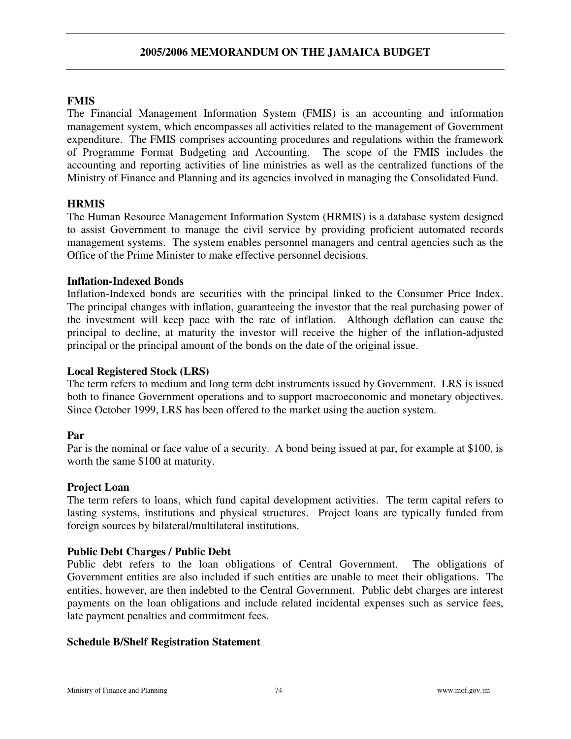**FMIS**

The Financial Management Information System (FMIS) is an accounting and information management system, which encompasses all activities related to the management of Government expenditure. The FMIS comprises accounting procedures and regulations within the framework of Programme Format Budgeting and Accounting. The scope of the FMIS includes the accounting and reporting activities of line ministries as well as the centralized functions of the Ministry of Finance and Planning and its agencies involved in managing the Consolidated Fund.

**HRMIS**

The Human Resource Management Information System (HRMIS) is a database system designed to assist Government to manage the civil service by providing proficient automated records management systems. The system enables personnel managers and central agencies such as the Office of the Prime Minister to make effective personnel decisions.

**Inflation-Indexed Bonds**

Inflation-Indexed bonds are securities with the principal linked to the Consumer Price Index. The principal changes with inflation, guaranteeing the investor that the real purchasing power of the investment will keep pace with the rate of inflation. Although deflation can cause the principal to decline, at maturity the investor will receive the higher of the inflation-adjusted principal or the principal amount of the bonds on the date of the original issue.

**Local Registered Stock (LRS)**

The term refers to medium and long term debt instruments issued by Government. LRS is issued both to finance Government operations and to support macroeconomic and monetary objectives. Since October 1999, LRS has been offered to the market using the auction system.

**Par**

Par is the nominal or face value of a security. A bond being issued at par, for example at $100, is worth the same $100 at maturity.

**Project Loan**

The term refers to loans, which fund capital development activities. The term capital refers to lasting systems, institutions and physical structures. Project loans are typically funded from foreign sources by bilateral/multilateral institutions.

**Public Debt Charges / Public Debt**

Public debt refers to the loan obligations of Central Government. The obligations of Government entities are also included if such entities are unable to meet their obligations. The entities, however, are then indebted to the Central Government. Public debt charges are interest payments on the loan obligations and include related incidental expenses such as service fees, late payment penalties and commitment fees.

**Schedule B/Shelf Registration Statement**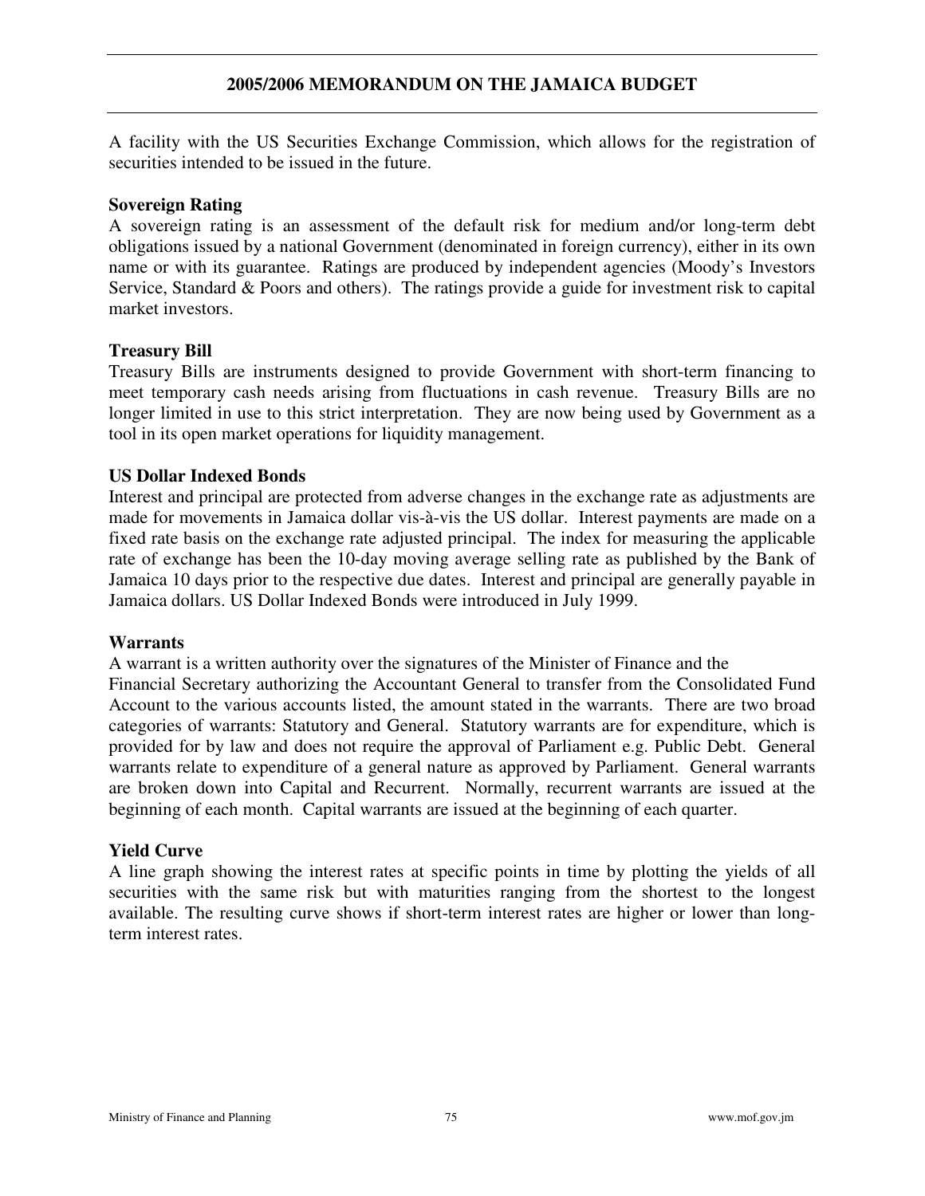A facility with the US Securities Exchange Commission, which allows for the registration of securities intended to be issued in the future.

**Sovereign Rating**

A sovereign rating is an assessment of the default risk for medium and/or long-term debt obligations issued by a national Government (denominated in foreign currency), either in its own name or with its guarantee. Ratings are produced by independent agencies (Moody's Investors Service, Standard & Poors and others). The ratings provide a guide for investment risk to capital market investors.

**Treasury Bill**

Treasury Bills are instruments designed to provide Government with short-term financing to meet temporary cash needs arising from fluctuations in cash revenue. Treasury Bills are no longer limited in use to this strict interpretation. They are now being used by Government as a tool in its open market operations for liquidity management.

**US Dollar Indexed Bonds**

Interest and principal are protected from adverse changes in the exchange rate as adjustments are made for movements in Jamaica dollar vis-à-vis the US dollar. Interest payments are made on a fixed rate basis on the exchange rate adjusted principal. The index for measuring the applicable rate of exchange has been the 10-day moving average selling rate as published by the Bank of Jamaica 10 days prior to the respective due dates. Interest and principal are generally payable in Jamaica dollars. US Dollar Indexed Bonds were introduced in July 1999.

**Warrants**

A warrant is a written authority over the signatures of the Minister of Finance and the Financial Secretary authorizing the Accountant General to transfer from the Consolidated Fund Account to the various accounts listed, the amount stated in the warrants. There are two broad categories of warrants: Statutory and General. Statutory warrants are for expenditure, which is provided for by law and does not require the approval of Parliament e.g. Public Debt. General warrants relate to expenditure of a general nature as approved by Parliament. General warrants are broken down into Capital and Recurrent. Normally, recurrent warrants are issued at the beginning of each month. Capital warrants are issued at the beginning of each quarter.

**Yield Curve**

A line graph showing the interest rates at specific points in time by plotting the yields of all securities with the same risk but with maturities ranging from the shortest to the longest available. The resulting curve shows if short-term interest rates are higher or lower than long-term interest rates.